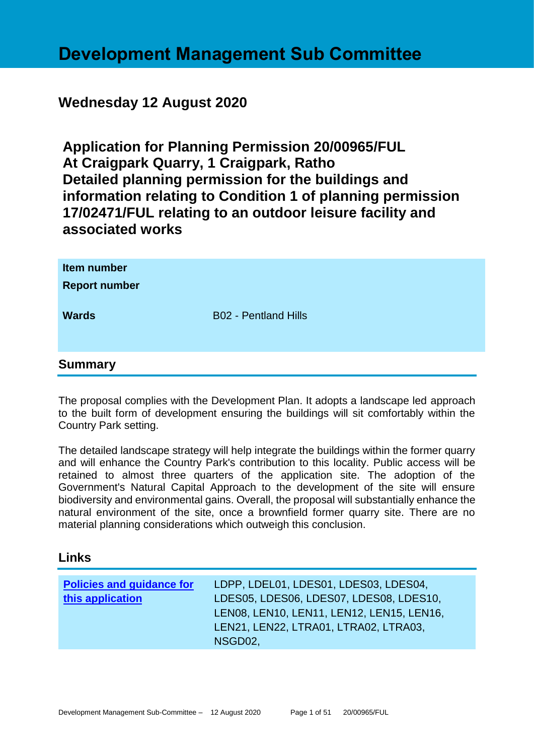# Development Management Sub Committee

## Wednesday 12 August 2020

## Application for Planning Permission 20/00965/FUL At Craigpark Quarry, 1 Craigpark, Ratho Detailed planning permission for the buildings and information relating to Condition 1 of planning permission 17/02471/FUL relating to an outdoor leisure facility and associated works

| | |
|---|---|
| **Item number** | |
| **Report number** | |
| **Wards** | B02 - Pentland Hills |

## Summary

The proposal complies with the Development Plan. It adopts a landscape led approach to the built form of development ensuring the buildings will sit comfortably within the Country Park setting.

The detailed landscape strategy will help integrate the buildings within the former quarry and will enhance the Country Park's contribution to this locality. Public access will be retained to almost three quarters of the application site. The adoption of the Government's Natural Capital Approach to the development of the site will ensure biodiversity and environmental gains. Overall, the proposal will substantially enhance the natural environment of the site, once a brownfield former quarry site. There are no material planning considerations which outweigh this conclusion.

## Links

| | |
|---|---|
| **Policies and guidance for this application** | LDPP, LDEL01, LDES01, LDES03, LDES04, LDES05, LDES06, LDES07, LDES08, LDES10, LEN08, LEN10, LEN11, LEN12, LEN15, LEN16, LEN21, LEN22, LTRA01, LTRA02, LTRA03, NSGD02, |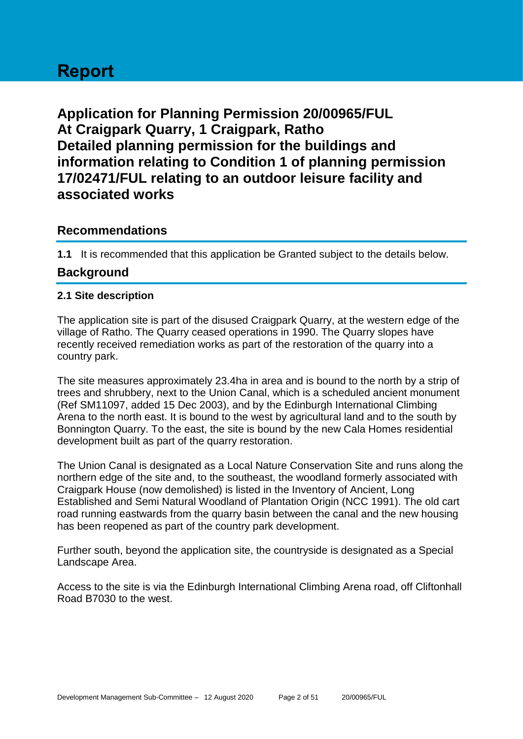# Report

## Application for Planning Permission 20/00965/FUL At Craigpark Quarry, 1 Craigpark, Ratho Detailed planning permission for the buildings and information relating to Condition 1 of planning permission 17/02471/FUL relating to an outdoor leisure facility and associated works

## Recommendations

**1.1** It is recommended that this application be Granted subject to the details below.

## Background

### 2.1 Site description

The application site is part of the disused Craigpark Quarry, at the western edge of the village of Ratho. The Quarry ceased operations in 1990. The Quarry slopes have recently received remediation works as part of the restoration of the quarry into a country park.

The site measures approximately 23.4ha in area and is bound to the north by a strip of trees and shrubbery, next to the Union Canal, which is a scheduled ancient monument (Ref SM11097, added 15 Dec 2003), and by the Edinburgh International Climbing Arena to the north east. It is bound to the west by agricultural land and to the south by Bonnington Quarry. To the east, the site is bound by the new Cala Homes residential development built as part of the quarry restoration.

The Union Canal is designated as a Local Nature Conservation Site and runs along the northern edge of the site and, to the southeast, the woodland formerly associated with Craigpark House (now demolished) is listed in the Inventory of Ancient, Long Established and Semi Natural Woodland of Plantation Origin (NCC 1991). The old cart road running eastwards from the quarry basin between the canal and the new housing has been reopened as part of the country park development.

Further south, beyond the application site, the countryside is designated as a Special Landscape Area.

Access to the site is via the Edinburgh International Climbing Arena road, off Cliftonhall Road B7030 to the west.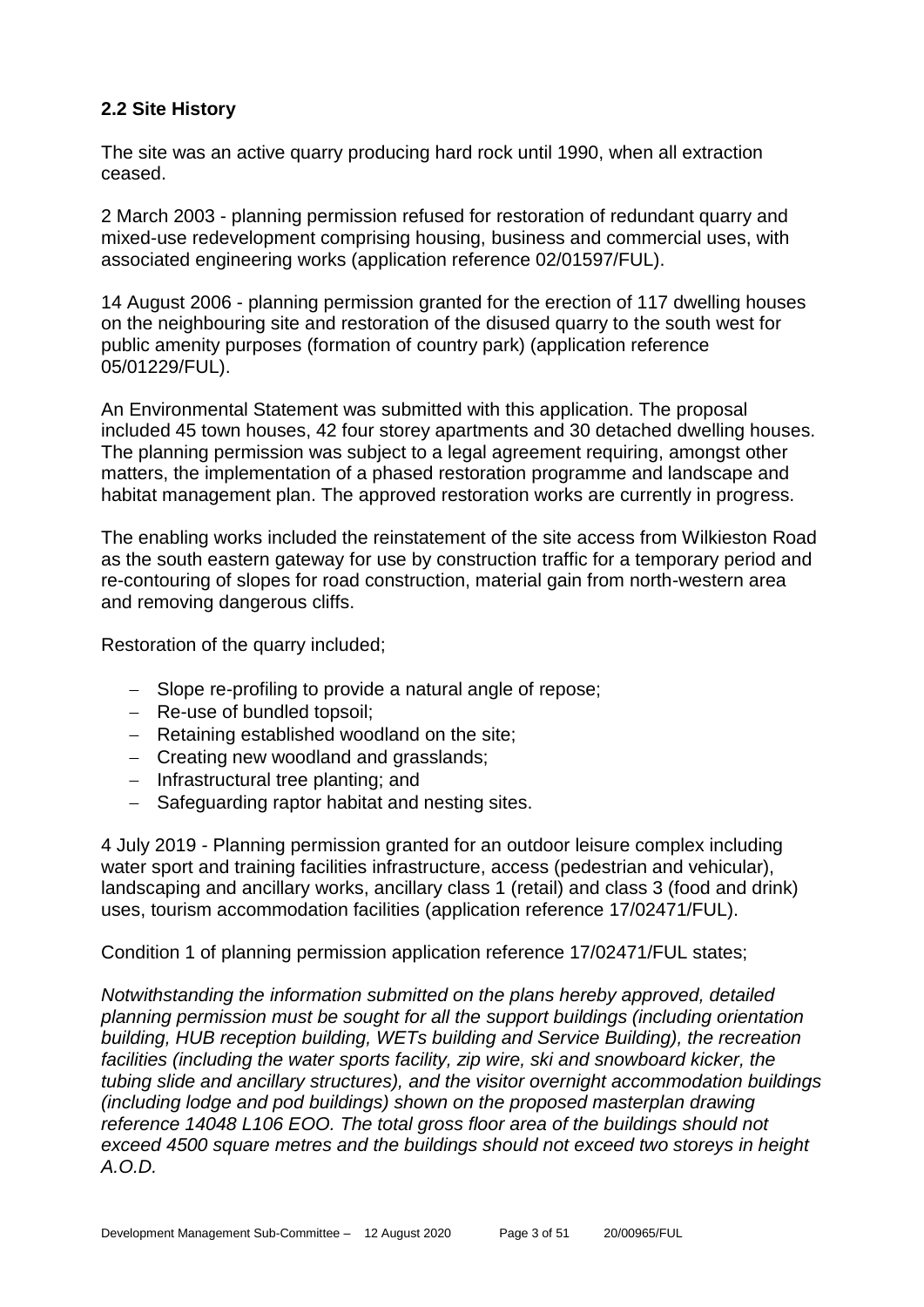## 2.2 Site History

The site was an active quarry producing hard rock until 1990, when all extraction ceased.

2 March 2003 - planning permission refused for restoration of redundant quarry and mixed-use redevelopment comprising housing, business and commercial uses, with associated engineering works (application reference 02/01597/FUL).

14 August 2006 - planning permission granted for the erection of 117 dwelling houses on the neighbouring site and restoration of the disused quarry to the south west for public amenity purposes (formation of country park) (application reference 05/01229/FUL).

An Environmental Statement was submitted with this application. The proposal included 45 town houses, 42 four storey apartments and 30 detached dwelling houses. The planning permission was subject to a legal agreement requiring, amongst other matters, the implementation of a phased restoration programme and landscape and habitat management plan. The approved restoration works are currently in progress.

The enabling works included the reinstatement of the site access from Wilkieston Road as the south eastern gateway for use by construction traffic for a temporary period and re-contouring of slopes for road construction, material gain from north-western area and removing dangerous cliffs.

Restoration of the quarry included;

- Slope re-profiling to provide a natural angle of repose;
- Re-use of bundled topsoil;
- Retaining established woodland on the site;
- Creating new woodland and grasslands;
- Infrastructural tree planting; and
- Safeguarding raptor habitat and nesting sites.

4 July 2019 - Planning permission granted for an outdoor leisure complex including water sport and training facilities infrastructure, access (pedestrian and vehicular), landscaping and ancillary works, ancillary class 1 (retail) and class 3 (food and drink) uses, tourism accommodation facilities (application reference 17/02471/FUL).

Condition 1 of planning permission application reference 17/02471/FUL states;

*Notwithstanding the information submitted on the plans hereby approved, detailed planning permission must be sought for all the support buildings (including orientation building, HUB reception building, WETs building and Service Building), the recreation facilities (including the water sports facility, zip wire, ski and snowboard kicker, the tubing slide and ancillary structures), and the visitor overnight accommodation buildings (including lodge and pod buildings) shown on the proposed masterplan drawing reference 14048 L106 EOO. The total gross floor area of the buildings should not exceed 4500 square metres and the buildings should not exceed two storeys in height A.O.D.*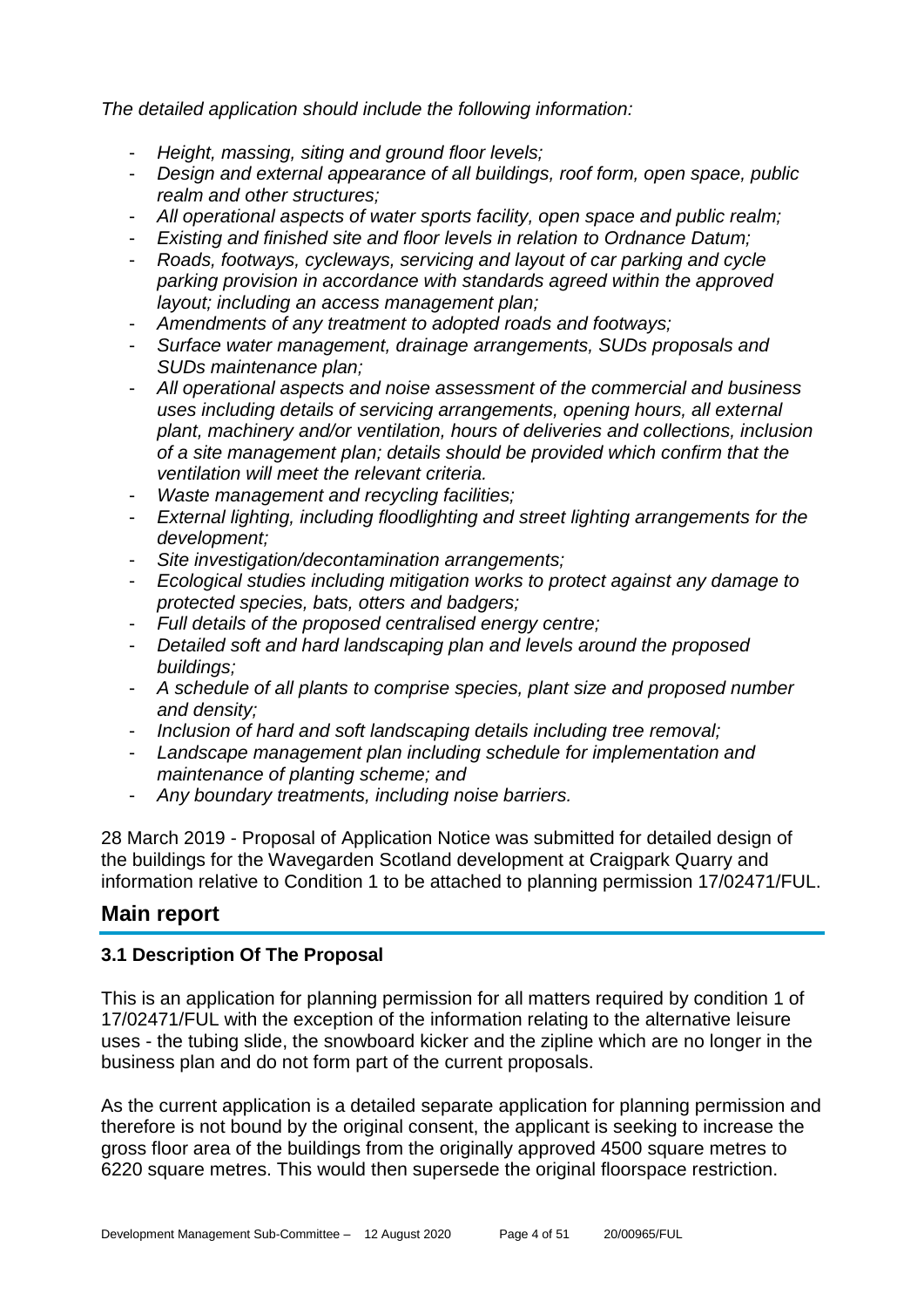*The detailed application should include the following information:*

- *Height, massing, siting and ground floor levels;*
- *Design and external appearance of all buildings, roof form, open space, public realm and other structures;*
- *All operational aspects of water sports facility, open space and public realm;*
- *Existing and finished site and floor levels in relation to Ordnance Datum;*
- *Roads, footways, cycleways, servicing and layout of car parking and cycle parking provision in accordance with standards agreed within the approved layout; including an access management plan;*
- *Amendments of any treatment to adopted roads and footways;*
- *Surface water management, drainage arrangements, SUDs proposals and SUDs maintenance plan;*
- *All operational aspects and noise assessment of the commercial and business uses including details of servicing arrangements, opening hours, all external plant, machinery and/or ventilation, hours of deliveries and collections, inclusion of a site management plan; details should be provided which confirm that the ventilation will meet the relevant criteria.*
- *Waste management and recycling facilities;*
- *External lighting, including floodlighting and street lighting arrangements for the development;*
- *Site investigation/decontamination arrangements;*
- *Ecological studies including mitigation works to protect against any damage to protected species, bats, otters and badgers;*
- *Full details of the proposed centralised energy centre;*
- *Detailed soft and hard landscaping plan and levels around the proposed buildings;*
- *A schedule of all plants to comprise species, plant size and proposed number and density;*
- *Inclusion of hard and soft landscaping details including tree removal;*
- *Landscape management plan including schedule for implementation and maintenance of planting scheme; and*
- *Any boundary treatments, including noise barriers.*

28 March 2019 - Proposal of Application Notice was submitted for detailed design of the buildings for the Wavegarden Scotland development at Craigpark Quarry and information relative to Condition 1 to be attached to planning permission 17/02471/FUL.

## Main report

### 3.1 Description Of The Proposal

This is an application for planning permission for all matters required by condition 1 of 17/02471/FUL with the exception of the information relating to the alternative leisure uses - the tubing slide, the snowboard kicker and the zipline which are no longer in the business plan and do not form part of the current proposals.

As the current application is a detailed separate application for planning permission and therefore is not bound by the original consent, the applicant is seeking to increase the gross floor area of the buildings from the originally approved 4500 square metres to 6220 square metres. This would then supersede the original floorspace restriction.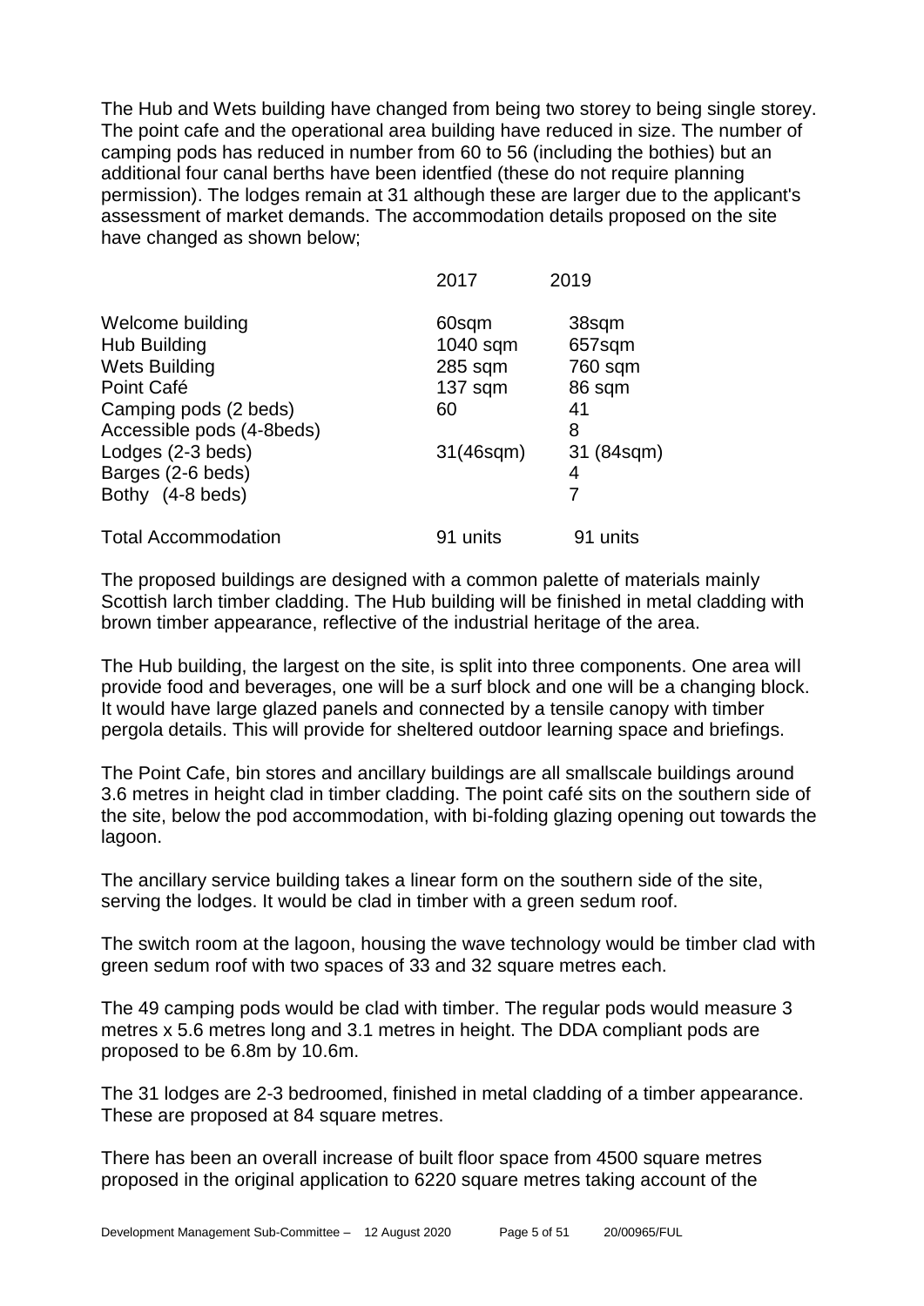The Hub and Wets building have changed from being two storey to being single storey. The point cafe and the operational area building have reduced in size. The number of camping pods has reduced in number from 60 to 56 (including the bothies) but an additional four canal berths have been identfied (these do not require planning permission). The lodges remain at 31 although these are larger due to the applicant's assessment of market demands. The accommodation details proposed on the site have changed as shown below;

| | 2017 | 2019 |
|---|---|---|
| Welcome building | 60sqm | 38sqm |
| Hub Building | 1040 sqm | 657sqm |
| Wets Building | 285 sqm | 760 sqm |
| Point Café | 137 sqm | 86 sqm |
| Camping pods (2 beds) | 60 | 41 |
| Accessible pods (4-8beds) | | 8 |
| Lodges (2-3 beds) | 31(46sqm) | 31 (84sqm) |
| Barges (2-6 beds) | | 4 |
| Bothy (4-8 beds) | | 7 |
| Total Accommodation | 91 units | 91 units |

The proposed buildings are designed with a common palette of materials mainly Scottish larch timber cladding. The Hub building will be finished in metal cladding with brown timber appearance, reflective of the industrial heritage of the area.

The Hub building, the largest on the site, is split into three components. One area will provide food and beverages, one will be a surf block and one will be a changing block. It would have large glazed panels and connected by a tensile canopy with timber pergola details. This will provide for sheltered outdoor learning space and briefings.

The Point Cafe, bin stores and ancillary buildings are all smallscale buildings around 3.6 metres in height clad in timber cladding. The point café sits on the southern side of the site, below the pod accommodation, with bi-folding glazing opening out towards the lagoon.

The ancillary service building takes a linear form on the southern side of the site, serving the lodges. It would be clad in timber with a green sedum roof.

The switch room at the lagoon, housing the wave technology would be timber clad with green sedum roof with two spaces of 33 and 32 square metres each.

The 49 camping pods would be clad with timber. The regular pods would measure 3 metres x 5.6 metres long and 3.1 metres in height. The DDA compliant pods are proposed to be 6.8m by 10.6m.

The 31 lodges are 2-3 bedroomed, finished in metal cladding of a timber appearance. These are proposed at 84 square metres.

There has been an overall increase of built floor space from 4500 square metres proposed in the original application to 6220 square metres taking account of the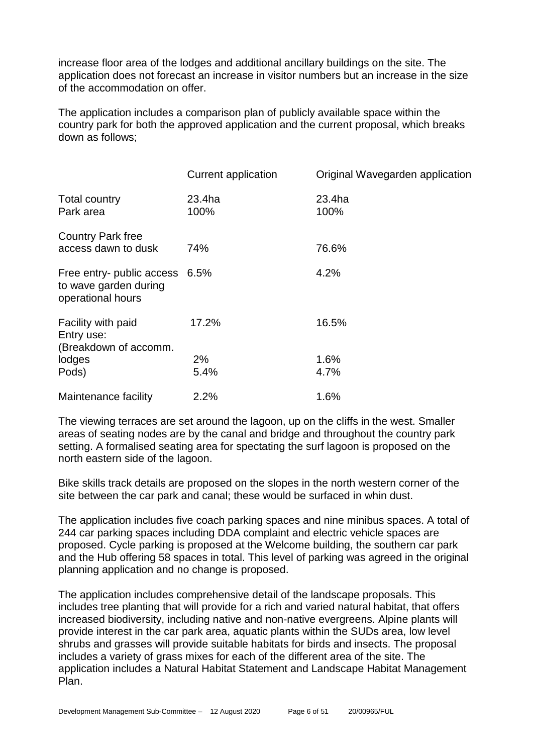increase floor area of the lodges and additional ancillary buildings on the site. The application does not forecast an increase in visitor numbers but an increase in the size of the accommodation on offer.

The application includes a comparison plan of publicly available space within the country park for both the approved application and the current proposal, which breaks down as follows;

| | Current application | Original Wavegarden application |
|---|---|---|
| Total country Park area | 23.4ha 100% | 23.4ha 100% |
| Country Park free access dawn to dusk | 74% | 76.6% |
| Free entry- public access to wave garden during operational hours | 6.5% | 4.2% |
| Facility with paid Entry use: | 17.2% | 16.5% |
| (Breakdown of accomm. lodges | 2% | 1.6% |
| Pods) | 5.4% | 4.7% |
| Maintenance facility | 2.2% | 1.6% |

The viewing terraces are set around the lagoon, up on the cliffs in the west. Smaller areas of seating nodes are by the canal and bridge and throughout the country park setting. A formalised seating area for spectating the surf lagoon is proposed on the north eastern side of the lagoon.

Bike skills track details are proposed on the slopes in the north western corner of the site between the car park and canal; these would be surfaced in whin dust.

The application includes five coach parking spaces and nine minibus spaces. A total of 244 car parking spaces including DDA complaint and electric vehicle spaces are proposed. Cycle parking is proposed at the Welcome building, the southern car park and the Hub offering 58 spaces in total. This level of parking was agreed in the original planning application and no change is proposed.

The application includes comprehensive detail of the landscape proposals. This includes tree planting that will provide for a rich and varied natural habitat, that offers increased biodiversity, including native and non-native evergreens. Alpine plants will provide interest in the car park area, aquatic plants within the SUDs area, low level shrubs and grasses will provide suitable habitats for birds and insects. The proposal includes a variety of grass mixes for each of the different area of the site. The application includes a Natural Habitat Statement and Landscape Habitat Management Plan.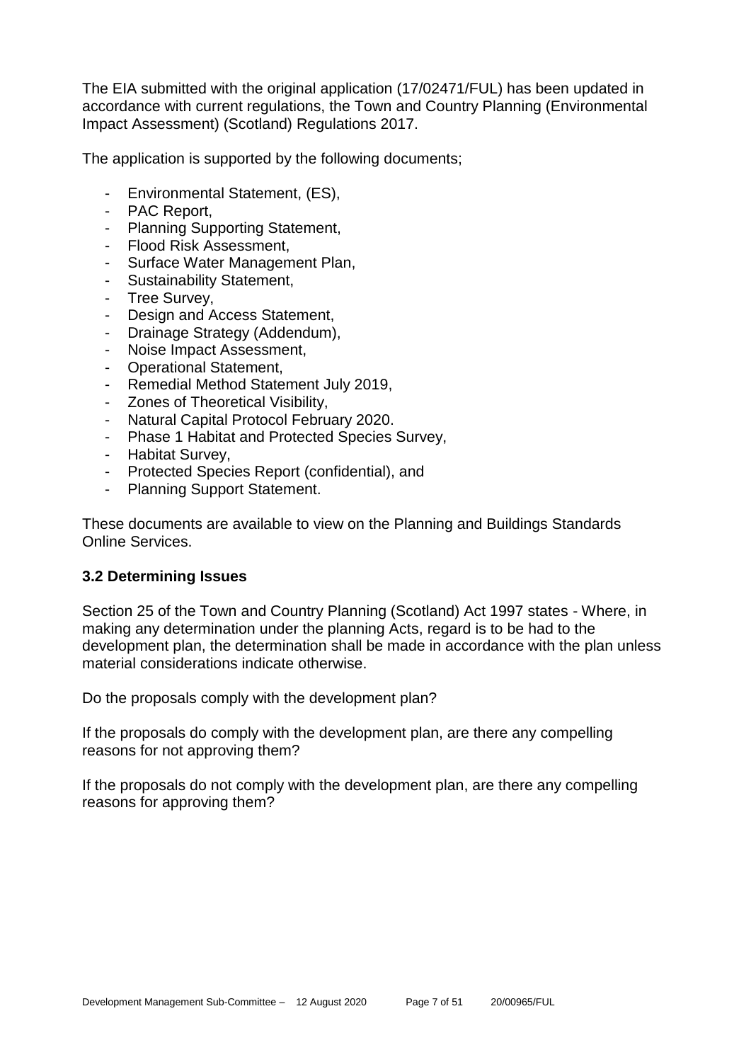The EIA submitted with the original application (17/02471/FUL) has been updated in accordance with current regulations, the Town and Country Planning (Environmental Impact Assessment) (Scotland) Regulations 2017.

The application is supported by the following documents;

- Environmental Statement, (ES),
- PAC Report,
- Planning Supporting Statement,
- Flood Risk Assessment,
- Surface Water Management Plan,
- Sustainability Statement,
- Tree Survey,
- Design and Access Statement,
- Drainage Strategy (Addendum),
- Noise Impact Assessment,
- Operational Statement,
- Remedial Method Statement July 2019,
- Zones of Theoretical Visibility,
- Natural Capital Protocol February 2020.
- Phase 1 Habitat and Protected Species Survey,
- Habitat Survey,
- Protected Species Report (confidential), and
- Planning Support Statement.

These documents are available to view on the Planning and Buildings Standards Online Services.

### 3.2 Determining Issues

Section 25 of the Town and Country Planning (Scotland) Act 1997 states - Where, in making any determination under the planning Acts, regard is to be had to the development plan, the determination shall be made in accordance with the plan unless material considerations indicate otherwise.

Do the proposals comply with the development plan?

If the proposals do comply with the development plan, are there any compelling reasons for not approving them?

If the proposals do not comply with the development plan, are there any compelling reasons for approving them?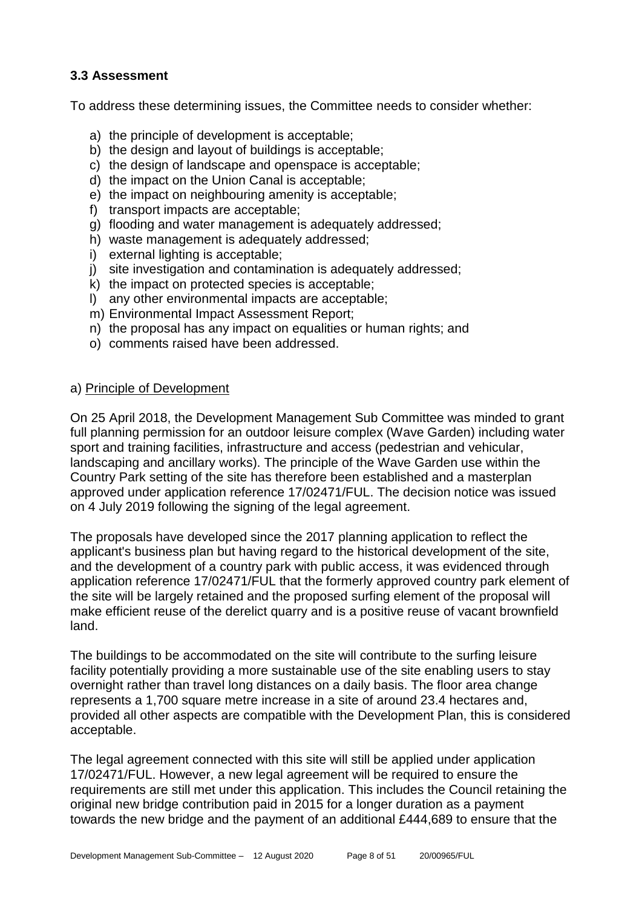### 3.3 Assessment

To address these determining issues, the Committee needs to consider whether:

a) the principle of development is acceptable;
b) the design and layout of buildings is acceptable;
c) the design of landscape and openspace is acceptable;
d) the impact on the Union Canal is acceptable;
e) the impact on neighbouring amenity is acceptable;
f) transport impacts are acceptable;
g) flooding and water management is adequately addressed;
h) waste management is adequately addressed;
i) external lighting is acceptable;
j) site investigation and contamination is adequately addressed;
k) the impact on protected species is acceptable;
l) any other environmental impacts are acceptable;
m) Environmental Impact Assessment Report;
n) the proposal has any impact on equalities or human rights; and
o) comments raised have been addressed.

a) <u>Principle of Development</u>

On 25 April 2018, the Development Management Sub Committee was minded to grant full planning permission for an outdoor leisure complex (Wave Garden) including water sport and training facilities, infrastructure and access (pedestrian and vehicular, landscaping and ancillary works). The principle of the Wave Garden use within the Country Park setting of the site has therefore been established and a masterplan approved under application reference 17/02471/FUL. The decision notice was issued on 4 July 2019 following the signing of the legal agreement.

The proposals have developed since the 2017 planning application to reflect the applicant's business plan but having regard to the historical development of the site, and the development of a country park with public access, it was evidenced through application reference 17/02471/FUL that the formerly approved country park element of the site will be largely retained and the proposed surfing element of the proposal will make efficient reuse of the derelict quarry and is a positive reuse of vacant brownfield land.

The buildings to be accommodated on the site will contribute to the surfing leisure facility potentially providing a more sustainable use of the site enabling users to stay overnight rather than travel long distances on a daily basis. The floor area change represents a 1,700 square metre increase in a site of around 23.4 hectares and, provided all other aspects are compatible with the Development Plan, this is considered acceptable.

The legal agreement connected with this site will still be applied under application 17/02471/FUL. However, a new legal agreement will be required to ensure the requirements are still met under this application. This includes the Council retaining the original new bridge contribution paid in 2015 for a longer duration as a payment towards the new bridge and the payment of an additional £444,689 to ensure that the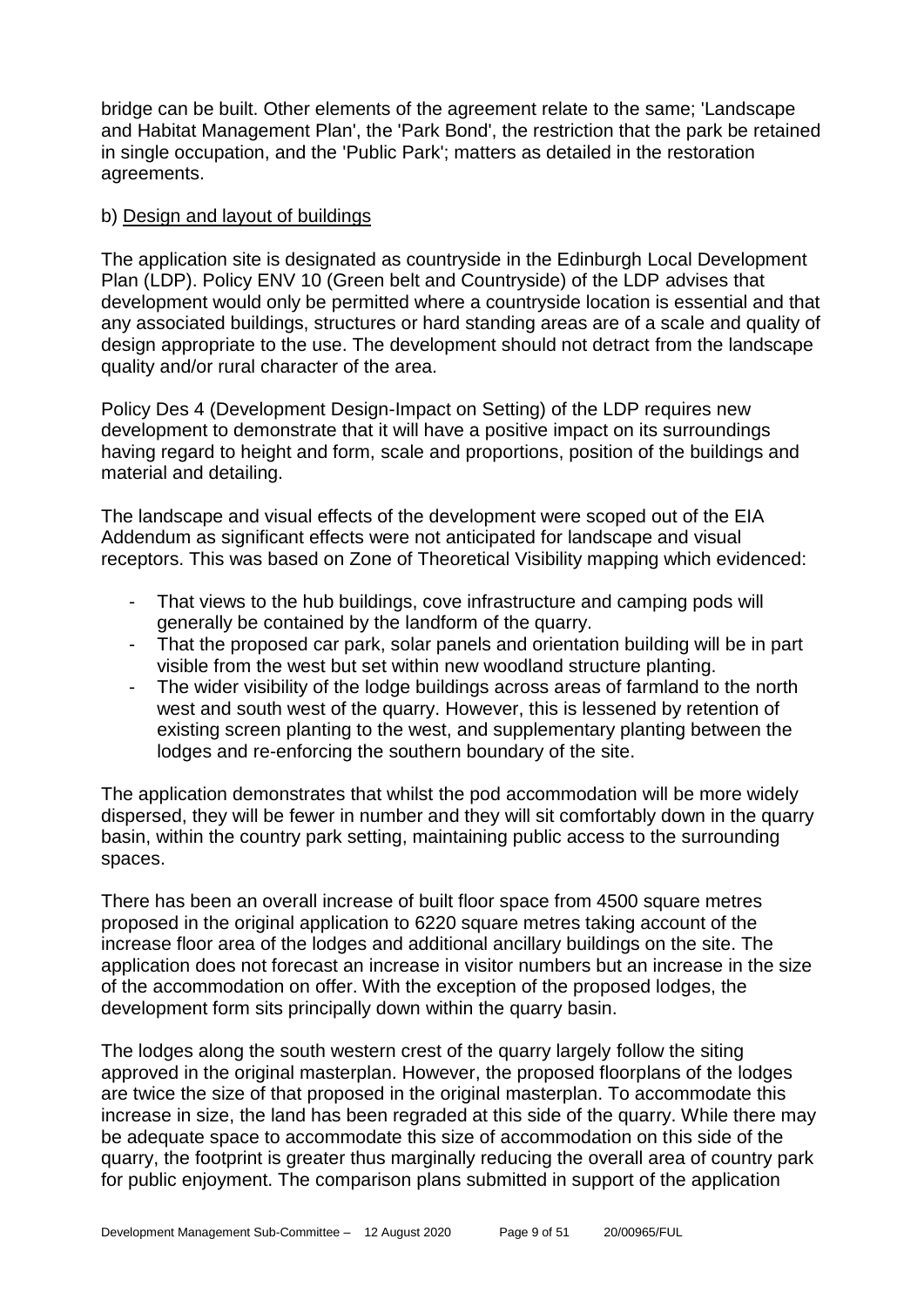bridge can be built. Other elements of the agreement relate to the same; 'Landscape and Habitat Management Plan', the 'Park Bond', the restriction that the park be retained in single occupation, and the 'Public Park'; matters as detailed in the restoration agreements.

b) Design and layout of buildings

The application site is designated as countryside in the Edinburgh Local Development Plan (LDP). Policy ENV 10 (Green belt and Countryside) of the LDP advises that development would only be permitted where a countryside location is essential and that any associated buildings, structures or hard standing areas are of a scale and quality of design appropriate to the use. The development should not detract from the landscape quality and/or rural character of the area.

Policy Des 4 (Development Design-Impact on Setting) of the LDP requires new development to demonstrate that it will have a positive impact on its surroundings having regard to height and form, scale and proportions, position of the buildings and material and detailing.

The landscape and visual effects of the development were scoped out of the EIA Addendum as significant effects were not anticipated for landscape and visual receptors. This was based on Zone of Theoretical Visibility mapping which evidenced:

- That views to the hub buildings, cove infrastructure and camping pods will generally be contained by the landform of the quarry.
- That the proposed car park, solar panels and orientation building will be in part visible from the west but set within new woodland structure planting.
- The wider visibility of the lodge buildings across areas of farmland to the north west and south west of the quarry. However, this is lessened by retention of existing screen planting to the west, and supplementary planting between the lodges and re-enforcing the southern boundary of the site.

The application demonstrates that whilst the pod accommodation will be more widely dispersed, they will be fewer in number and they will sit comfortably down in the quarry basin, within the country park setting, maintaining public access to the surrounding spaces.

There has been an overall increase of built floor space from 4500 square metres proposed in the original application to 6220 square metres taking account of the increase floor area of the lodges and additional ancillary buildings on the site. The application does not forecast an increase in visitor numbers but an increase in the size of the accommodation on offer. With the exception of the proposed lodges, the development form sits principally down within the quarry basin.

The lodges along the south western crest of the quarry largely follow the siting approved in the original masterplan. However, the proposed floorplans of the lodges are twice the size of that proposed in the original masterplan. To accommodate this increase in size, the land has been regraded at this side of the quarry. While there may be adequate space to accommodate this size of accommodation on this side of the quarry, the footprint is greater thus marginally reducing the overall area of country park for public enjoyment. The comparison plans submitted in support of the application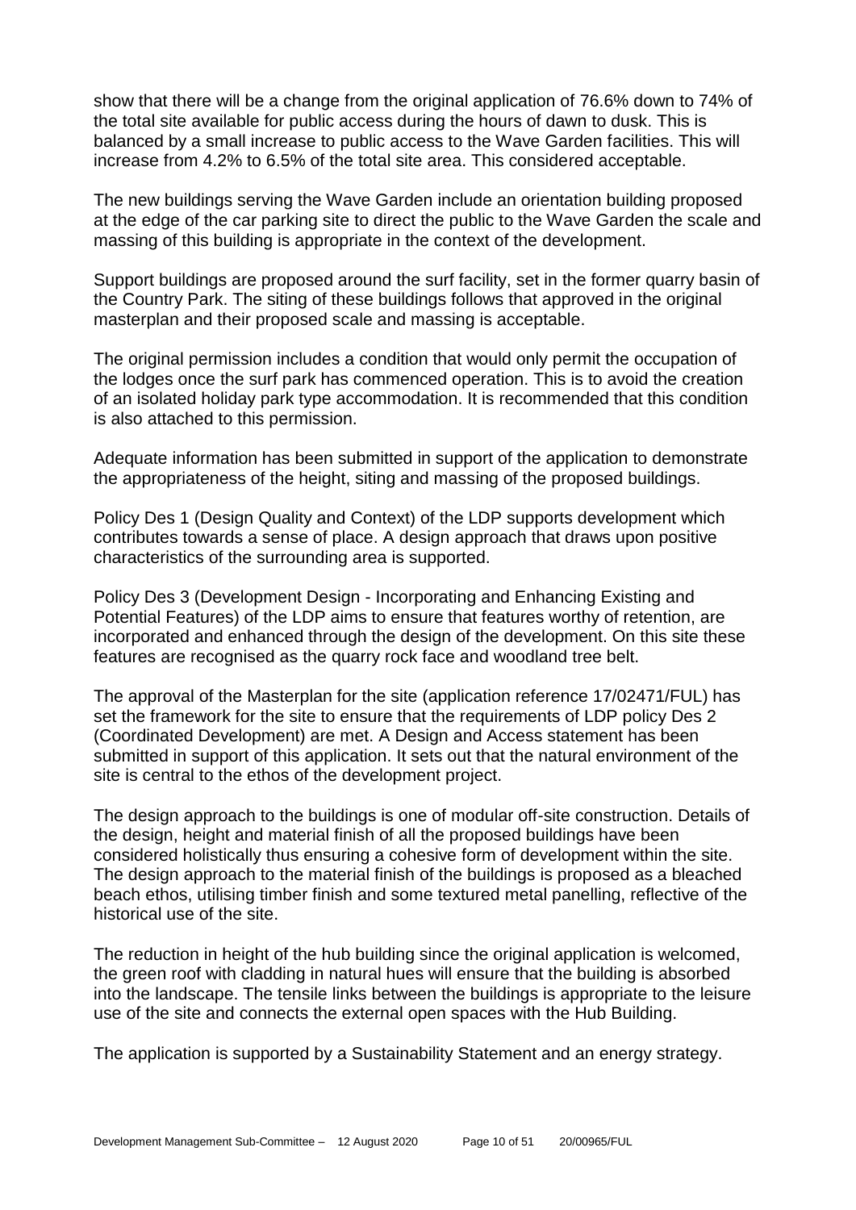show that there will be a change from the original application of 76.6% down to 74% of the total site available for public access during the hours of dawn to dusk. This is balanced by a small increase to public access to the Wave Garden facilities. This will increase from 4.2% to 6.5% of the total site area. This considered acceptable.

The new buildings serving the Wave Garden include an orientation building proposed at the edge of the car parking site to direct the public to the Wave Garden the scale and massing of this building is appropriate in the context of the development.

Support buildings are proposed around the surf facility, set in the former quarry basin of the Country Park. The siting of these buildings follows that approved in the original masterplan and their proposed scale and massing is acceptable.

The original permission includes a condition that would only permit the occupation of the lodges once the surf park has commenced operation. This is to avoid the creation of an isolated holiday park type accommodation. It is recommended that this condition is also attached to this permission.

Adequate information has been submitted in support of the application to demonstrate the appropriateness of the height, siting and massing of the proposed buildings.

Policy Des 1 (Design Quality and Context) of the LDP supports development which contributes towards a sense of place. A design approach that draws upon positive characteristics of the surrounding area is supported.

Policy Des 3 (Development Design - Incorporating and Enhancing Existing and Potential Features) of the LDP aims to ensure that features worthy of retention, are incorporated and enhanced through the design of the development. On this site these features are recognised as the quarry rock face and woodland tree belt.

The approval of the Masterplan for the site (application reference 17/02471/FUL) has set the framework for the site to ensure that the requirements of LDP policy Des 2 (Coordinated Development) are met. A Design and Access statement has been submitted in support of this application. It sets out that the natural environment of the site is central to the ethos of the development project.

The design approach to the buildings is one of modular off-site construction. Details of the design, height and material finish of all the proposed buildings have been considered holistically thus ensuring a cohesive form of development within the site. The design approach to the material finish of the buildings is proposed as a bleached beach ethos, utilising timber finish and some textured metal panelling, reflective of the historical use of the site.

The reduction in height of the hub building since the original application is welcomed, the green roof with cladding in natural hues will ensure that the building is absorbed into the landscape. The tensile links between the buildings is appropriate to the leisure use of the site and connects the external open spaces with the Hub Building.

The application is supported by a Sustainability Statement and an energy strategy.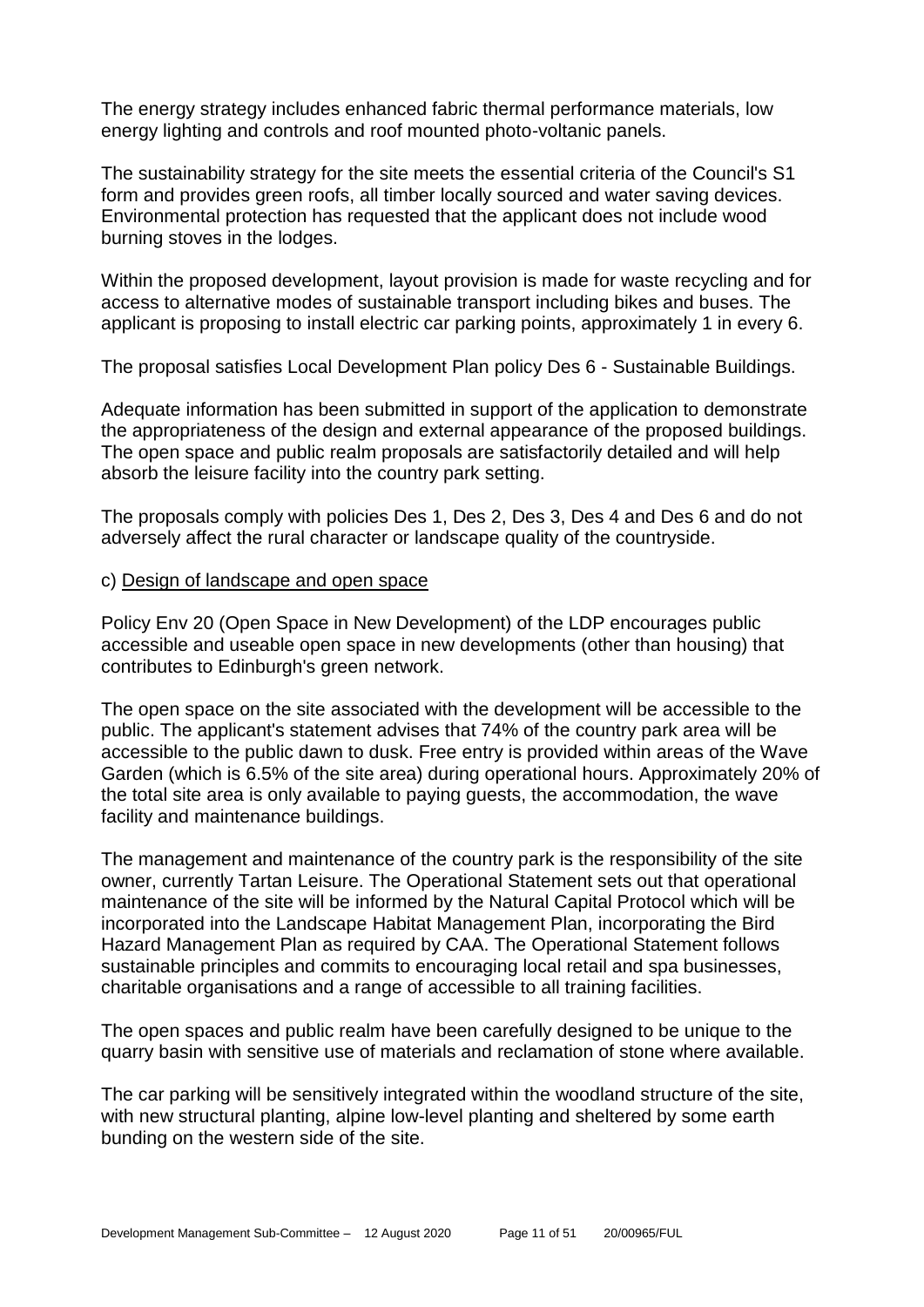The energy strategy includes enhanced fabric thermal performance materials, low energy lighting and controls and roof mounted photo-voltanic panels.

The sustainability strategy for the site meets the essential criteria of the Council's S1 form and provides green roofs, all timber locally sourced and water saving devices. Environmental protection has requested that the applicant does not include wood burning stoves in the lodges.

Within the proposed development, layout provision is made for waste recycling and for access to alternative modes of sustainable transport including bikes and buses. The applicant is proposing to install electric car parking points, approximately 1 in every 6.

The proposal satisfies Local Development Plan policy Des 6 - Sustainable Buildings.

Adequate information has been submitted in support of the application to demonstrate the appropriateness of the design and external appearance of the proposed buildings. The open space and public realm proposals are satisfactorily detailed and will help absorb the leisure facility into the country park setting.

The proposals comply with policies Des 1, Des 2, Des 3, Des 4 and Des 6 and do not adversely affect the rural character or landscape quality of the countryside.

c) Design of landscape and open space

Policy Env 20 (Open Space in New Development) of the LDP encourages public accessible and useable open space in new developments (other than housing) that contributes to Edinburgh's green network.

The open space on the site associated with the development will be accessible to the public. The applicant's statement advises that 74% of the country park area will be accessible to the public dawn to dusk. Free entry is provided within areas of the Wave Garden (which is 6.5% of the site area) during operational hours. Approximately 20% of the total site area is only available to paying guests, the accommodation, the wave facility and maintenance buildings.

The management and maintenance of the country park is the responsibility of the site owner, currently Tartan Leisure. The Operational Statement sets out that operational maintenance of the site will be informed by the Natural Capital Protocol which will be incorporated into the Landscape Habitat Management Plan, incorporating the Bird Hazard Management Plan as required by CAA. The Operational Statement follows sustainable principles and commits to encouraging local retail and spa businesses, charitable organisations and a range of accessible to all training facilities.

The open spaces and public realm have been carefully designed to be unique to the quarry basin with sensitive use of materials and reclamation of stone where available.

The car parking will be sensitively integrated within the woodland structure of the site, with new structural planting, alpine low-level planting and sheltered by some earth bunding on the western side of the site.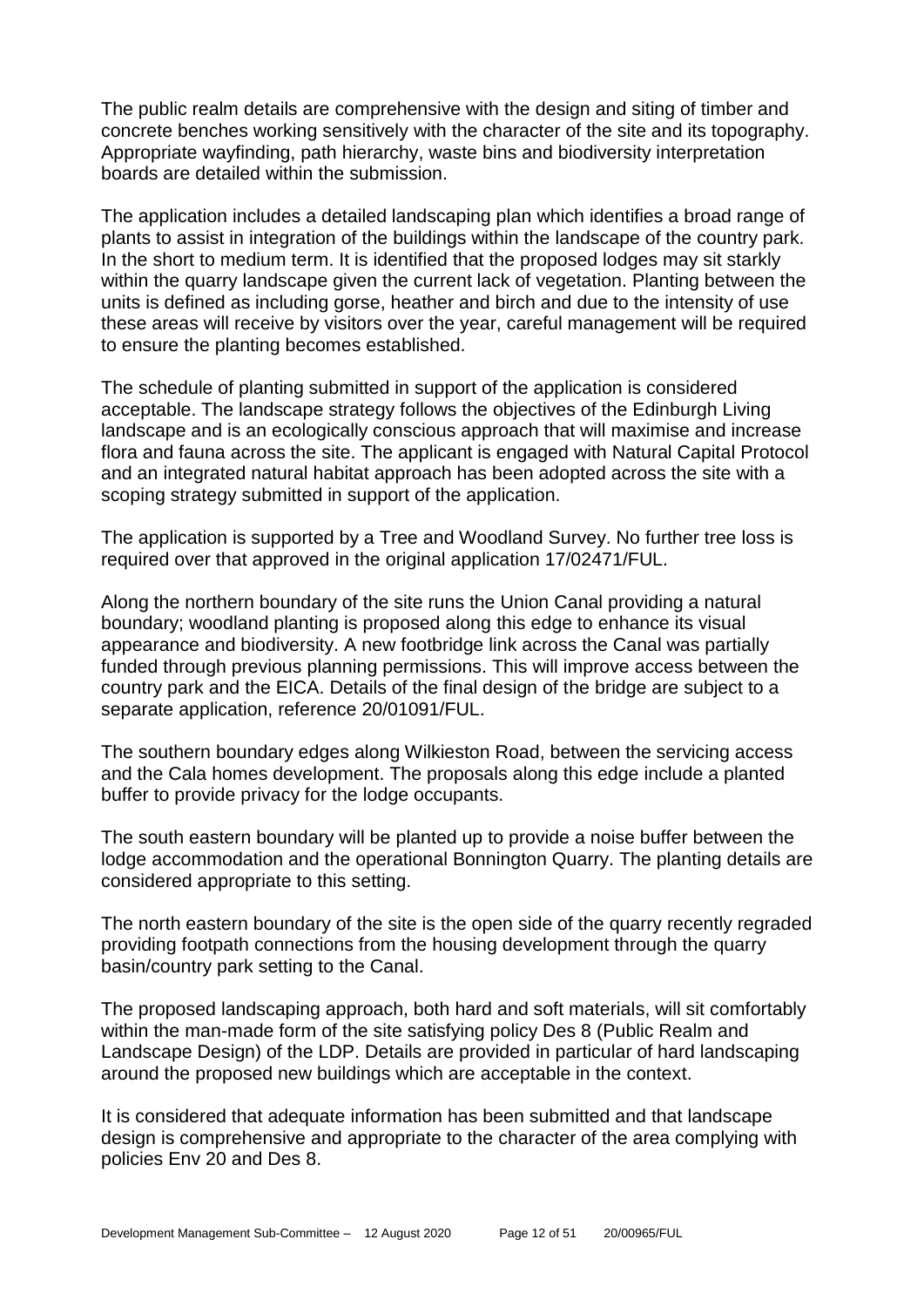The public realm details are comprehensive with the design and siting of timber and concrete benches working sensitively with the character of the site and its topography. Appropriate wayfinding, path hierarchy, waste bins and biodiversity interpretation boards are detailed within the submission.

The application includes a detailed landscaping plan which identifies a broad range of plants to assist in integration of the buildings within the landscape of the country park. In the short to medium term. It is identified that the proposed lodges may sit starkly within the quarry landscape given the current lack of vegetation. Planting between the units is defined as including gorse, heather and birch and due to the intensity of use these areas will receive by visitors over the year, careful management will be required to ensure the planting becomes established.

The schedule of planting submitted in support of the application is considered acceptable. The landscape strategy follows the objectives of the Edinburgh Living landscape and is an ecologically conscious approach that will maximise and increase flora and fauna across the site. The applicant is engaged with Natural Capital Protocol and an integrated natural habitat approach has been adopted across the site with a scoping strategy submitted in support of the application.

The application is supported by a Tree and Woodland Survey. No further tree loss is required over that approved in the original application 17/02471/FUL.

Along the northern boundary of the site runs the Union Canal providing a natural boundary; woodland planting is proposed along this edge to enhance its visual appearance and biodiversity. A new footbridge link across the Canal was partially funded through previous planning permissions. This will improve access between the country park and the EICA. Details of the final design of the bridge are subject to a separate application, reference 20/01091/FUL.

The southern boundary edges along Wilkieston Road, between the servicing access and the Cala homes development. The proposals along this edge include a planted buffer to provide privacy for the lodge occupants.

The south eastern boundary will be planted up to provide a noise buffer between the lodge accommodation and the operational Bonnington Quarry. The planting details are considered appropriate to this setting.

The north eastern boundary of the site is the open side of the quarry recently regraded providing footpath connections from the housing development through the quarry basin/country park setting to the Canal.

The proposed landscaping approach, both hard and soft materials, will sit comfortably within the man-made form of the site satisfying policy Des 8 (Public Realm and Landscape Design) of the LDP. Details are provided in particular of hard landscaping around the proposed new buildings which are acceptable in the context.

It is considered that adequate information has been submitted and that landscape design is comprehensive and appropriate to the character of the area complying with policies Env 20 and Des 8.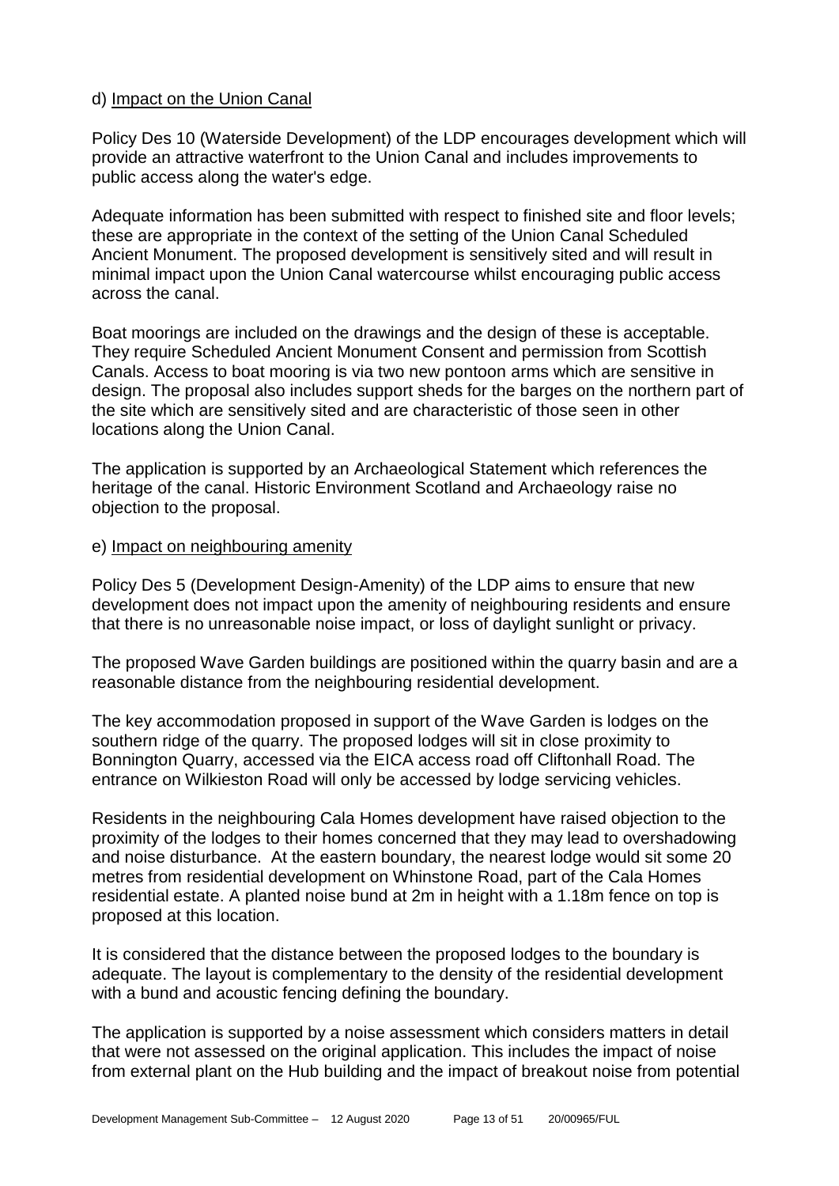d) Impact on the Union Canal

Policy Des 10 (Waterside Development) of the LDP encourages development which will provide an attractive waterfront to the Union Canal and includes improvements to public access along the water's edge.

Adequate information has been submitted with respect to finished site and floor levels; these are appropriate in the context of the setting of the Union Canal Scheduled Ancient Monument. The proposed development is sensitively sited and will result in minimal impact upon the Union Canal watercourse whilst encouraging public access across the canal.

Boat moorings are included on the drawings and the design of these is acceptable. They require Scheduled Ancient Monument Consent and permission from Scottish Canals. Access to boat mooring is via two new pontoon arms which are sensitive in design. The proposal also includes support sheds for the barges on the northern part of the site which are sensitively sited and are characteristic of those seen in other locations along the Union Canal.

The application is supported by an Archaeological Statement which references the heritage of the canal. Historic Environment Scotland and Archaeology raise no objection to the proposal.

e) Impact on neighbouring amenity

Policy Des 5 (Development Design-Amenity) of the LDP aims to ensure that new development does not impact upon the amenity of neighbouring residents and ensure that there is no unreasonable noise impact, or loss of daylight sunlight or privacy.

The proposed Wave Garden buildings are positioned within the quarry basin and are a reasonable distance from the neighbouring residential development.

The key accommodation proposed in support of the Wave Garden is lodges on the southern ridge of the quarry. The proposed lodges will sit in close proximity to Bonnington Quarry, accessed via the EICA access road off Cliftonhall Road. The entrance on Wilkieston Road will only be accessed by lodge servicing vehicles.

Residents in the neighbouring Cala Homes development have raised objection to the proximity of the lodges to their homes concerned that they may lead to overshadowing and noise disturbance. At the eastern boundary, the nearest lodge would sit some 20 metres from residential development on Whinstone Road, part of the Cala Homes residential estate. A planted noise bund at 2m in height with a 1.18m fence on top is proposed at this location.

It is considered that the distance between the proposed lodges to the boundary is adequate. The layout is complementary to the density of the residential development with a bund and acoustic fencing defining the boundary.

The application is supported by a noise assessment which considers matters in detail that were not assessed on the original application. This includes the impact of noise from external plant on the Hub building and the impact of breakout noise from potential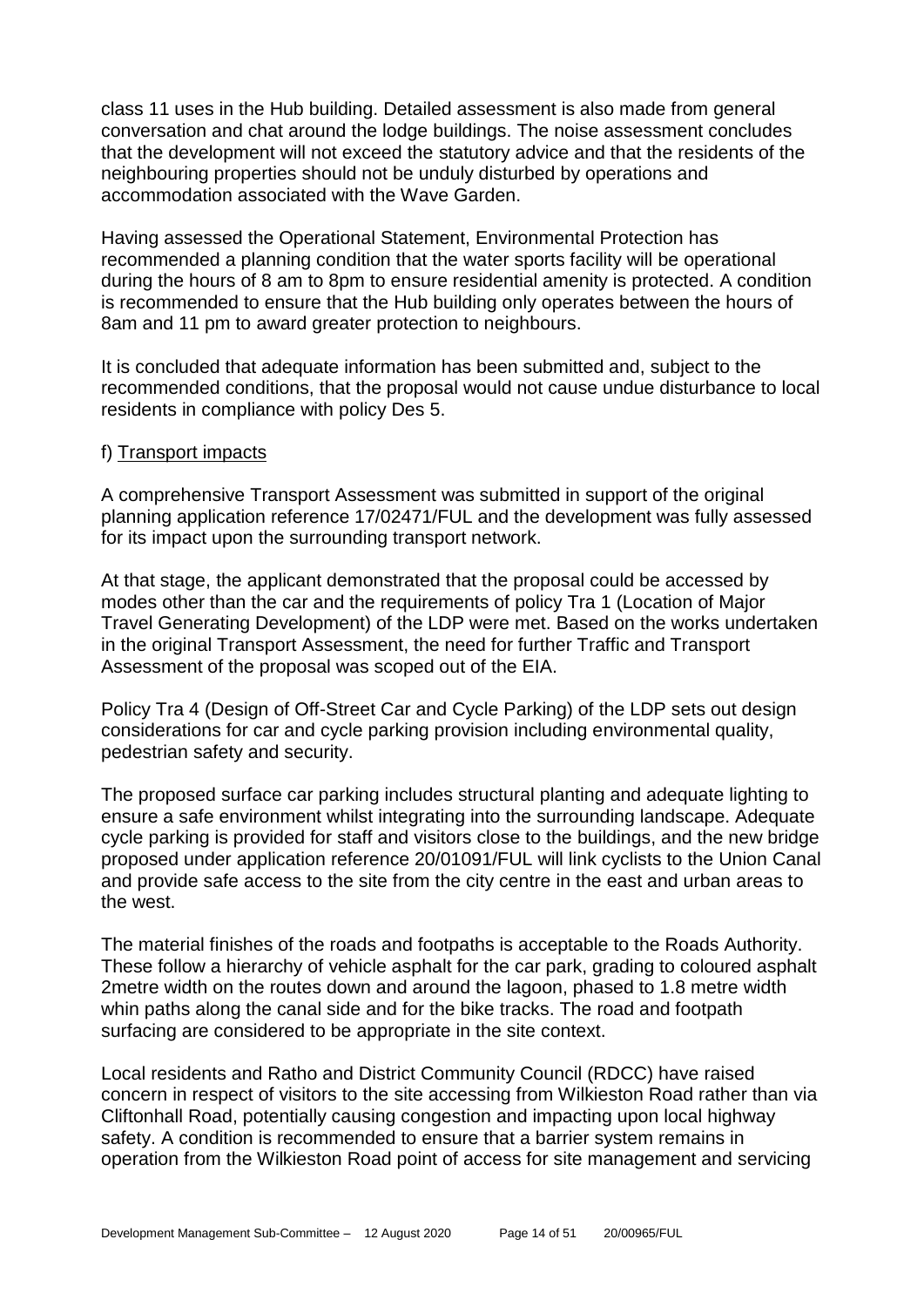class 11 uses in the Hub building. Detailed assessment is also made from general conversation and chat around the lodge buildings. The noise assessment concludes that the development will not exceed the statutory advice and that the residents of the neighbouring properties should not be unduly disturbed by operations and accommodation associated with the Wave Garden.

Having assessed the Operational Statement, Environmental Protection has recommended a planning condition that the water sports facility will be operational during the hours of 8 am to 8pm to ensure residential amenity is protected. A condition is recommended to ensure that the Hub building only operates between the hours of 8am and 11 pm to award greater protection to neighbours.

It is concluded that adequate information has been submitted and, subject to the recommended conditions, that the proposal would not cause undue disturbance to local residents in compliance with policy Des 5.

f) Transport impacts

A comprehensive Transport Assessment was submitted in support of the original planning application reference 17/02471/FUL and the development was fully assessed for its impact upon the surrounding transport network.

At that stage, the applicant demonstrated that the proposal could be accessed by modes other than the car and the requirements of policy Tra 1 (Location of Major Travel Generating Development) of the LDP were met. Based on the works undertaken in the original Transport Assessment, the need for further Traffic and Transport Assessment of the proposal was scoped out of the EIA.

Policy Tra 4 (Design of Off-Street Car and Cycle Parking) of the LDP sets out design considerations for car and cycle parking provision including environmental quality, pedestrian safety and security.

The proposed surface car parking includes structural planting and adequate lighting to ensure a safe environment whilst integrating into the surrounding landscape. Adequate cycle parking is provided for staff and visitors close to the buildings, and the new bridge proposed under application reference 20/01091/FUL will link cyclists to the Union Canal and provide safe access to the site from the city centre in the east and urban areas to the west.

The material finishes of the roads and footpaths is acceptable to the Roads Authority. These follow a hierarchy of vehicle asphalt for the car park, grading to coloured asphalt 2metre width on the routes down and around the lagoon, phased to 1.8 metre width whin paths along the canal side and for the bike tracks. The road and footpath surfacing are considered to be appropriate in the site context.

Local residents and Ratho and District Community Council (RDCC) have raised concern in respect of visitors to the site accessing from Wilkieston Road rather than via Cliftonhall Road, potentially causing congestion and impacting upon local highway safety. A condition is recommended to ensure that a barrier system remains in operation from the Wilkieston Road point of access for site management and servicing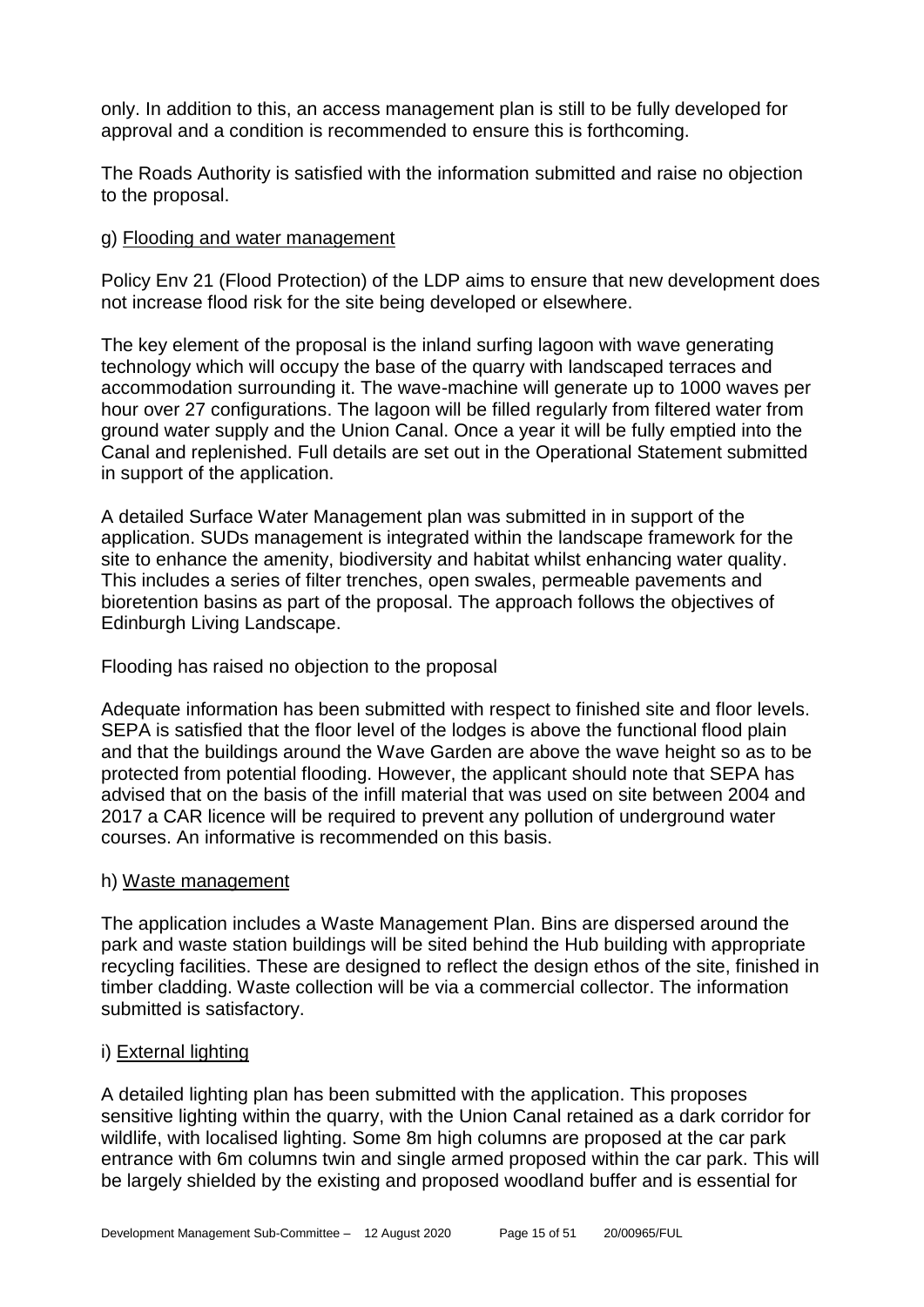only. In addition to this, an access management plan is still to be fully developed for approval and a condition is recommended to ensure this is forthcoming.

The Roads Authority is satisfied with the information submitted and raise no objection to the proposal.

g) Flooding and water management

Policy Env 21 (Flood Protection) of the LDP aims to ensure that new development does not increase flood risk for the site being developed or elsewhere.

The key element of the proposal is the inland surfing lagoon with wave generating technology which will occupy the base of the quarry with landscaped terraces and accommodation surrounding it. The wave-machine will generate up to 1000 waves per hour over 27 configurations. The lagoon will be filled regularly from filtered water from ground water supply and the Union Canal. Once a year it will be fully emptied into the Canal and replenished. Full details are set out in the Operational Statement submitted in support of the application.

A detailed Surface Water Management plan was submitted in in support of the application. SUDs management is integrated within the landscape framework for the site to enhance the amenity, biodiversity and habitat whilst enhancing water quality. This includes a series of filter trenches, open swales, permeable pavements and bioretention basins as part of the proposal. The approach follows the objectives of Edinburgh Living Landscape.

Flooding has raised no objection to the proposal

Adequate information has been submitted with respect to finished site and floor levels. SEPA is satisfied that the floor level of the lodges is above the functional flood plain and that the buildings around the Wave Garden are above the wave height so as to be protected from potential flooding. However, the applicant should note that SEPA has advised that on the basis of the infill material that was used on site between 2004 and 2017 a CAR licence will be required to prevent any pollution of underground water courses. An informative is recommended on this basis.

h) Waste management

The application includes a Waste Management Plan. Bins are dispersed around the park and waste station buildings will be sited behind the Hub building with appropriate recycling facilities. These are designed to reflect the design ethos of the site, finished in timber cladding. Waste collection will be via a commercial collector. The information submitted is satisfactory.

i) External lighting

A detailed lighting plan has been submitted with the application. This proposes sensitive lighting within the quarry, with the Union Canal retained as a dark corridor for wildlife, with localised lighting. Some 8m high columns are proposed at the car park entrance with 6m columns twin and single armed proposed within the car park. This will be largely shielded by the existing and proposed woodland buffer and is essential for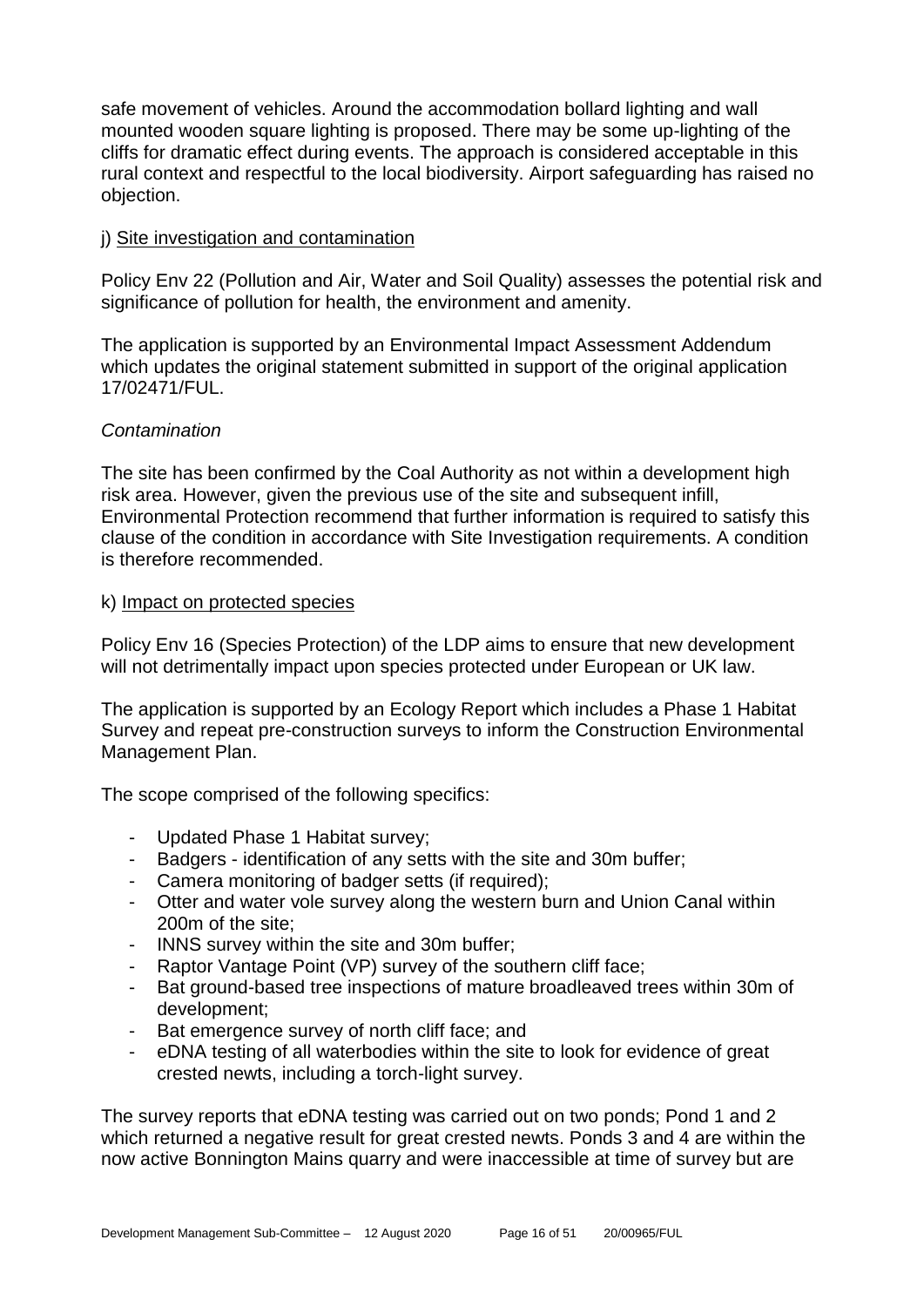safe movement of vehicles. Around the accommodation bollard lighting and wall mounted wooden square lighting is proposed. There may be some up-lighting of the cliffs for dramatic effect during events. The approach is considered acceptable in this rural context and respectful to the local biodiversity. Airport safeguarding has raised no objection.

j) Site investigation and contamination

Policy Env 22 (Pollution and Air, Water and Soil Quality) assesses the potential risk and significance of pollution for health, the environment and amenity.

The application is supported by an Environmental Impact Assessment Addendum which updates the original statement submitted in support of the original application 17/02471/FUL.

*Contamination*

The site has been confirmed by the Coal Authority as not within a development high risk area. However, given the previous use of the site and subsequent infill, Environmental Protection recommend that further information is required to satisfy this clause of the condition in accordance with Site Investigation requirements. A condition is therefore recommended.

k) Impact on protected species

Policy Env 16 (Species Protection) of the LDP aims to ensure that new development will not detrimentally impact upon species protected under European or UK law.

The application is supported by an Ecology Report which includes a Phase 1 Habitat Survey and repeat pre-construction surveys to inform the Construction Environmental Management Plan.

The scope comprised of the following specifics:

- Updated Phase 1 Habitat survey;
- Badgers - identification of any setts with the site and 30m buffer;
- Camera monitoring of badger setts (if required);
- Otter and water vole survey along the western burn and Union Canal within 200m of the site;
- INNS survey within the site and 30m buffer;
- Raptor Vantage Point (VP) survey of the southern cliff face;
- Bat ground-based tree inspections of mature broadleaved trees within 30m of development;
- Bat emergence survey of north cliff face; and
- eDNA testing of all waterbodies within the site to look for evidence of great crested newts, including a torch-light survey.

The survey reports that eDNA testing was carried out on two ponds; Pond 1 and 2 which returned a negative result for great crested newts. Ponds 3 and 4 are within the now active Bonnington Mains quarry and were inaccessible at time of survey but are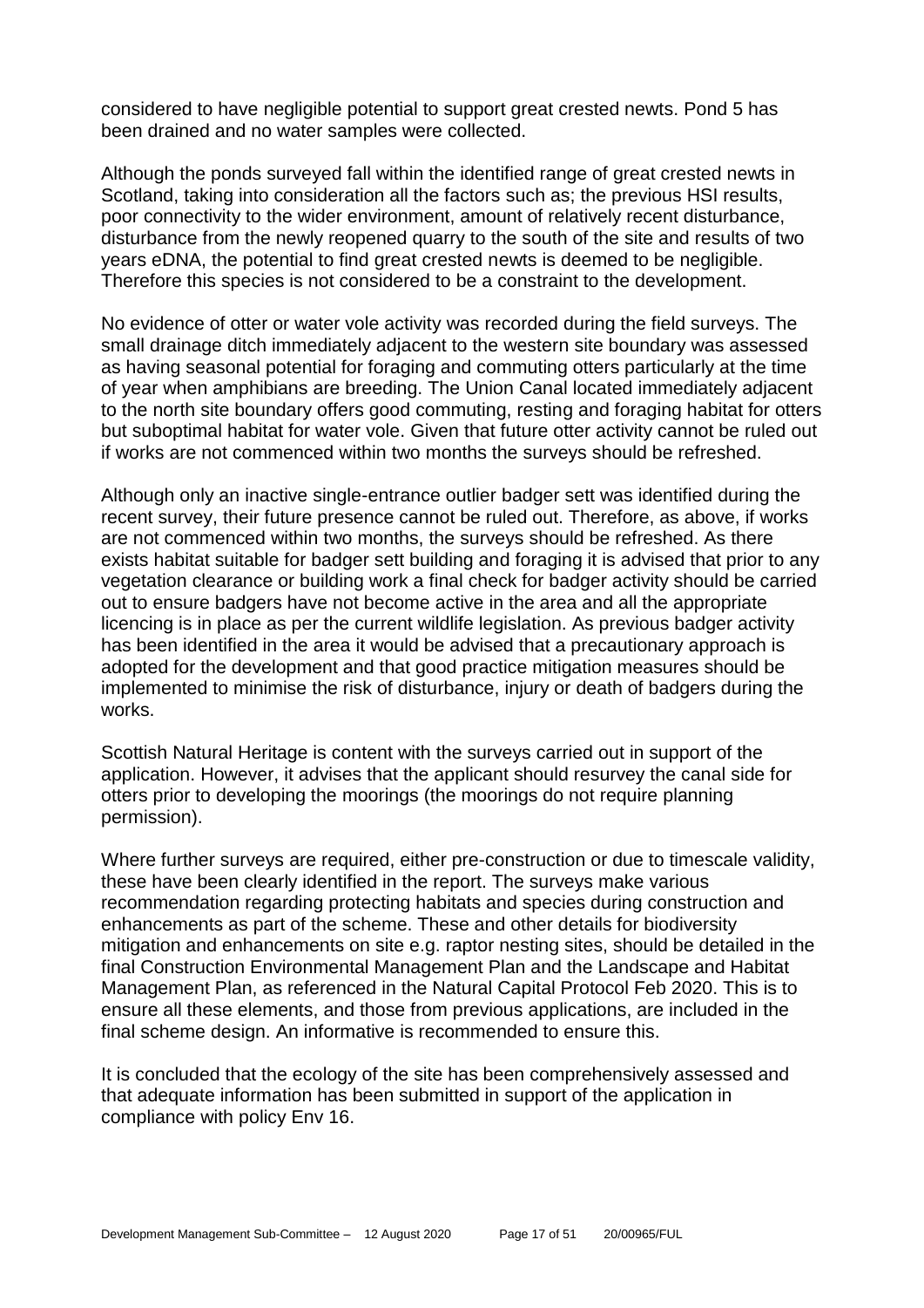considered to have negligible potential to support great crested newts. Pond 5 has been drained and no water samples were collected.

Although the ponds surveyed fall within the identified range of great crested newts in Scotland, taking into consideration all the factors such as; the previous HSI results, poor connectivity to the wider environment, amount of relatively recent disturbance, disturbance from the newly reopened quarry to the south of the site and results of two years eDNA, the potential to find great crested newts is deemed to be negligible. Therefore this species is not considered to be a constraint to the development.

No evidence of otter or water vole activity was recorded during the field surveys. The small drainage ditch immediately adjacent to the western site boundary was assessed as having seasonal potential for foraging and commuting otters particularly at the time of year when amphibians are breeding. The Union Canal located immediately adjacent to the north site boundary offers good commuting, resting and foraging habitat for otters but suboptimal habitat for water vole. Given that future otter activity cannot be ruled out if works are not commenced within two months the surveys should be refreshed.

Although only an inactive single-entrance outlier badger sett was identified during the recent survey, their future presence cannot be ruled out. Therefore, as above, if works are not commenced within two months, the surveys should be refreshed. As there exists habitat suitable for badger sett building and foraging it is advised that prior to any vegetation clearance or building work a final check for badger activity should be carried out to ensure badgers have not become active in the area and all the appropriate licencing is in place as per the current wildlife legislation. As previous badger activity has been identified in the area it would be advised that a precautionary approach is adopted for the development and that good practice mitigation measures should be implemented to minimise the risk of disturbance, injury or death of badgers during the works.

Scottish Natural Heritage is content with the surveys carried out in support of the application. However, it advises that the applicant should resurvey the canal side for otters prior to developing the moorings (the moorings do not require planning permission).

Where further surveys are required, either pre-construction or due to timescale validity, these have been clearly identified in the report. The surveys make various recommendation regarding protecting habitats and species during construction and enhancements as part of the scheme. These and other details for biodiversity mitigation and enhancements on site e.g. raptor nesting sites, should be detailed in the final Construction Environmental Management Plan and the Landscape and Habitat Management Plan, as referenced in the Natural Capital Protocol Feb 2020. This is to ensure all these elements, and those from previous applications, are included in the final scheme design. An informative is recommended to ensure this.

It is concluded that the ecology of the site has been comprehensively assessed and that adequate information has been submitted in support of the application in compliance with policy Env 16.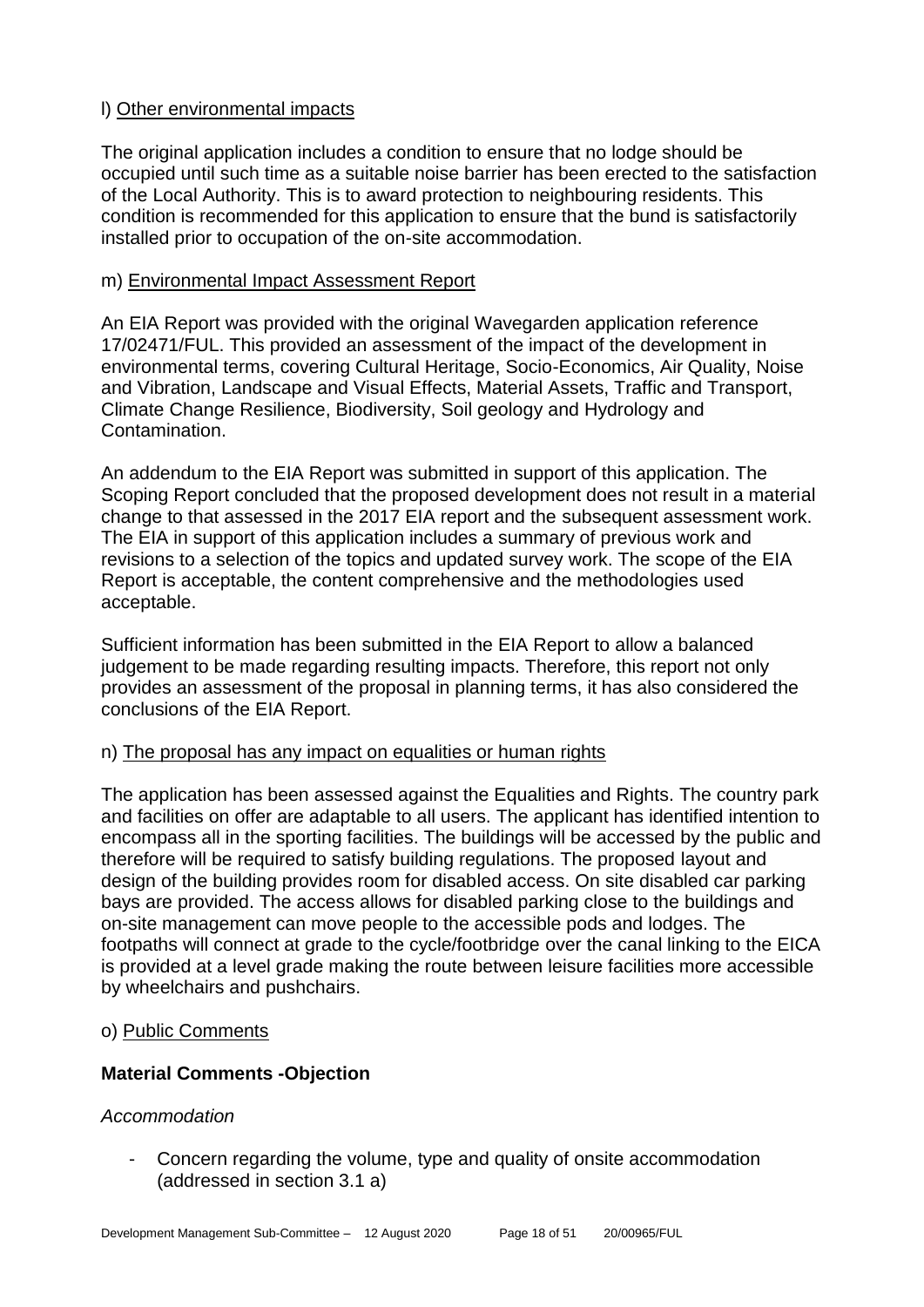l) Other environmental impacts

The original application includes a condition to ensure that no lodge should be occupied until such time as a suitable noise barrier has been erected to the satisfaction of the Local Authority. This is to award protection to neighbouring residents. This condition is recommended for this application to ensure that the bund is satisfactorily installed prior to occupation of the on-site accommodation.

m) Environmental Impact Assessment Report

An EIA Report was provided with the original Wavegarden application reference 17/02471/FUL. This provided an assessment of the impact of the development in environmental terms, covering Cultural Heritage, Socio-Economics, Air Quality, Noise and Vibration, Landscape and Visual Effects, Material Assets, Traffic and Transport, Climate Change Resilience, Biodiversity, Soil geology and Hydrology and Contamination.

An addendum to the EIA Report was submitted in support of this application. The Scoping Report concluded that the proposed development does not result in a material change to that assessed in the 2017 EIA report and the subsequent assessment work. The EIA in support of this application includes a summary of previous work and revisions to a selection of the topics and updated survey work. The scope of the EIA Report is acceptable, the content comprehensive and the methodologies used acceptable.

Sufficient information has been submitted in the EIA Report to allow a balanced judgement to be made regarding resulting impacts. Therefore, this report not only provides an assessment of the proposal in planning terms, it has also considered the conclusions of the EIA Report.

n) The proposal has any impact on equalities or human rights

The application has been assessed against the Equalities and Rights. The country park and facilities on offer are adaptable to all users. The applicant has identified intention to encompass all in the sporting facilities. The buildings will be accessed by the public and therefore will be required to satisfy building regulations. The proposed layout and design of the building provides room for disabled access. On site disabled car parking bays are provided. The access allows for disabled parking close to the buildings and on-site management can move people to the accessible pods and lodges. The footpaths will connect at grade to the cycle/footbridge over the canal linking to the EICA is provided at a level grade making the route between leisure facilities more accessible by wheelchairs and pushchairs.

o) Public Comments

**Material Comments -Objection**

*Accommodation*

- Concern regarding the volume, type and quality of onsite accommodation (addressed in section 3.1 a)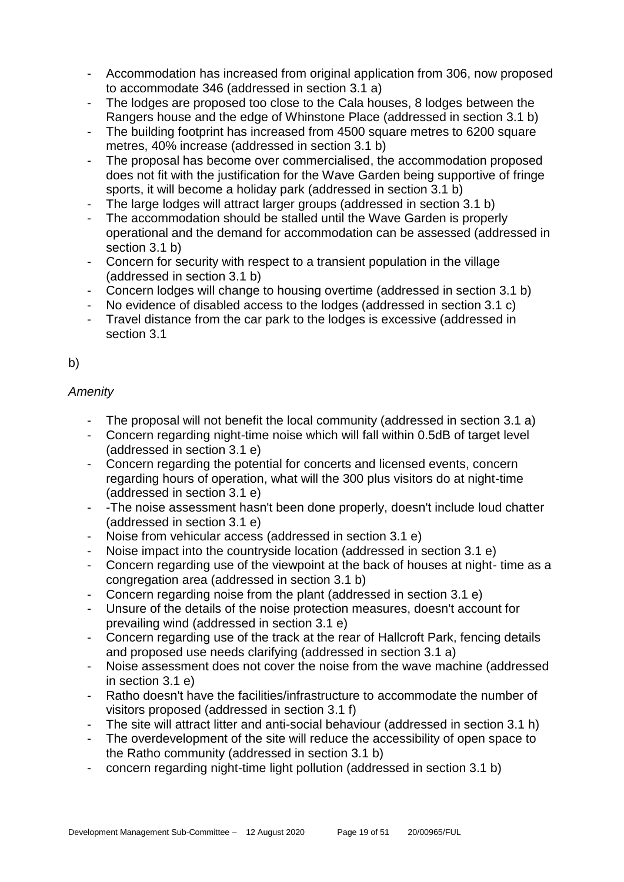- Accommodation has increased from original application from 306, now proposed to accommodate 346 (addressed in section 3.1 a)
- The lodges are proposed too close to the Cala houses, 8 lodges between the Rangers house and the edge of Whinstone Place (addressed in section 3.1 b)
- The building footprint has increased from 4500 square metres to 6200 square metres, 40% increase (addressed in section 3.1 b)
- The proposal has become over commercialised, the accommodation proposed does not fit with the justification for the Wave Garden being supportive of fringe sports, it will become a holiday park (addressed in section 3.1 b)
- The large lodges will attract larger groups (addressed in section 3.1 b)
- The accommodation should be stalled until the Wave Garden is properly operational and the demand for accommodation can be assessed (addressed in section 3.1 b)
- Concern for security with respect to a transient population in the village (addressed in section 3.1 b)
- Concern lodges will change to housing overtime (addressed in section 3.1 b)
- No evidence of disabled access to the lodges (addressed in section 3.1 c)
- Travel distance from the car park to the lodges is excessive (addressed in section 3.1

b)

*Amenity*

- The proposal will not benefit the local community (addressed in section 3.1 a)
- Concern regarding night-time noise which will fall within 0.5dB of target level (addressed in section 3.1 e)
- Concern regarding the potential for concerts and licensed events, concern regarding hours of operation, what will the 300 plus visitors do at night-time (addressed in section 3.1 e)
- -The noise assessment hasn't been done properly, doesn't include loud chatter (addressed in section 3.1 e)
- Noise from vehicular access (addressed in section 3.1 e)
- Noise impact into the countryside location (addressed in section 3.1 e)
- Concern regarding use of the viewpoint at the back of houses at night- time as a congregation area (addressed in section 3.1 b)
- Concern regarding noise from the plant (addressed in section 3.1 e)
- Unsure of the details of the noise protection measures, doesn't account for prevailing wind (addressed in section 3.1 e)
- Concern regarding use of the track at the rear of Hallcroft Park, fencing details and proposed use needs clarifying (addressed in section 3.1 a)
- Noise assessment does not cover the noise from the wave machine (addressed in section 3.1 e)
- Ratho doesn't have the facilities/infrastructure to accommodate the number of visitors proposed (addressed in section 3.1 f)
- The site will attract litter and anti-social behaviour (addressed in section 3.1 h)
- The overdevelopment of the site will reduce the accessibility of open space to the Ratho community (addressed in section 3.1 b)
- concern regarding night-time light pollution (addressed in section 3.1 b)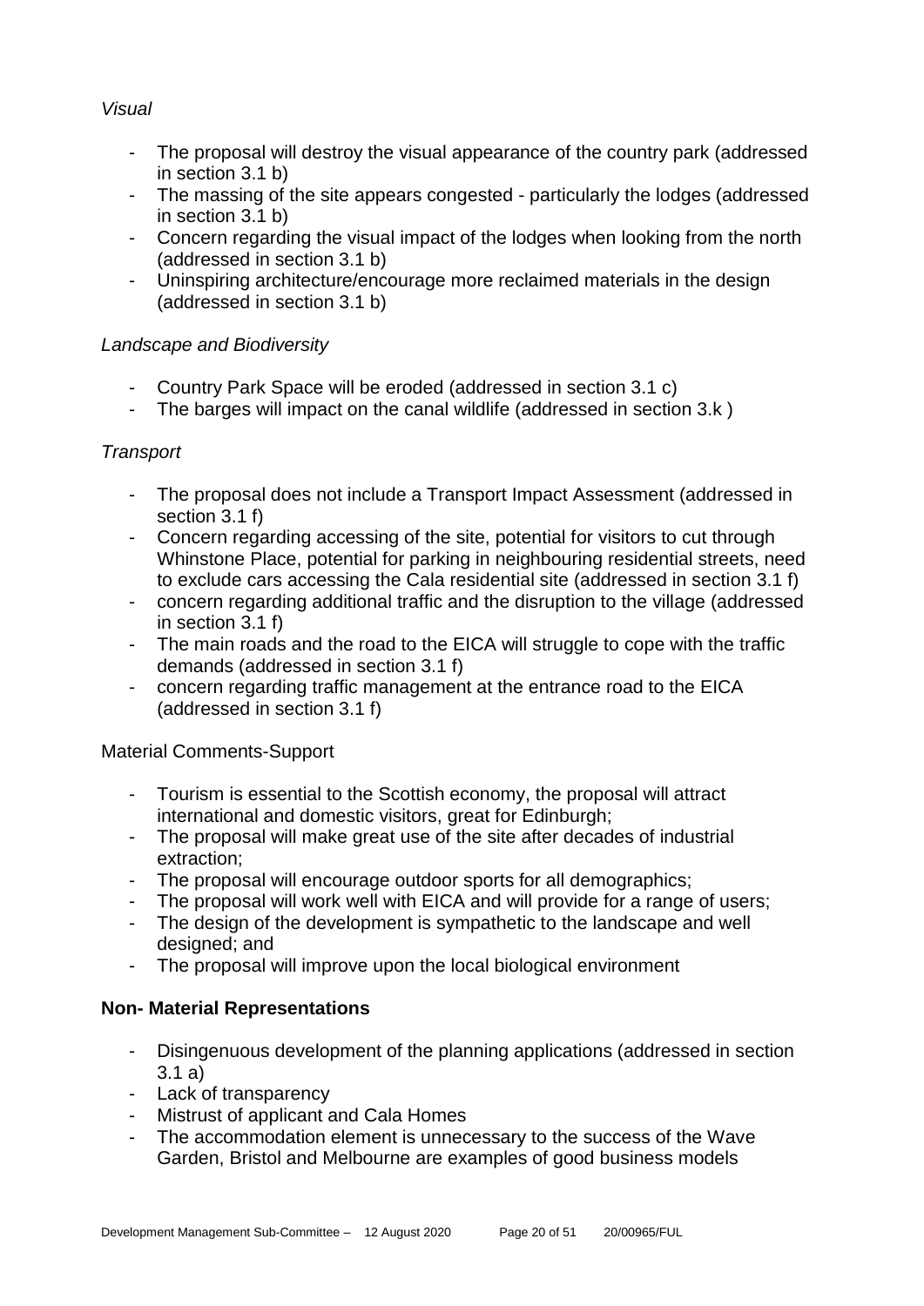*Visual*

- The proposal will destroy the visual appearance of the country park (addressed in section 3.1 b)
- The massing of the site appears congested - particularly the lodges (addressed in section 3.1 b)
- Concern regarding the visual impact of the lodges when looking from the north (addressed in section 3.1 b)
- Uninspiring architecture/encourage more reclaimed materials in the design (addressed in section 3.1 b)

*Landscape and Biodiversity*

- Country Park Space will be eroded (addressed in section 3.1 c)
- The barges will impact on the canal wildlife (addressed in section 3.k )

*Transport*

- The proposal does not include a Transport Impact Assessment (addressed in section 3.1 f)
- Concern regarding accessing of the site, potential for visitors to cut through Whinstone Place, potential for parking in neighbouring residential streets, need to exclude cars accessing the Cala residential site (addressed in section 3.1 f)
- concern regarding additional traffic and the disruption to the village (addressed in section 3.1 f)
- The main roads and the road to the EICA will struggle to cope with the traffic demands (addressed in section 3.1 f)
- concern regarding traffic management at the entrance road to the EICA (addressed in section 3.1 f)

Material Comments-Support

- Tourism is essential to the Scottish economy, the proposal will attract international and domestic visitors, great for Edinburgh;
- The proposal will make great use of the site after decades of industrial extraction;
- The proposal will encourage outdoor sports for all demographics;
- The proposal will work well with EICA and will provide for a range of users;
- The design of the development is sympathetic to the landscape and well designed; and
- The proposal will improve upon the local biological environment

**Non- Material Representations**

- Disingenuous development of the planning applications (addressed in section 3.1 a)
- Lack of transparency
- Mistrust of applicant and Cala Homes
- The accommodation element is unnecessary to the success of the Wave Garden, Bristol and Melbourne are examples of good business models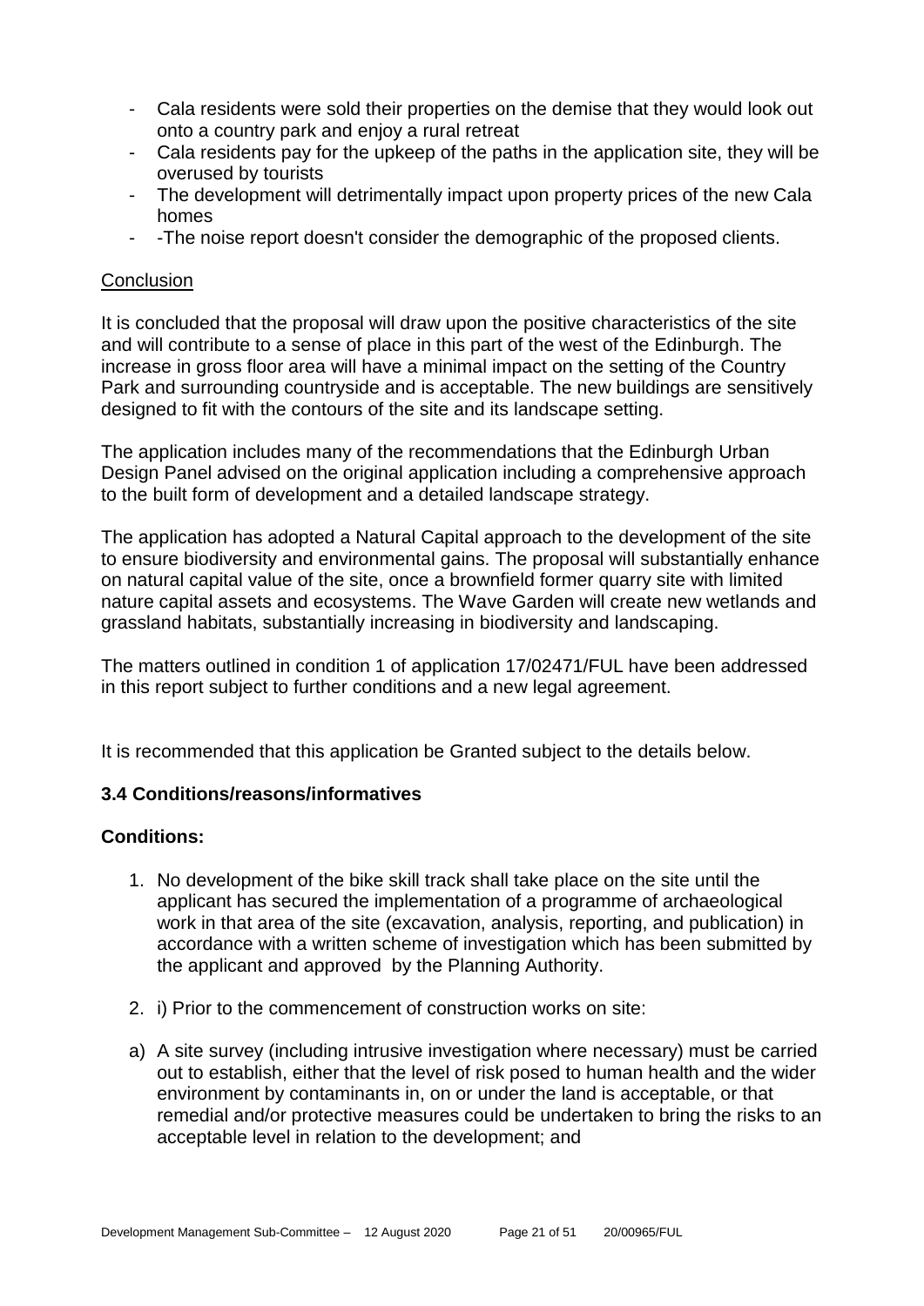- Cala residents were sold their properties on the demise that they would look out onto a country park and enjoy a rural retreat
- Cala residents pay for the upkeep of the paths in the application site, they will be overused by tourists
- The development will detrimentally impact upon property prices of the new Cala homes
- -The noise report doesn't consider the demographic of the proposed clients.

Conclusion

It is concluded that the proposal will draw upon the positive characteristics of the site and will contribute to a sense of place in this part of the west of the Edinburgh. The increase in gross floor area will have a minimal impact on the setting of the Country Park and surrounding countryside and is acceptable. The new buildings are sensitively designed to fit with the contours of the site and its landscape setting.

The application includes many of the recommendations that the Edinburgh Urban Design Panel advised on the original application including a comprehensive approach to the built form of development and a detailed landscape strategy.

The application has adopted a Natural Capital approach to the development of the site to ensure biodiversity and environmental gains. The proposal will substantially enhance on natural capital value of the site, once a brownfield former quarry site with limited nature capital assets and ecosystems. The Wave Garden will create new wetlands and grassland habitats, substantially increasing in biodiversity and landscaping.

The matters outlined in condition 1 of application 17/02471/FUL have been addressed in this report subject to further conditions and a new legal agreement.

It is recommended that this application be Granted subject to the details below.

### 3.4 Conditions/reasons/informatives

**Conditions:**

1. No development of the bike skill track shall take place on the site until the applicant has secured the implementation of a programme of archaeological work in that area of the site (excavation, analysis, reporting, and publication) in accordance with a written scheme of investigation which has been submitted by the applicant and approved by the Planning Authority.

2. i) Prior to the commencement of construction works on site:

a) A site survey (including intrusive investigation where necessary) must be carried out to establish, either that the level of risk posed to human health and the wider environment by contaminants in, on or under the land is acceptable, or that remedial and/or protective measures could be undertaken to bring the risks to an acceptable level in relation to the development; and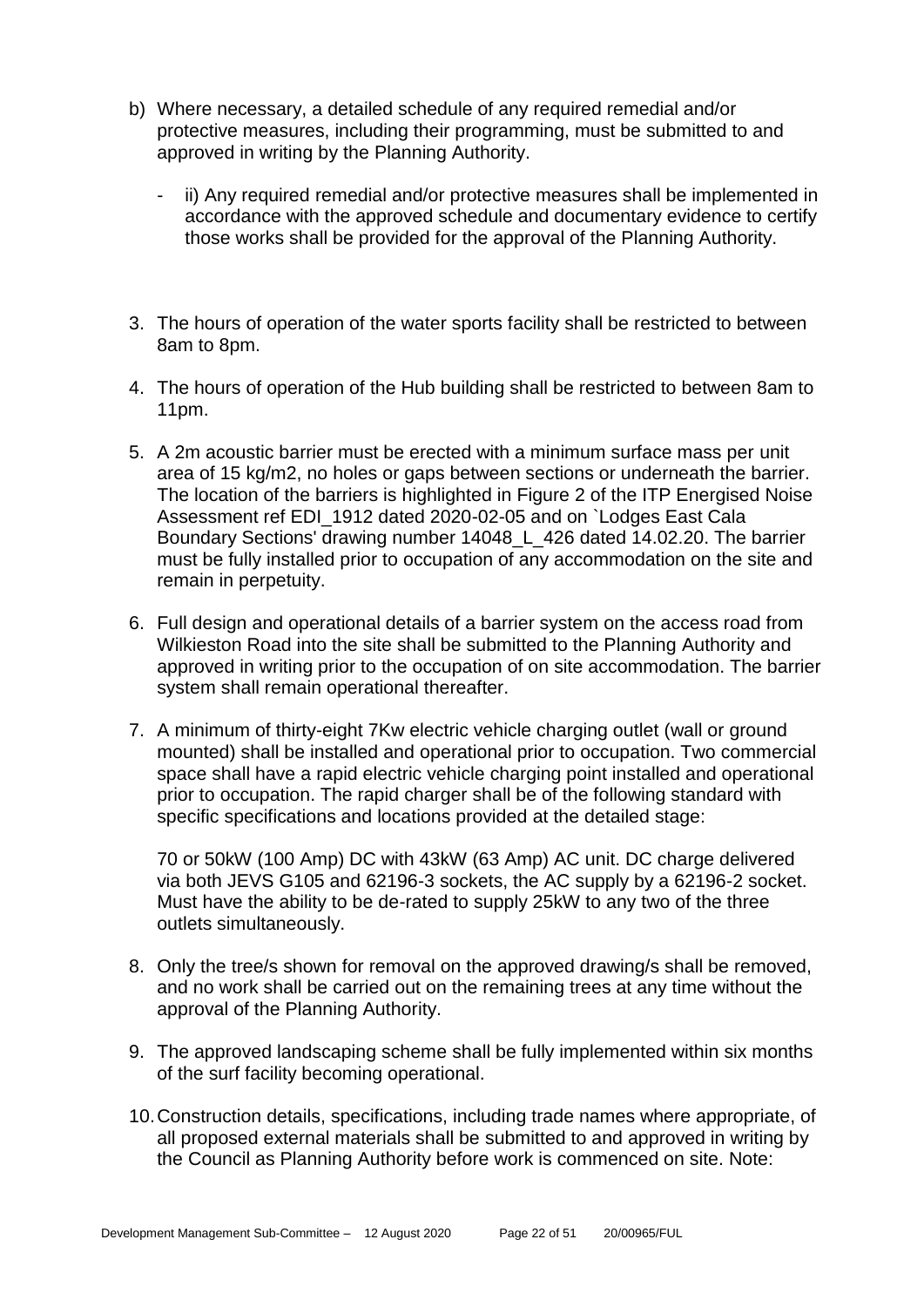b) Where necessary, a detailed schedule of any required remedial and/or protective measures, including their programming, must be submitted to and approved in writing by the Planning Authority.

   - ii) Any required remedial and/or protective measures shall be implemented in accordance with the approved schedule and documentary evidence to certify those works shall be provided for the approval of the Planning Authority.

3. The hours of operation of the water sports facility shall be restricted to between 8am to 8pm.

4. The hours of operation of the Hub building shall be restricted to between 8am to 11pm.

5. A 2m acoustic barrier must be erected with a minimum surface mass per unit area of 15 kg/m2, no holes or gaps between sections or underneath the barrier. The location of the barriers is highlighted in Figure 2 of the ITP Energised Noise Assessment ref EDI_1912 dated 2020-02-05 and on `Lodges East Cala Boundary Sections' drawing number 14048_L_426 dated 14.02.20. The barrier must be fully installed prior to occupation of any accommodation on the site and remain in perpetuity.

6. Full design and operational details of a barrier system on the access road from Wilkieston Road into the site shall be submitted to the Planning Authority and approved in writing prior to the occupation of on site accommodation. The barrier system shall remain operational thereafter.

7. A minimum of thirty-eight 7Kw electric vehicle charging outlet (wall or ground mounted) shall be installed and operational prior to occupation. Two commercial space shall have a rapid electric vehicle charging point installed and operational prior to occupation. The rapid charger shall be of the following standard with specific specifications and locations provided at the detailed stage:

   70 or 50kW (100 Amp) DC with 43kW (63 Amp) AC unit. DC charge delivered via both JEVS G105 and 62196-3 sockets, the AC supply by a 62196-2 socket. Must have the ability to be de-rated to supply 25kW to any two of the three outlets simultaneously.

8. Only the tree/s shown for removal on the approved drawing/s shall be removed, and no work shall be carried out on the remaining trees at any time without the approval of the Planning Authority.

9. The approved landscaping scheme shall be fully implemented within six months of the surf facility becoming operational.

10. Construction details, specifications, including trade names where appropriate, of all proposed external materials shall be submitted to and approved in writing by the Council as Planning Authority before work is commenced on site. Note: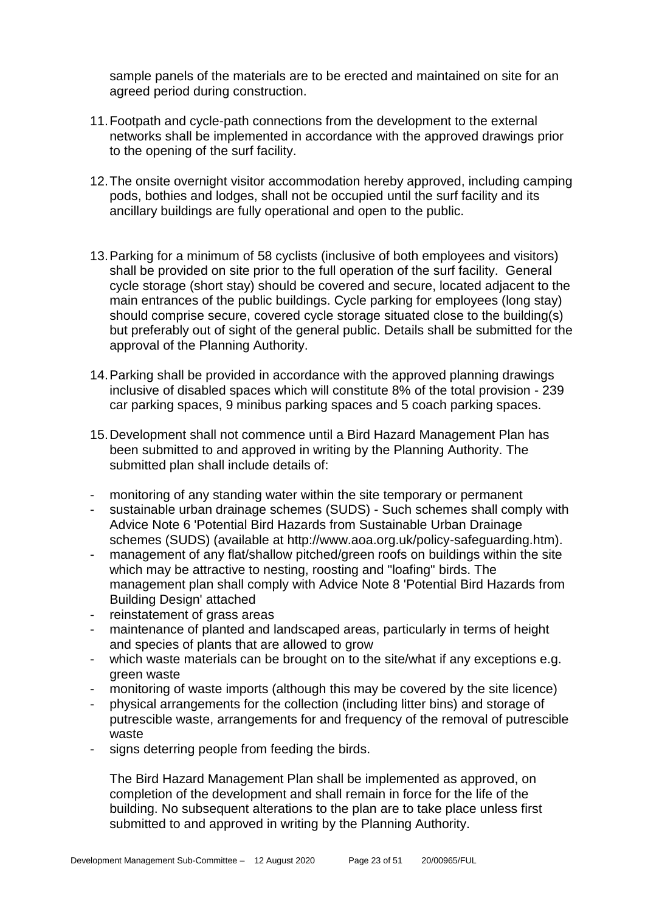sample panels of the materials are to be erected and maintained on site for an agreed period during construction.

11. Footpath and cycle-path connections from the development to the external networks shall be implemented in accordance with the approved drawings prior to the opening of the surf facility.

12. The onsite overnight visitor accommodation hereby approved, including camping pods, bothies and lodges, shall not be occupied until the surf facility and its ancillary buildings are fully operational and open to the public.

13. Parking for a minimum of 58 cyclists (inclusive of both employees and visitors) shall be provided on site prior to the full operation of the surf facility. General cycle storage (short stay) should be covered and secure, located adjacent to the main entrances of the public buildings. Cycle parking for employees (long stay) should comprise secure, covered cycle storage situated close to the building(s) but preferably out of sight of the general public. Details shall be submitted for the approval of the Planning Authority.

14. Parking shall be provided in accordance with the approved planning drawings inclusive of disabled spaces which will constitute 8% of the total provision - 239 car parking spaces, 9 minibus parking spaces and 5 coach parking spaces.

15. Development shall not commence until a Bird Hazard Management Plan has been submitted to and approved in writing by the Planning Authority. The submitted plan shall include details of:

- monitoring of any standing water within the site temporary or permanent
- sustainable urban drainage schemes (SUDS) - Such schemes shall comply with Advice Note 6 'Potential Bird Hazards from Sustainable Urban Drainage schemes (SUDS) (available at http://www.aoa.org.uk/policy-safeguarding.htm).
- management of any flat/shallow pitched/green roofs on buildings within the site which may be attractive to nesting, roosting and "loafing" birds. The management plan shall comply with Advice Note 8 'Potential Bird Hazards from Building Design' attached
- reinstatement of grass areas
- maintenance of planted and landscaped areas, particularly in terms of height and species of plants that are allowed to grow
- which waste materials can be brought on to the site/what if any exceptions e.g. green waste
- monitoring of waste imports (although this may be covered by the site licence)
- physical arrangements for the collection (including litter bins) and storage of putrescible waste, arrangements for and frequency of the removal of putrescible waste
- signs deterring people from feeding the birds.

The Bird Hazard Management Plan shall be implemented as approved, on completion of the development and shall remain in force for the life of the building. No subsequent alterations to the plan are to take place unless first submitted to and approved in writing by the Planning Authority.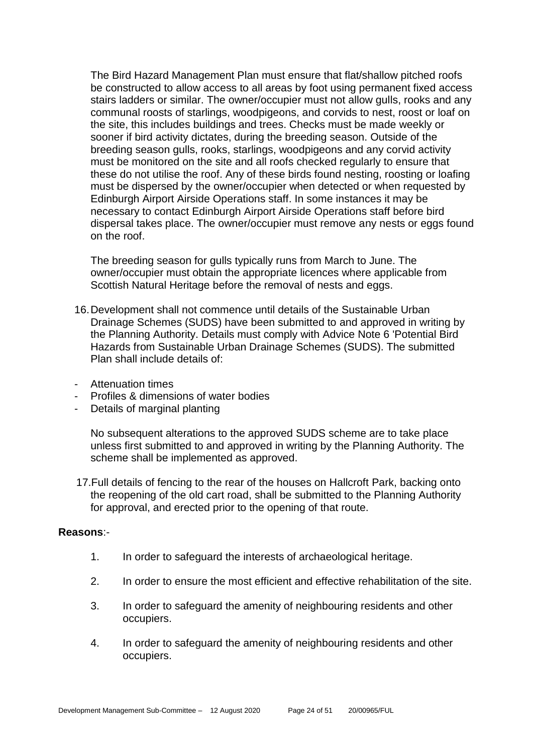The Bird Hazard Management Plan must ensure that flat/shallow pitched roofs be constructed to allow access to all areas by foot using permanent fixed access stairs ladders or similar. The owner/occupier must not allow gulls, rooks and any communal roosts of starlings, woodpigeons, and corvids to nest, roost or loaf on the site, this includes buildings and trees. Checks must be made weekly or sooner if bird activity dictates, during the breeding season. Outside of the breeding season gulls, rooks, starlings, woodpigeons and any corvid activity must be monitored on the site and all roofs checked regularly to ensure that these do not utilise the roof. Any of these birds found nesting, roosting or loafing must be dispersed by the owner/occupier when detected or when requested by Edinburgh Airport Airside Operations staff. In some instances it may be necessary to contact Edinburgh Airport Airside Operations staff before bird dispersal takes place. The owner/occupier must remove any nests or eggs found on the roof.

The breeding season for gulls typically runs from March to June. The owner/occupier must obtain the appropriate licences where applicable from Scottish Natural Heritage before the removal of nests and eggs.

16. Development shall not commence until details of the Sustainable Urban Drainage Schemes (SUDS) have been submitted to and approved in writing by the Planning Authority. Details must comply with Advice Note 6 'Potential Bird Hazards from Sustainable Urban Drainage Schemes (SUDS). The submitted Plan shall include details of:

- Attenuation times
- Profiles & dimensions of water bodies
- Details of marginal planting

No subsequent alterations to the approved SUDS scheme are to take place unless first submitted to and approved in writing by the Planning Authority. The scheme shall be implemented as approved.

17. Full details of fencing to the rear of the houses on Hallcroft Park, backing onto the reopening of the old cart road, shall be submitted to the Planning Authority for approval, and erected prior to the opening of that route.

**Reasons**:-

1. In order to safeguard the interests of archaeological heritage.
2. In order to ensure the most efficient and effective rehabilitation of the site.
3. In order to safeguard the amenity of neighbouring residents and other occupiers.
4. In order to safeguard the amenity of neighbouring residents and other occupiers.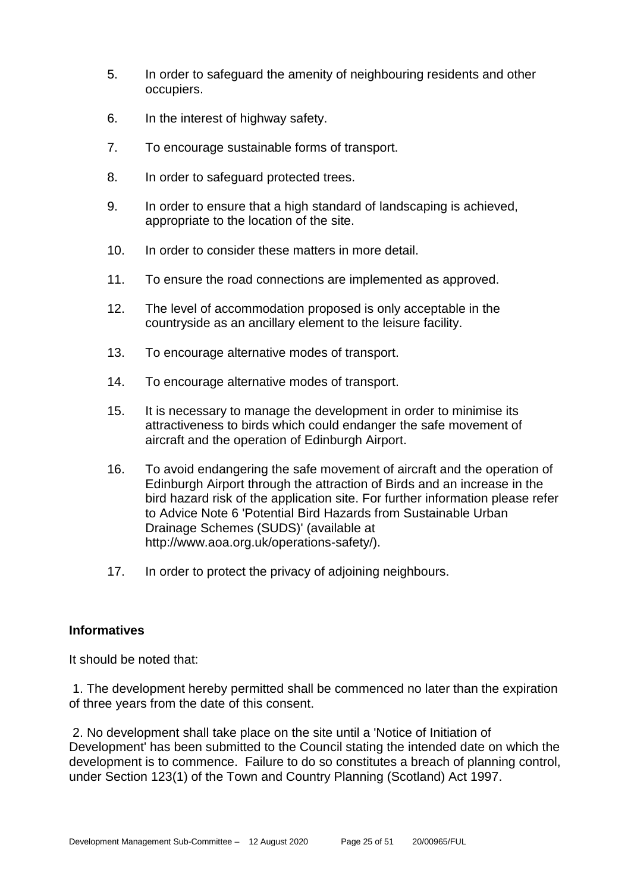5. In order to safeguard the amenity of neighbouring residents and other occupiers.

6. In the interest of highway safety.

7. To encourage sustainable forms of transport.

8. In order to safeguard protected trees.

9. In order to ensure that a high standard of landscaping is achieved, appropriate to the location of the site.

10. In order to consider these matters in more detail.

11. To ensure the road connections are implemented as approved.

12. The level of accommodation proposed is only acceptable in the countryside as an ancillary element to the leisure facility.

13. To encourage alternative modes of transport.

14. To encourage alternative modes of transport.

15. It is necessary to manage the development in order to minimise its attractiveness to birds which could endanger the safe movement of aircraft and the operation of Edinburgh Airport.

16. To avoid endangering the safe movement of aircraft and the operation of Edinburgh Airport through the attraction of Birds and an increase in the bird hazard risk of the application site. For further information please refer to Advice Note 6 'Potential Bird Hazards from Sustainable Urban Drainage Schemes (SUDS)' (available at http://www.aoa.org.uk/operations-safety/).

17. In order to protect the privacy of adjoining neighbours.

**Informatives**

It should be noted that:

1. The development hereby permitted shall be commenced no later than the expiration of three years from the date of this consent.

2. No development shall take place on the site until a 'Notice of Initiation of Development' has been submitted to the Council stating the intended date on which the development is to commence. Failure to do so constitutes a breach of planning control, under Section 123(1) of the Town and Country Planning (Scotland) Act 1997.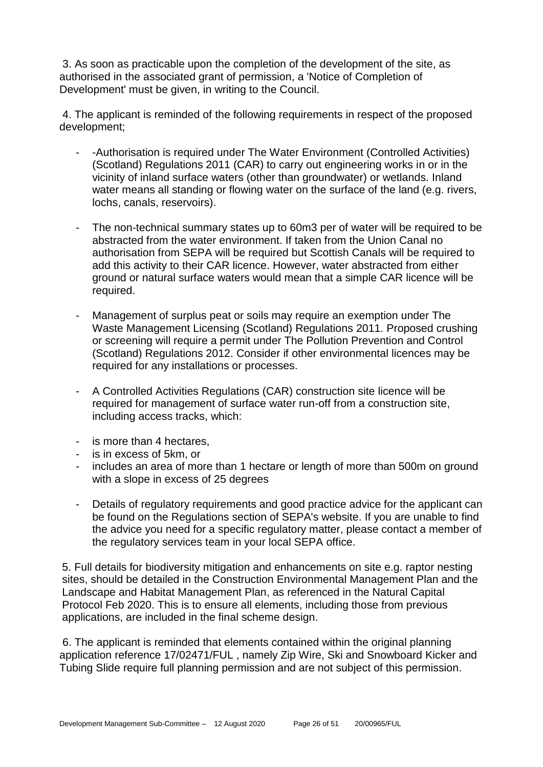3. As soon as practicable upon the completion of the development of the site, as authorised in the associated grant of permission, a 'Notice of Completion of Development' must be given, in writing to the Council.

4. The applicant is reminded of the following requirements in respect of the proposed development;

- -Authorisation is required under The Water Environment (Controlled Activities) (Scotland) Regulations 2011 (CAR) to carry out engineering works in or in the vicinity of inland surface waters (other than groundwater) or wetlands. Inland water means all standing or flowing water on the surface of the land (e.g. rivers, lochs, canals, reservoirs).

- The non-technical summary states up to 60m3 per of water will be required to be abstracted from the water environment. If taken from the Union Canal no authorisation from SEPA will be required but Scottish Canals will be required to add this activity to their CAR licence. However, water abstracted from either ground or natural surface waters would mean that a simple CAR licence will be required.

- Management of surplus peat or soils may require an exemption under The Waste Management Licensing (Scotland) Regulations 2011. Proposed crushing or screening will require a permit under The Pollution Prevention and Control (Scotland) Regulations 2012. Consider if other environmental licences may be required for any installations or processes.

- A Controlled Activities Regulations (CAR) construction site licence will be required for management of surface water run-off from a construction site, including access tracks, which:

- is more than 4 hectares,
- is in excess of 5km, or
- includes an area of more than 1 hectare or length of more than 500m on ground with a slope in excess of 25 degrees

- Details of regulatory requirements and good practice advice for the applicant can be found on the Regulations section of SEPA's website. If you are unable to find the advice you need for a specific regulatory matter, please contact a member of the regulatory services team in your local SEPA office.

5. Full details for biodiversity mitigation and enhancements on site e.g. raptor nesting sites, should be detailed in the Construction Environmental Management Plan and the Landscape and Habitat Management Plan, as referenced in the Natural Capital Protocol Feb 2020. This is to ensure all elements, including those from previous applications, are included in the final scheme design.

6. The applicant is reminded that elements contained within the original planning application reference 17/02471/FUL , namely Zip Wire, Ski and Snowboard Kicker and Tubing Slide require full planning permission and are not subject of this permission.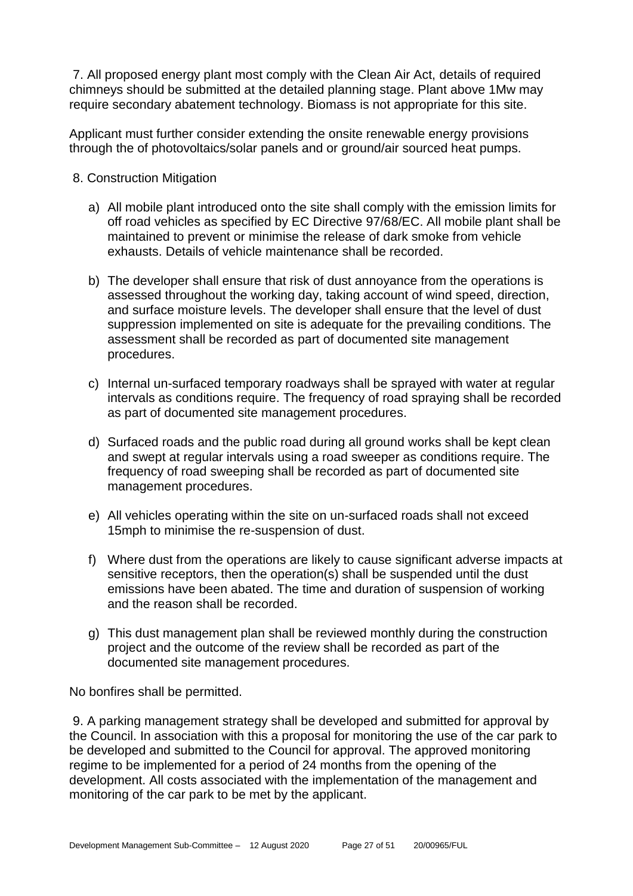7. All proposed energy plant most comply with the Clean Air Act, details of required chimneys should be submitted at the detailed planning stage. Plant above 1Mw may require secondary abatement technology. Biomass is not appropriate for this site.

Applicant must further consider extending the onsite renewable energy provisions through the of photovoltaics/solar panels and or ground/air sourced heat pumps.

8. Construction Mitigation

a) All mobile plant introduced onto the site shall comply with the emission limits for off road vehicles as specified by EC Directive 97/68/EC. All mobile plant shall be maintained to prevent or minimise the release of dark smoke from vehicle exhausts. Details of vehicle maintenance shall be recorded.

b) The developer shall ensure that risk of dust annoyance from the operations is assessed throughout the working day, taking account of wind speed, direction, and surface moisture levels. The developer shall ensure that the level of dust suppression implemented on site is adequate for the prevailing conditions. The assessment shall be recorded as part of documented site management procedures.

c) Internal un-surfaced temporary roadways shall be sprayed with water at regular intervals as conditions require. The frequency of road spraying shall be recorded as part of documented site management procedures.

d) Surfaced roads and the public road during all ground works shall be kept clean and swept at regular intervals using a road sweeper as conditions require. The frequency of road sweeping shall be recorded as part of documented site management procedures.

e) All vehicles operating within the site on un-surfaced roads shall not exceed 15mph to minimise the re-suspension of dust.

f) Where dust from the operations are likely to cause significant adverse impacts at sensitive receptors, then the operation(s) shall be suspended until the dust emissions have been abated. The time and duration of suspension of working and the reason shall be recorded.

g) This dust management plan shall be reviewed monthly during the construction project and the outcome of the review shall be recorded as part of the documented site management procedures.

No bonfires shall be permitted.

9. A parking management strategy shall be developed and submitted for approval by the Council. In association with this a proposal for monitoring the use of the car park to be developed and submitted to the Council for approval. The approved monitoring regime to be implemented for a period of 24 months from the opening of the development. All costs associated with the implementation of the management and monitoring of the car park to be met by the applicant.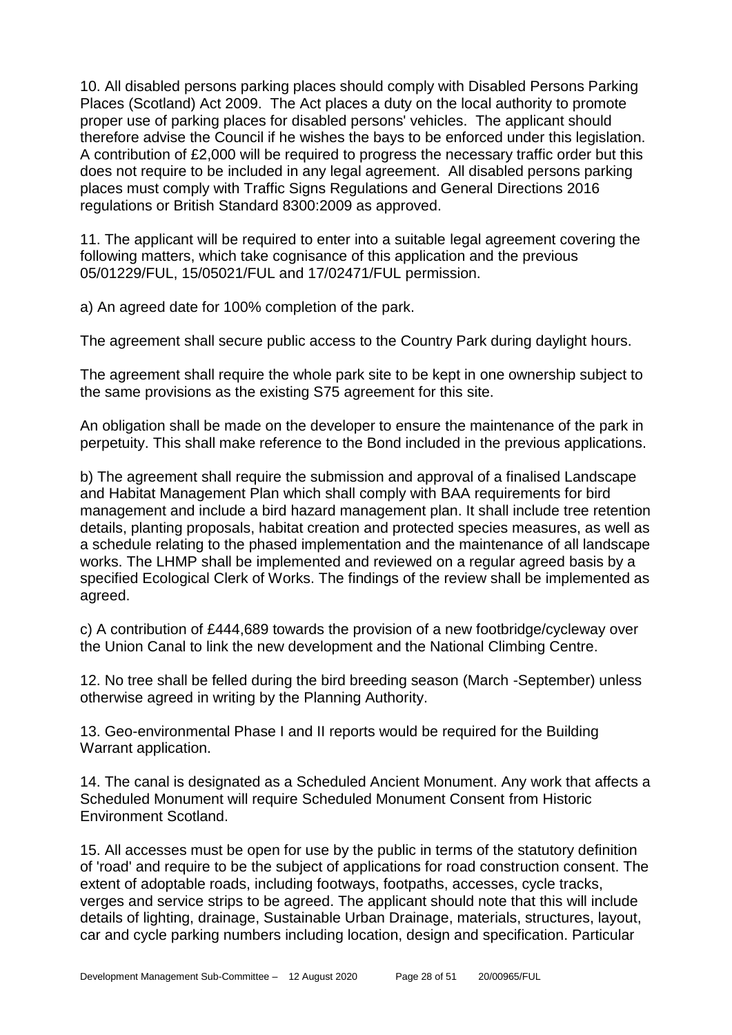10. All disabled persons parking places should comply with Disabled Persons Parking Places (Scotland) Act 2009. The Act places a duty on the local authority to promote proper use of parking places for disabled persons' vehicles. The applicant should therefore advise the Council if he wishes the bays to be enforced under this legislation. A contribution of £2,000 will be required to progress the necessary traffic order but this does not require to be included in any legal agreement. All disabled persons parking places must comply with Traffic Signs Regulations and General Directions 2016 regulations or British Standard 8300:2009 as approved.

11. The applicant will be required to enter into a suitable legal agreement covering the following matters, which take cognisance of this application and the previous 05/01229/FUL, 15/05021/FUL and 17/02471/FUL permission.

a) An agreed date for 100% completion of the park.

The agreement shall secure public access to the Country Park during daylight hours.

The agreement shall require the whole park site to be kept in one ownership subject to the same provisions as the existing S75 agreement for this site.

An obligation shall be made on the developer to ensure the maintenance of the park in perpetuity. This shall make reference to the Bond included in the previous applications.

b) The agreement shall require the submission and approval of a finalised Landscape and Habitat Management Plan which shall comply with BAA requirements for bird management and include a bird hazard management plan. It shall include tree retention details, planting proposals, habitat creation and protected species measures, as well as a schedule relating to the phased implementation and the maintenance of all landscape works. The LHMP shall be implemented and reviewed on a regular agreed basis by a specified Ecological Clerk of Works. The findings of the review shall be implemented as agreed.

c) A contribution of £444,689 towards the provision of a new footbridge/cycleway over the Union Canal to link the new development and the National Climbing Centre.

12. No tree shall be felled during the bird breeding season (March -September) unless otherwise agreed in writing by the Planning Authority.

13. Geo-environmental Phase I and II reports would be required for the Building Warrant application.

14. The canal is designated as a Scheduled Ancient Monument. Any work that affects a Scheduled Monument will require Scheduled Monument Consent from Historic Environment Scotland.

15. All accesses must be open for use by the public in terms of the statutory definition of 'road' and require to be the subject of applications for road construction consent. The extent of adoptable roads, including footways, footpaths, accesses, cycle tracks, verges and service strips to be agreed. The applicant should note that this will include details of lighting, drainage, Sustainable Urban Drainage, materials, structures, layout, car and cycle parking numbers including location, design and specification. Particular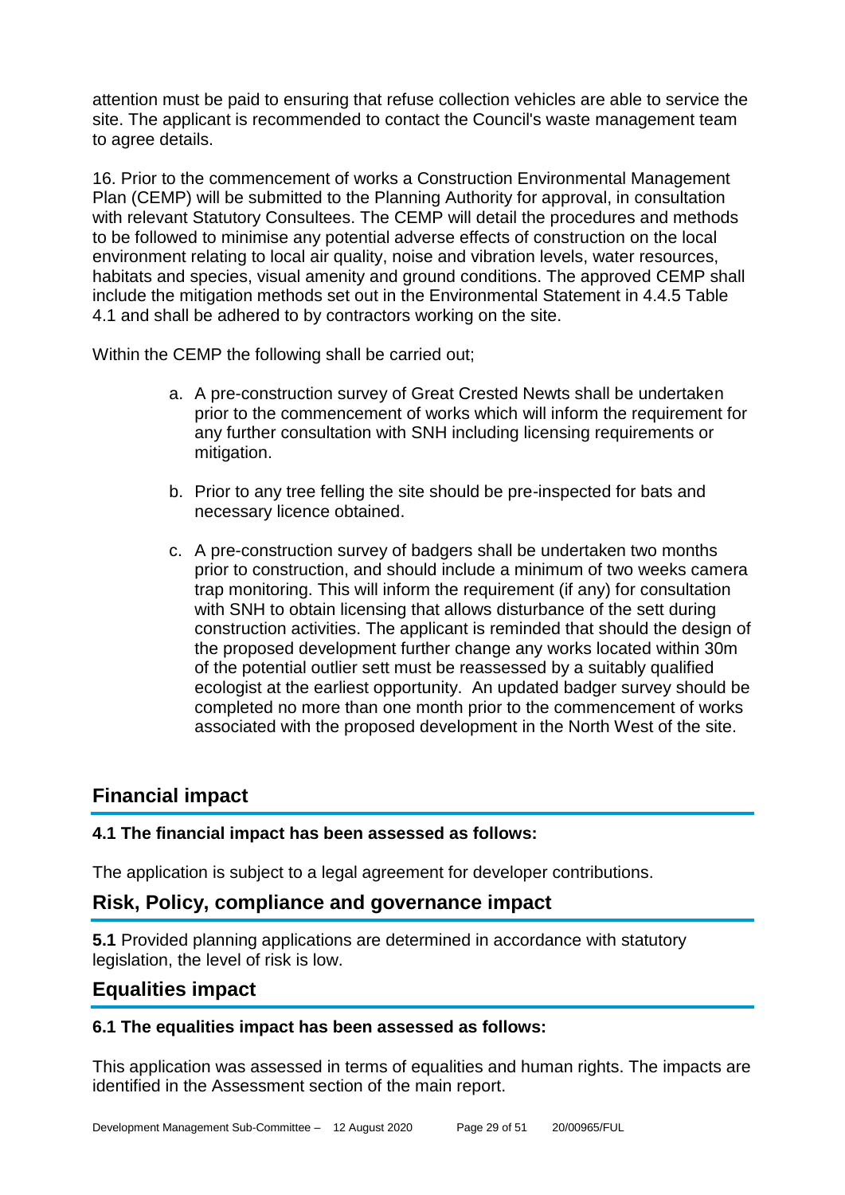attention must be paid to ensuring that refuse collection vehicles are able to service the site. The applicant is recommended to contact the Council's waste management team to agree details.

16. Prior to the commencement of works a Construction Environmental Management Plan (CEMP) will be submitted to the Planning Authority for approval, in consultation with relevant Statutory Consultees. The CEMP will detail the procedures and methods to be followed to minimise any potential adverse effects of construction on the local environment relating to local air quality, noise and vibration levels, water resources, habitats and species, visual amenity and ground conditions. The approved CEMP shall include the mitigation methods set out in the Environmental Statement in 4.4.5 Table 4.1 and shall be adhered to by contractors working on the site.

Within the CEMP the following shall be carried out;

a. A pre-construction survey of Great Crested Newts shall be undertaken prior to the commencement of works which will inform the requirement for any further consultation with SNH including licensing requirements or mitigation.

b. Prior to any tree felling the site should be pre-inspected for bats and necessary licence obtained.

c. A pre-construction survey of badgers shall be undertaken two months prior to construction, and should include a minimum of two weeks camera trap monitoring. This will inform the requirement (if any) for consultation with SNH to obtain licensing that allows disturbance of the sett during construction activities. The applicant is reminded that should the design of the proposed development further change any works located within 30m of the potential outlier sett must be reassessed by a suitably qualified ecologist at the earliest opportunity. An updated badger survey should be completed no more than one month prior to the commencement of works associated with the proposed development in the North West of the site.

## Financial impact

**4.1 The financial impact has been assessed as follows:**

The application is subject to a legal agreement for developer contributions.

## Risk, Policy, compliance and governance impact

**5.1** Provided planning applications are determined in accordance with statutory legislation, the level of risk is low.

## Equalities impact

**6.1 The equalities impact has been assessed as follows:**

This application was assessed in terms of equalities and human rights. The impacts are identified in the Assessment section of the main report.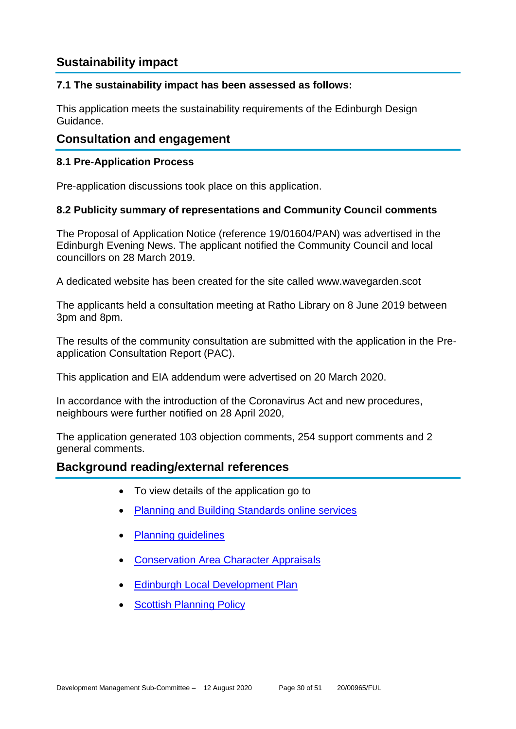## Sustainability impact

### 7.1 The sustainability impact has been assessed as follows:

This application meets the sustainability requirements of the Edinburgh Design Guidance.

## Consultation and engagement

### 8.1 Pre-Application Process

Pre-application discussions took place on this application.

### 8.2 Publicity summary of representations and Community Council comments

The Proposal of Application Notice (reference 19/01604/PAN) was advertised in the Edinburgh Evening News. The applicant notified the Community Council and local councillors on 28 March 2019.

A dedicated website has been created for the site called www.wavegarden.scot

The applicants held a consultation meeting at Ratho Library on 8 June 2019 between 3pm and 8pm.

The results of the community consultation are submitted with the application in the Pre-application Consultation Report (PAC).

This application and EIA addendum were advertised on 20 March 2020.

In accordance with the introduction of the Coronavirus Act and new procedures, neighbours were further notified on 28 April 2020,

The application generated 103 objection comments, 254 support comments and 2 general comments.

## Background reading/external references

- To view details of the application go to
- Planning and Building Standards online services
- Planning guidelines
- Conservation Area Character Appraisals
- Edinburgh Local Development Plan
- Scottish Planning Policy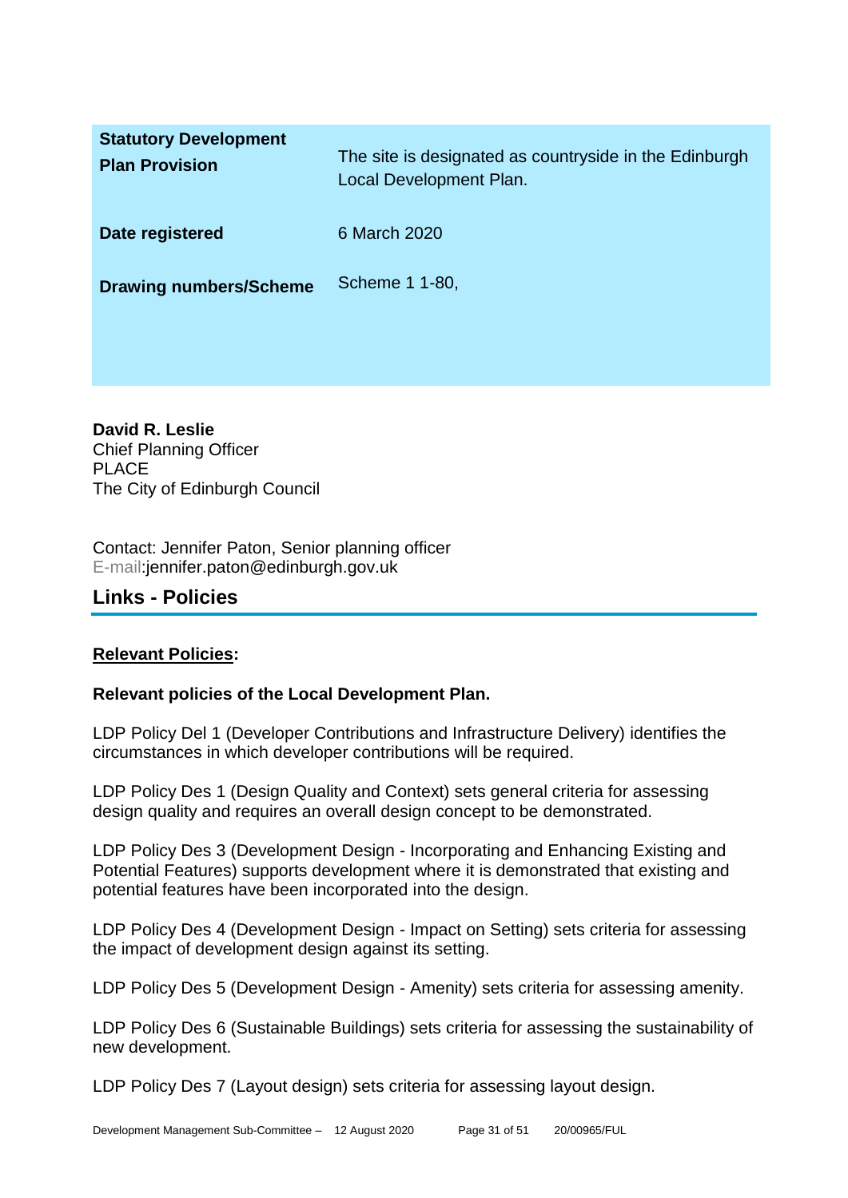| | |
|---|---|
| **Statutory Development Plan Provision** | The site is designated as countryside in the Edinburgh Local Development Plan. |
| **Date registered** | 6 March 2020 |
| **Drawing numbers/Scheme** | Scheme 1 1-80, |

**David R. Leslie**
Chief Planning Officer
PLACE
The City of Edinburgh Council

Contact: Jennifer Paton, Senior planning officer
E-mail:jennifer.paton@edinburgh.gov.uk

## Links - Policies

**Relevant Policies:**

**Relevant policies of the Local Development Plan.**

LDP Policy Del 1 (Developer Contributions and Infrastructure Delivery) identifies the circumstances in which developer contributions will be required.

LDP Policy Des 1 (Design Quality and Context) sets general criteria for assessing design quality and requires an overall design concept to be demonstrated.

LDP Policy Des 3 (Development Design - Incorporating and Enhancing Existing and Potential Features) supports development where it is demonstrated that existing and potential features have been incorporated into the design.

LDP Policy Des 4 (Development Design - Impact on Setting) sets criteria for assessing the impact of development design against its setting.

LDP Policy Des 5 (Development Design - Amenity) sets criteria for assessing amenity.

LDP Policy Des 6 (Sustainable Buildings) sets criteria for assessing the sustainability of new development.

LDP Policy Des 7 (Layout design) sets criteria for assessing layout design.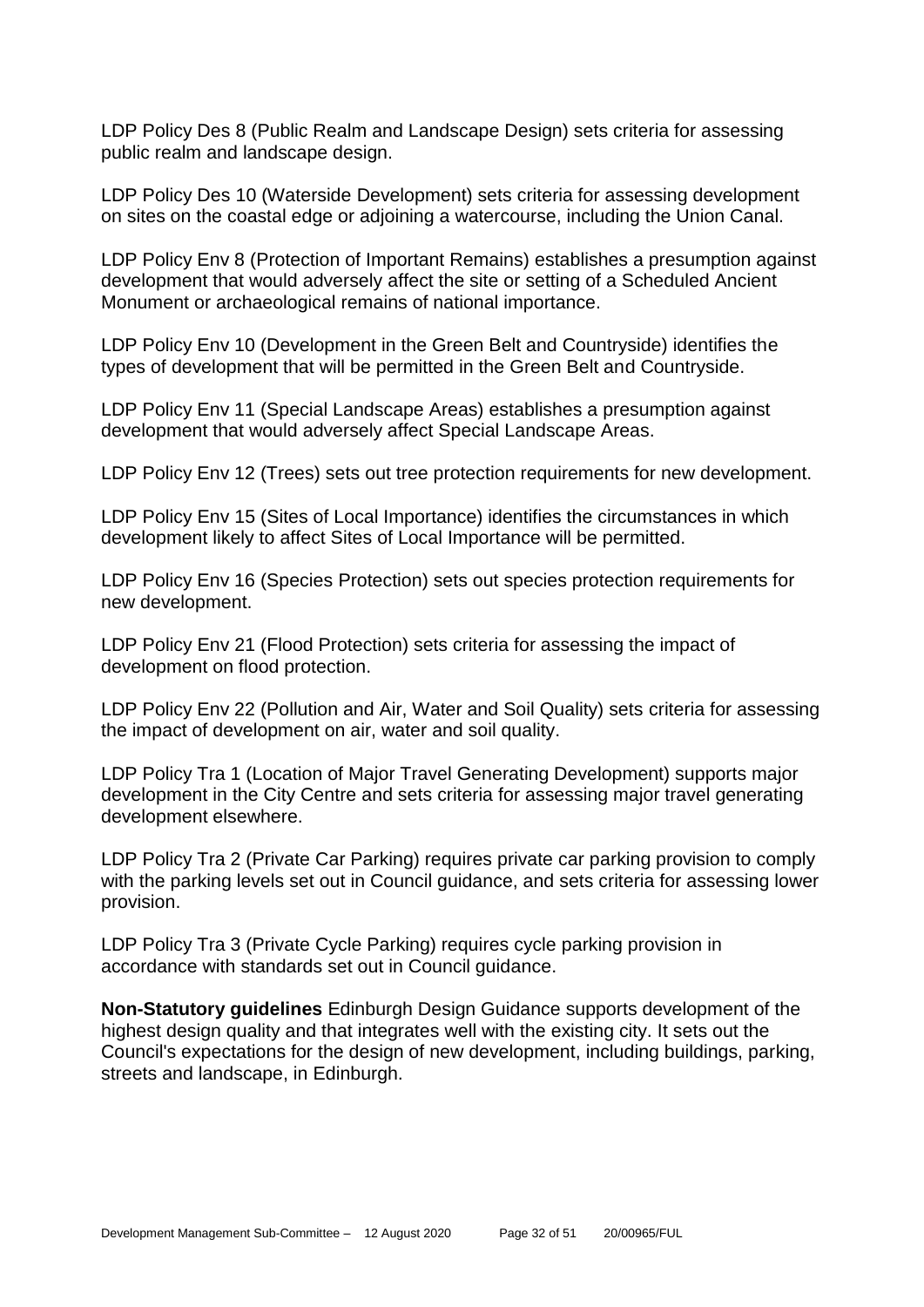LDP Policy Des 8 (Public Realm and Landscape Design) sets criteria for assessing public realm and landscape design.

LDP Policy Des 10 (Waterside Development) sets criteria for assessing development on sites on the coastal edge or adjoining a watercourse, including the Union Canal.

LDP Policy Env 8 (Protection of Important Remains) establishes a presumption against development that would adversely affect the site or setting of a Scheduled Ancient Monument or archaeological remains of national importance.

LDP Policy Env 10 (Development in the Green Belt and Countryside) identifies the types of development that will be permitted in the Green Belt and Countryside.

LDP Policy Env 11 (Special Landscape Areas) establishes a presumption against development that would adversely affect Special Landscape Areas.

LDP Policy Env 12 (Trees) sets out tree protection requirements for new development.

LDP Policy Env 15 (Sites of Local Importance) identifies the circumstances in which development likely to affect Sites of Local Importance will be permitted.

LDP Policy Env 16 (Species Protection) sets out species protection requirements for new development.

LDP Policy Env 21 (Flood Protection) sets criteria for assessing the impact of development on flood protection.

LDP Policy Env 22 (Pollution and Air, Water and Soil Quality) sets criteria for assessing the impact of development on air, water and soil quality.

LDP Policy Tra 1 (Location of Major Travel Generating Development) supports major development in the City Centre and sets criteria for assessing major travel generating development elsewhere.

LDP Policy Tra 2 (Private Car Parking) requires private car parking provision to comply with the parking levels set out in Council guidance, and sets criteria for assessing lower provision.

LDP Policy Tra 3 (Private Cycle Parking) requires cycle parking provision in accordance with standards set out in Council guidance.

**Non-Statutory guidelines** Edinburgh Design Guidance supports development of the highest design quality and that integrates well with the existing city. It sets out the Council's expectations for the design of new development, including buildings, parking, streets and landscape, in Edinburgh.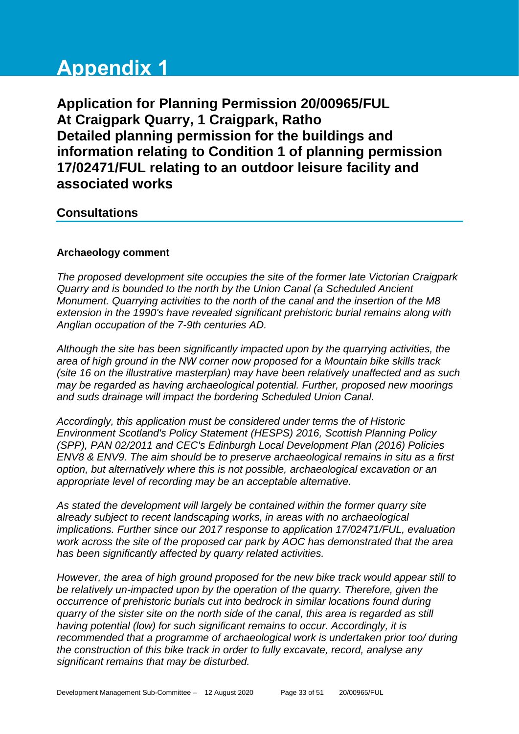# Appendix 1

## Application for Planning Permission 20/00965/FUL
## At Craigpark Quarry, 1 Craigpark, Ratho
## Detailed planning permission for the buildings and information relating to Condition 1 of planning permission 17/02471/FUL relating to an outdoor leisure facility and associated works

### Consultations

**Archaeology comment**

*The proposed development site occupies the site of the former late Victorian Craigpark Quarry and is bounded to the north by the Union Canal (a Scheduled Ancient Monument. Quarrying activities to the north of the canal and the insertion of the M8 extension in the 1990's have revealed significant prehistoric burial remains along with Anglian occupation of the 7-9th centuries AD.*

*Although the site has been significantly impacted upon by the quarrying activities, the area of high ground in the NW corner now proposed for a Mountain bike skills track (site 16 on the illustrative masterplan) may have been relatively unaffected and as such may be regarded as having archaeological potential. Further, proposed new moorings and suds drainage will impact the bordering Scheduled Union Canal.*

*Accordingly, this application must be considered under terms the of Historic Environment Scotland's Policy Statement (HESPS) 2016, Scottish Planning Policy (SPP), PAN 02/2011 and CEC's Edinburgh Local Development Plan (2016) Policies ENV8 & ENV9. The aim should be to preserve archaeological remains in situ as a first option, but alternatively where this is not possible, archaeological excavation or an appropriate level of recording may be an acceptable alternative.*

*As stated the development will largely be contained within the former quarry site already subject to recent landscaping works, in areas with no archaeological implications. Further since our 2017 response to application 17/02471/FUL, evaluation work across the site of the proposed car park by AOC has demonstrated that the area has been significantly affected by quarry related activities.*

*However, the area of high ground proposed for the new bike track would appear still to be relatively un-impacted upon by the operation of the quarry. Therefore, given the occurrence of prehistoric burials cut into bedrock in similar locations found during quarry of the sister site on the north side of the canal, this area is regarded as still having potential (low) for such significant remains to occur. Accordingly, it is recommended that a programme of archaeological work is undertaken prior too/ during the construction of this bike track in order to fully excavate, record, analyse any significant remains that may be disturbed.*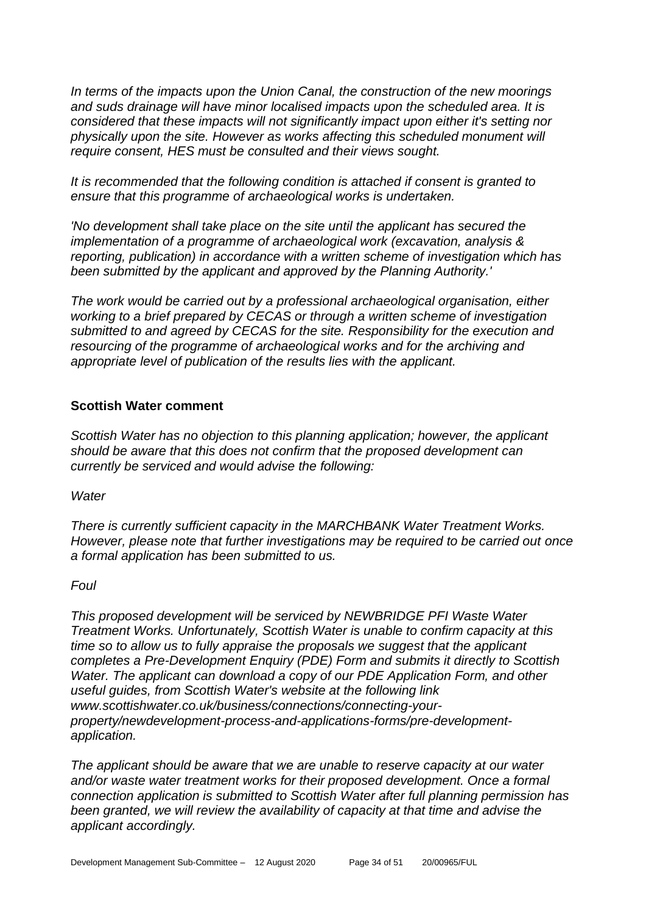*In terms of the impacts upon the Union Canal, the construction of the new moorings and suds drainage will have minor localised impacts upon the scheduled area. It is considered that these impacts will not significantly impact upon either it's setting nor physically upon the site. However as works affecting this scheduled monument will require consent, HES must be consulted and their views sought.*

*It is recommended that the following condition is attached if consent is granted to ensure that this programme of archaeological works is undertaken.*

*'No development shall take place on the site until the applicant has secured the implementation of a programme of archaeological work (excavation, analysis & reporting, publication) in accordance with a written scheme of investigation which has been submitted by the applicant and approved by the Planning Authority.'*

*The work would be carried out by a professional archaeological organisation, either working to a brief prepared by CECAS or through a written scheme of investigation submitted to and agreed by CECAS for the site. Responsibility for the execution and resourcing of the programme of archaeological works and for the archiving and appropriate level of publication of the results lies with the applicant.*

**Scottish Water comment**

*Scottish Water has no objection to this planning application; however, the applicant should be aware that this does not confirm that the proposed development can currently be serviced and would advise the following:*

*Water*

*There is currently sufficient capacity in the MARCHBANK Water Treatment Works. However, please note that further investigations may be required to be carried out once a formal application has been submitted to us.*

*Foul*

*This proposed development will be serviced by NEWBRIDGE PFI Waste Water Treatment Works. Unfortunately, Scottish Water is unable to confirm capacity at this time so to allow us to fully appraise the proposals we suggest that the applicant completes a Pre-Development Enquiry (PDE) Form and submits it directly to Scottish Water. The applicant can download a copy of our PDE Application Form, and other useful guides, from Scottish Water's website at the following link www.scottishwater.co.uk/business/connections/connecting-your-property/newdevelopment-process-and-applications-forms/pre-development-application.*

*The applicant should be aware that we are unable to reserve capacity at our water and/or waste water treatment works for their proposed development. Once a formal connection application is submitted to Scottish Water after full planning permission has been granted, we will review the availability of capacity at that time and advise the applicant accordingly.*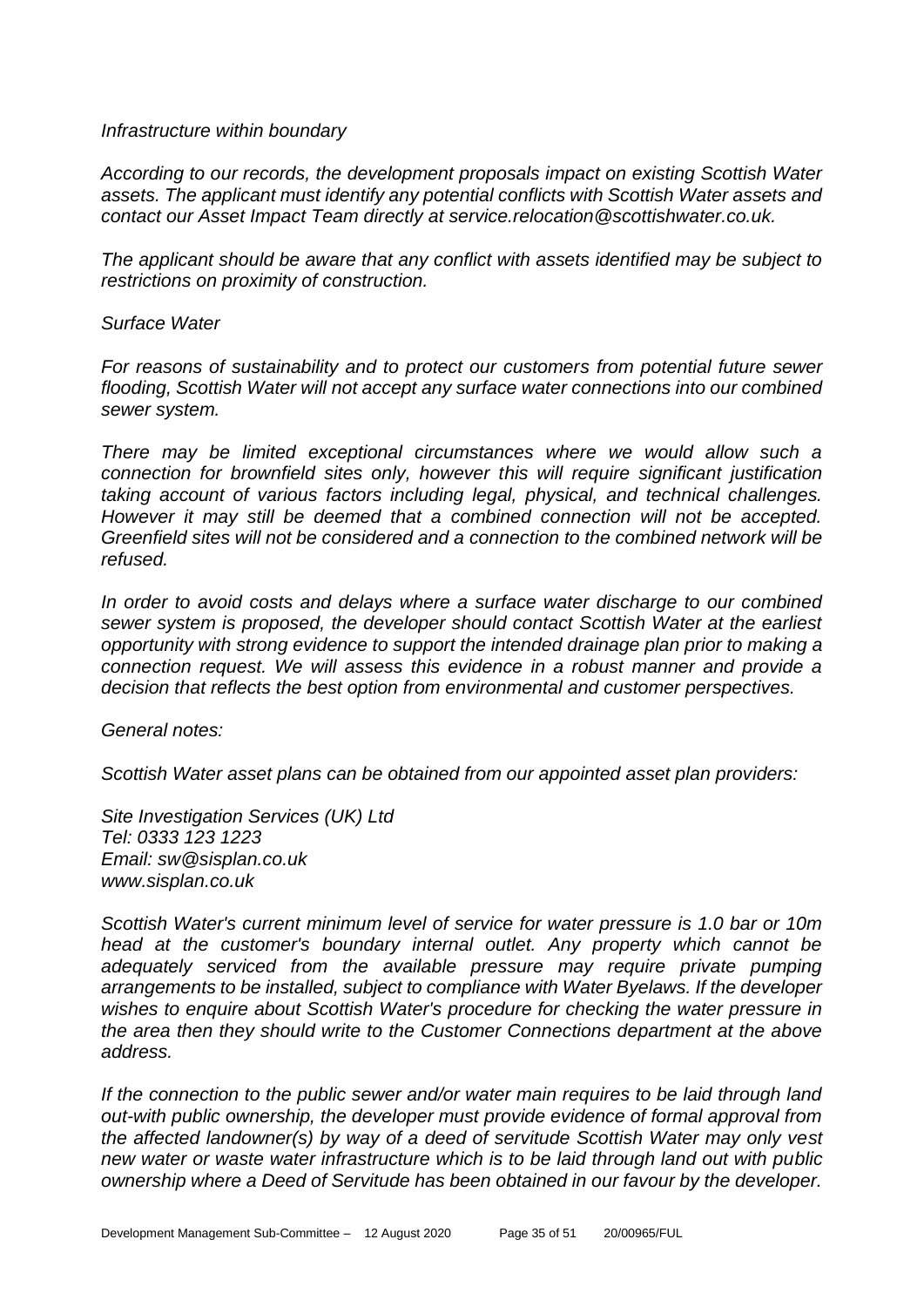*Infrastructure within boundary*

*According to our records, the development proposals impact on existing Scottish Water assets. The applicant must identify any potential conflicts with Scottish Water assets and contact our Asset Impact Team directly at service.relocation@scottishwater.co.uk.*

*The applicant should be aware that any conflict with assets identified may be subject to restrictions on proximity of construction.*

*Surface Water*

*For reasons of sustainability and to protect our customers from potential future sewer flooding, Scottish Water will not accept any surface water connections into our combined sewer system.*

*There may be limited exceptional circumstances where we would allow such a connection for brownfield sites only, however this will require significant justification taking account of various factors including legal, physical, and technical challenges. However it may still be deemed that a combined connection will not be accepted. Greenfield sites will not be considered and a connection to the combined network will be refused.*

*In order to avoid costs and delays where a surface water discharge to our combined sewer system is proposed, the developer should contact Scottish Water at the earliest opportunity with strong evidence to support the intended drainage plan prior to making a connection request. We will assess this evidence in a robust manner and provide a decision that reflects the best option from environmental and customer perspectives.*

*General notes:*

*Scottish Water asset plans can be obtained from our appointed asset plan providers:*

*Site Investigation Services (UK) Ltd*
*Tel: 0333 123 1223*
*Email: sw@sisplan.co.uk*
*www.sisplan.co.uk*

*Scottish Water's current minimum level of service for water pressure is 1.0 bar or 10m head at the customer's boundary internal outlet. Any property which cannot be adequately serviced from the available pressure may require private pumping arrangements to be installed, subject to compliance with Water Byelaws. If the developer wishes to enquire about Scottish Water's procedure for checking the water pressure in the area then they should write to the Customer Connections department at the above address.*

*If the connection to the public sewer and/or water main requires to be laid through land out-with public ownership, the developer must provide evidence of formal approval from the affected landowner(s) by way of a deed of servitude Scottish Water may only vest new water or waste water infrastructure which is to be laid through land out with public ownership where a Deed of Servitude has been obtained in our favour by the developer.*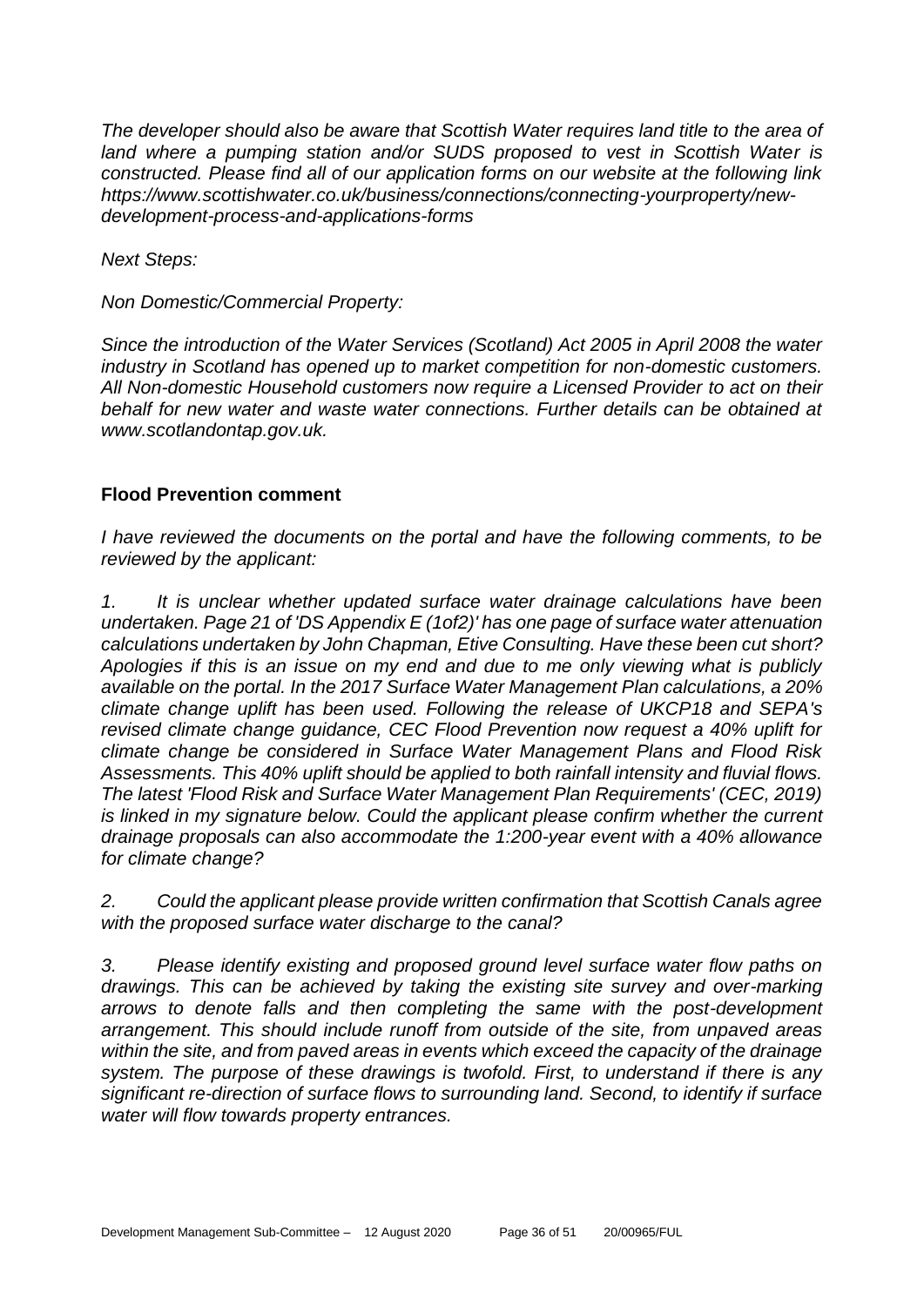*The developer should also be aware that Scottish Water requires land title to the area of land where a pumping station and/or SUDS proposed to vest in Scottish Water is constructed. Please find all of our application forms on our website at the following link https://www.scottishwater.co.uk/business/connections/connecting-yourproperty/new-development-process-and-applications-forms*

*Next Steps:*

*Non Domestic/Commercial Property:*

*Since the introduction of the Water Services (Scotland) Act 2005 in April 2008 the water industry in Scotland has opened up to market competition for non-domestic customers. All Non-domestic Household customers now require a Licensed Provider to act on their behalf for new water and waste water connections. Further details can be obtained at www.scotlandontap.gov.uk.*

**Flood Prevention comment**

*I have reviewed the documents on the portal and have the following comments, to be reviewed by the applicant:*

*1. It is unclear whether updated surface water drainage calculations have been undertaken. Page 21 of 'DS Appendix E (1of2)' has one page of surface water attenuation calculations undertaken by John Chapman, Etive Consulting. Have these been cut short? Apologies if this is an issue on my end and due to me only viewing what is publicly available on the portal. In the 2017 Surface Water Management Plan calculations, a 20% climate change uplift has been used. Following the release of UKCP18 and SEPA's revised climate change guidance, CEC Flood Prevention now request a 40% uplift for climate change be considered in Surface Water Management Plans and Flood Risk Assessments. This 40% uplift should be applied to both rainfall intensity and fluvial flows. The latest 'Flood Risk and Surface Water Management Plan Requirements' (CEC, 2019) is linked in my signature below. Could the applicant please confirm whether the current drainage proposals can also accommodate the 1:200-year event with a 40% allowance for climate change?*

*2. Could the applicant please provide written confirmation that Scottish Canals agree with the proposed surface water discharge to the canal?*

*3. Please identify existing and proposed ground level surface water flow paths on drawings. This can be achieved by taking the existing site survey and over-marking arrows to denote falls and then completing the same with the post-development arrangement. This should include runoff from outside of the site, from unpaved areas within the site, and from paved areas in events which exceed the capacity of the drainage system. The purpose of these drawings is twofold. First, to understand if there is any significant re-direction of surface flows to surrounding land. Second, to identify if surface water will flow towards property entrances.*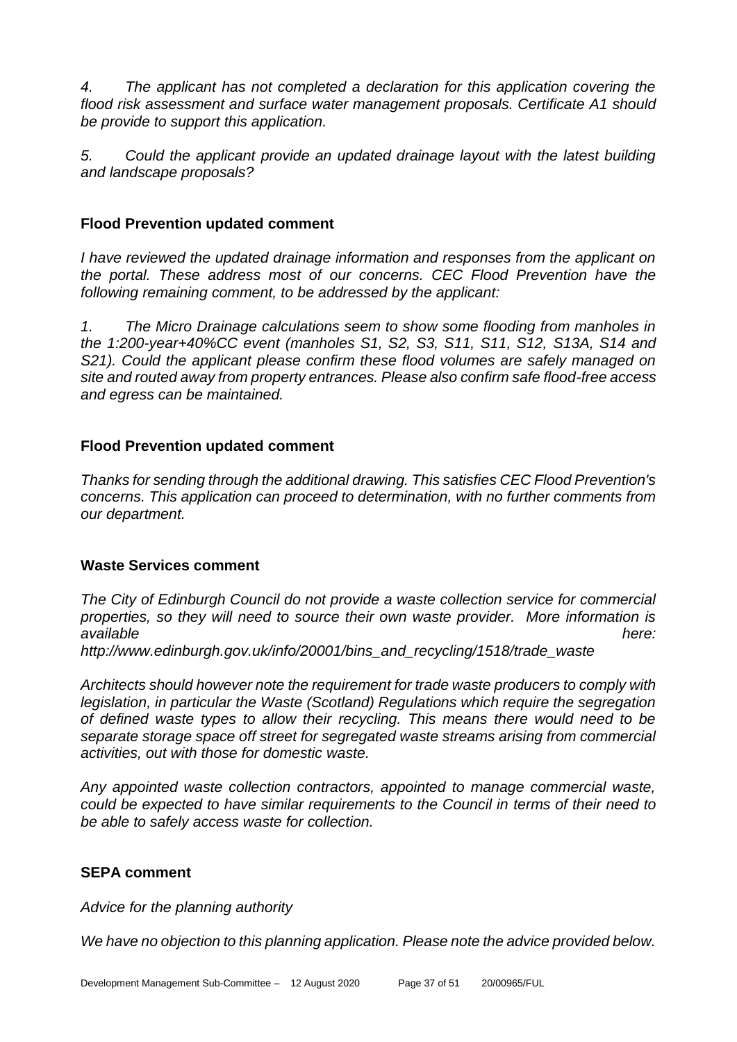*4. The applicant has not completed a declaration for this application covering the flood risk assessment and surface water management proposals. Certificate A1 should be provide to support this application.*

*5. Could the applicant provide an updated drainage layout with the latest building and landscape proposals?*

**Flood Prevention updated comment**

*I have reviewed the updated drainage information and responses from the applicant on the portal. These address most of our concerns. CEC Flood Prevention have the following remaining comment, to be addressed by the applicant:*

*1. The Micro Drainage calculations seem to show some flooding from manholes in the 1:200-year+40%CC event (manholes S1, S2, S3, S11, S11, S12, S13A, S14 and S21). Could the applicant please confirm these flood volumes are safely managed on site and routed away from property entrances. Please also confirm safe flood-free access and egress can be maintained.*

**Flood Prevention updated comment**

*Thanks for sending through the additional drawing. This satisfies CEC Flood Prevention's concerns. This application can proceed to determination, with no further comments from our department.*

**Waste Services comment**

*The City of Edinburgh Council do not provide a waste collection service for commercial properties, so they will need to source their own waste provider. More information is available here: http://www.edinburgh.gov.uk/info/20001/bins_and_recycling/1518/trade_waste*

*Architects should however note the requirement for trade waste producers to comply with legislation, in particular the Waste (Scotland) Regulations which require the segregation of defined waste types to allow their recycling. This means there would need to be separate storage space off street for segregated waste streams arising from commercial activities, out with those for domestic waste.*

*Any appointed waste collection contractors, appointed to manage commercial waste, could be expected to have similar requirements to the Council in terms of their need to be able to safely access waste for collection.*

**SEPA comment**

*Advice for the planning authority*

*We have no objection to this planning application. Please note the advice provided below.*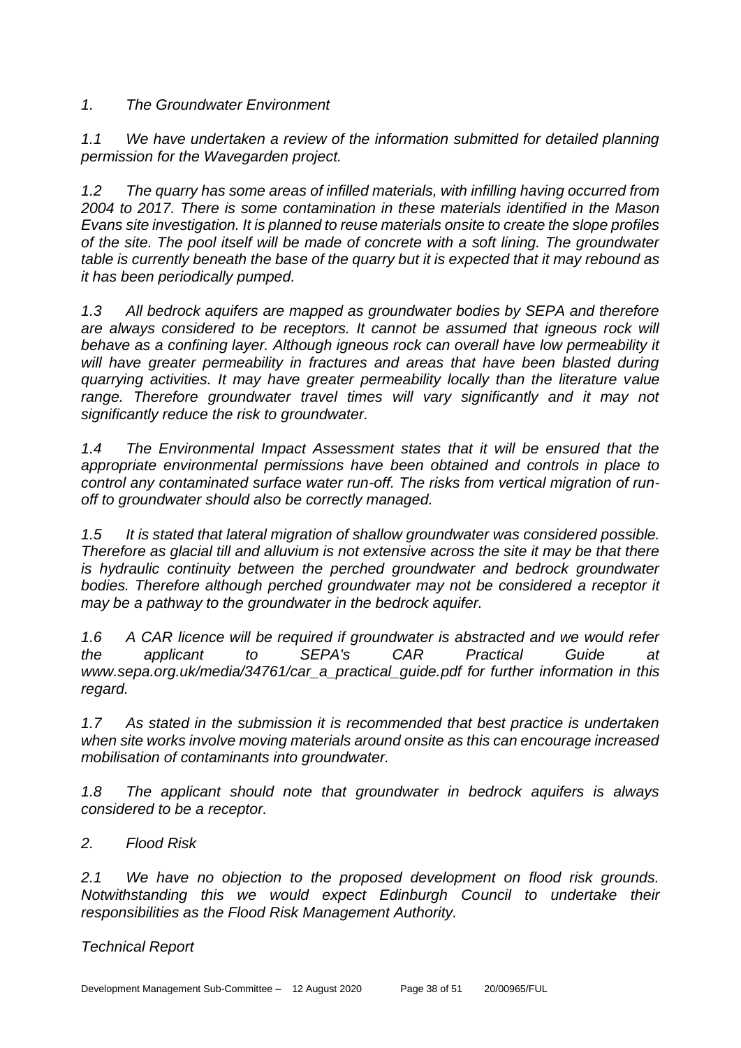*1. The Groundwater Environment*

*1.1 We have undertaken a review of the information submitted for detailed planning permission for the Wavegarden project.*

*1.2 The quarry has some areas of infilled materials, with infilling having occurred from 2004 to 2017. There is some contamination in these materials identified in the Mason Evans site investigation. It is planned to reuse materials onsite to create the slope profiles of the site. The pool itself will be made of concrete with a soft lining. The groundwater table is currently beneath the base of the quarry but it is expected that it may rebound as it has been periodically pumped.*

*1.3 All bedrock aquifers are mapped as groundwater bodies by SEPA and therefore are always considered to be receptors. It cannot be assumed that igneous rock will behave as a confining layer. Although igneous rock can overall have low permeability it will have greater permeability in fractures and areas that have been blasted during quarrying activities. It may have greater permeability locally than the literature value range. Therefore groundwater travel times will vary significantly and it may not significantly reduce the risk to groundwater.*

*1.4 The Environmental Impact Assessment states that it will be ensured that the appropriate environmental permissions have been obtained and controls in place to control any contaminated surface water run-off. The risks from vertical migration of run-off to groundwater should also be correctly managed.*

*1.5 It is stated that lateral migration of shallow groundwater was considered possible. Therefore as glacial till and alluvium is not extensive across the site it may be that there is hydraulic continuity between the perched groundwater and bedrock groundwater bodies. Therefore although perched groundwater may not be considered a receptor it may be a pathway to the groundwater in the bedrock aquifer.*

*1.6 A CAR licence will be required if groundwater is abstracted and we would refer the applicant to SEPA's CAR Practical Guide at www.sepa.org.uk/media/34761/car_a_practical_guide.pdf for further information in this regard.*

*1.7 As stated in the submission it is recommended that best practice is undertaken when site works involve moving materials around onsite as this can encourage increased mobilisation of contaminants into groundwater.*

*1.8 The applicant should note that groundwater in bedrock aquifers is always considered to be a receptor.*

*2. Flood Risk*

*2.1 We have no objection to the proposed development on flood risk grounds. Notwithstanding this we would expect Edinburgh Council to undertake their responsibilities as the Flood Risk Management Authority.*

*Technical Report*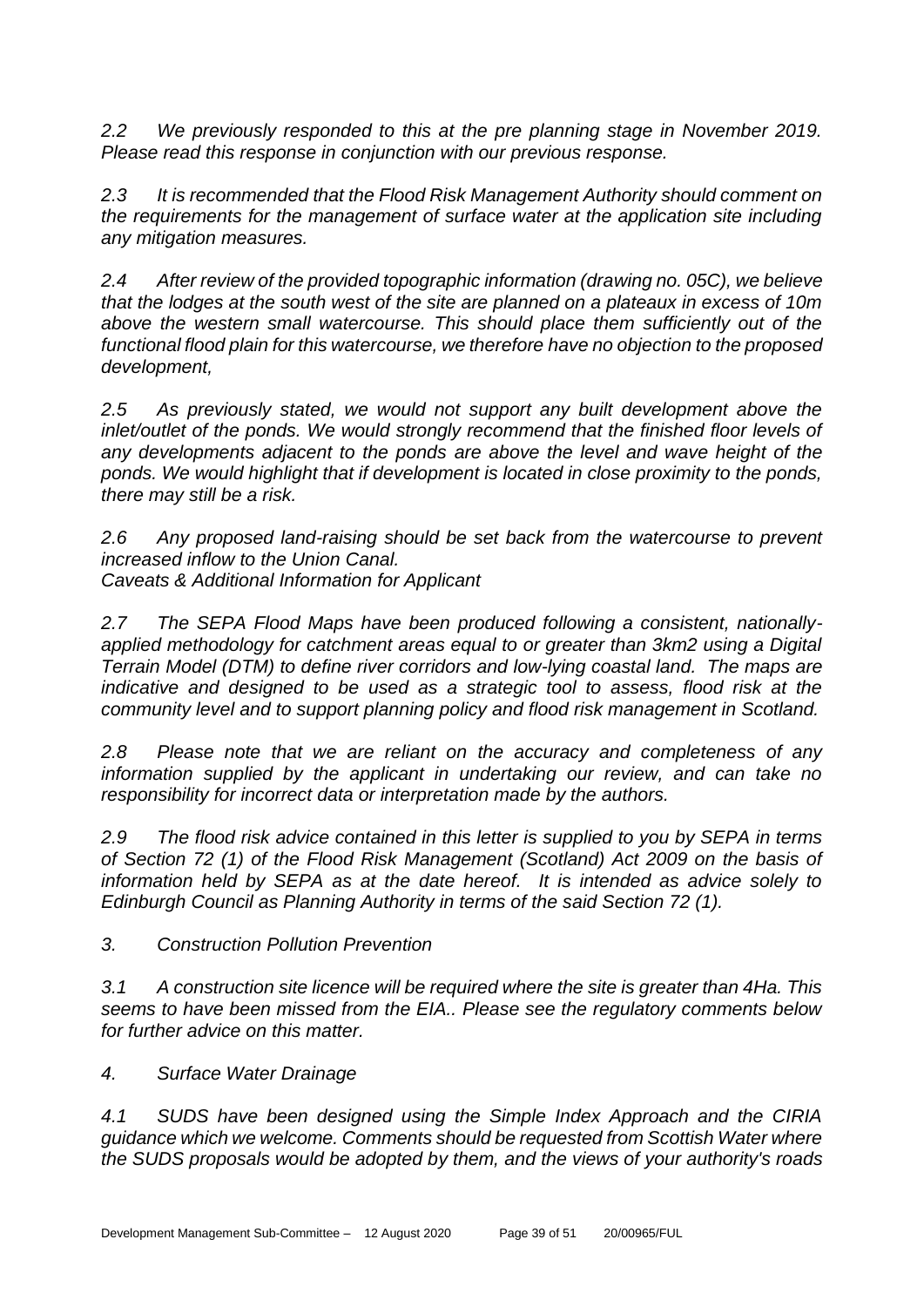*2.2 We previously responded to this at the pre planning stage in November 2019. Please read this response in conjunction with our previous response.*

*2.3 It is recommended that the Flood Risk Management Authority should comment on the requirements for the management of surface water at the application site including any mitigation measures.*

*2.4 After review of the provided topographic information (drawing no. 05C), we believe that the lodges at the south west of the site are planned on a plateaux in excess of 10m above the western small watercourse. This should place them sufficiently out of the functional flood plain for this watercourse, we therefore have no objection to the proposed development,*

*2.5 As previously stated, we would not support any built development above the inlet/outlet of the ponds. We would strongly recommend that the finished floor levels of any developments adjacent to the ponds are above the level and wave height of the ponds. We would highlight that if development is located in close proximity to the ponds, there may still be a risk.*

*2.6 Any proposed land-raising should be set back from the watercourse to prevent increased inflow to the Union Canal.*

*Caveats & Additional Information for Applicant*

*2.7 The SEPA Flood Maps have been produced following a consistent, nationally-applied methodology for catchment areas equal to or greater than 3km2 using a Digital Terrain Model (DTM) to define river corridors and low-lying coastal land. The maps are indicative and designed to be used as a strategic tool to assess, flood risk at the community level and to support planning policy and flood risk management in Scotland.*

*2.8 Please note that we are reliant on the accuracy and completeness of any information supplied by the applicant in undertaking our review, and can take no responsibility for incorrect data or interpretation made by the authors.*

*2.9 The flood risk advice contained in this letter is supplied to you by SEPA in terms of Section 72 (1) of the Flood Risk Management (Scotland) Act 2009 on the basis of information held by SEPA as at the date hereof. It is intended as advice solely to Edinburgh Council as Planning Authority in terms of the said Section 72 (1).*

*3. Construction Pollution Prevention*

*3.1 A construction site licence will be required where the site is greater than 4Ha. This seems to have been missed from the EIA.. Please see the regulatory comments below for further advice on this matter.*

*4. Surface Water Drainage*

*4.1 SUDS have been designed using the Simple Index Approach and the CIRIA guidance which we welcome. Comments should be requested from Scottish Water where the SUDS proposals would be adopted by them, and the views of your authority's roads*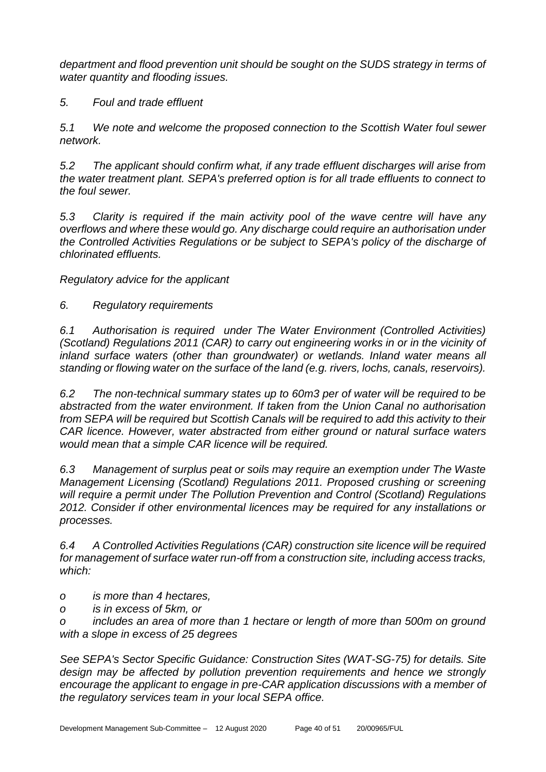*department and flood prevention unit should be sought on the SUDS strategy in terms of water quantity and flooding issues.*

*5. Foul and trade effluent*

*5.1 We note and welcome the proposed connection to the Scottish Water foul sewer network.*

*5.2 The applicant should confirm what, if any trade effluent discharges will arise from the water treatment plant. SEPA's preferred option is for all trade effluents to connect to the foul sewer.*

*5.3 Clarity is required if the main activity pool of the wave centre will have any overflows and where these would go. Any discharge could require an authorisation under the Controlled Activities Regulations or be subject to SEPA's policy of the discharge of chlorinated effluents.*

*Regulatory advice for the applicant*

*6. Regulatory requirements*

*6.1 Authorisation is required under The Water Environment (Controlled Activities) (Scotland) Regulations 2011 (CAR) to carry out engineering works in or in the vicinity of inland surface waters (other than groundwater) or wetlands. Inland water means all standing or flowing water on the surface of the land (e.g. rivers, lochs, canals, reservoirs).*

*6.2 The non-technical summary states up to 60m3 per of water will be required to be abstracted from the water environment. If taken from the Union Canal no authorisation from SEPA will be required but Scottish Canals will be required to add this activity to their CAR licence. However, water abstracted from either ground or natural surface waters would mean that a simple CAR licence will be required.*

*6.3 Management of surplus peat or soils may require an exemption under The Waste Management Licensing (Scotland) Regulations 2011. Proposed crushing or screening will require a permit under The Pollution Prevention and Control (Scotland) Regulations 2012. Consider if other environmental licences may be required for any installations or processes.*

*6.4 A Controlled Activities Regulations (CAR) construction site licence will be required for management of surface water run-off from a construction site, including access tracks, which:*

*o is more than 4 hectares,*

*o is in excess of 5km, or*

*o includes an area of more than 1 hectare or length of more than 500m on ground with a slope in excess of 25 degrees*

*See SEPA's Sector Specific Guidance: Construction Sites (WAT-SG-75) for details. Site design may be affected by pollution prevention requirements and hence we strongly encourage the applicant to engage in pre-CAR application discussions with a member of the regulatory services team in your local SEPA office.*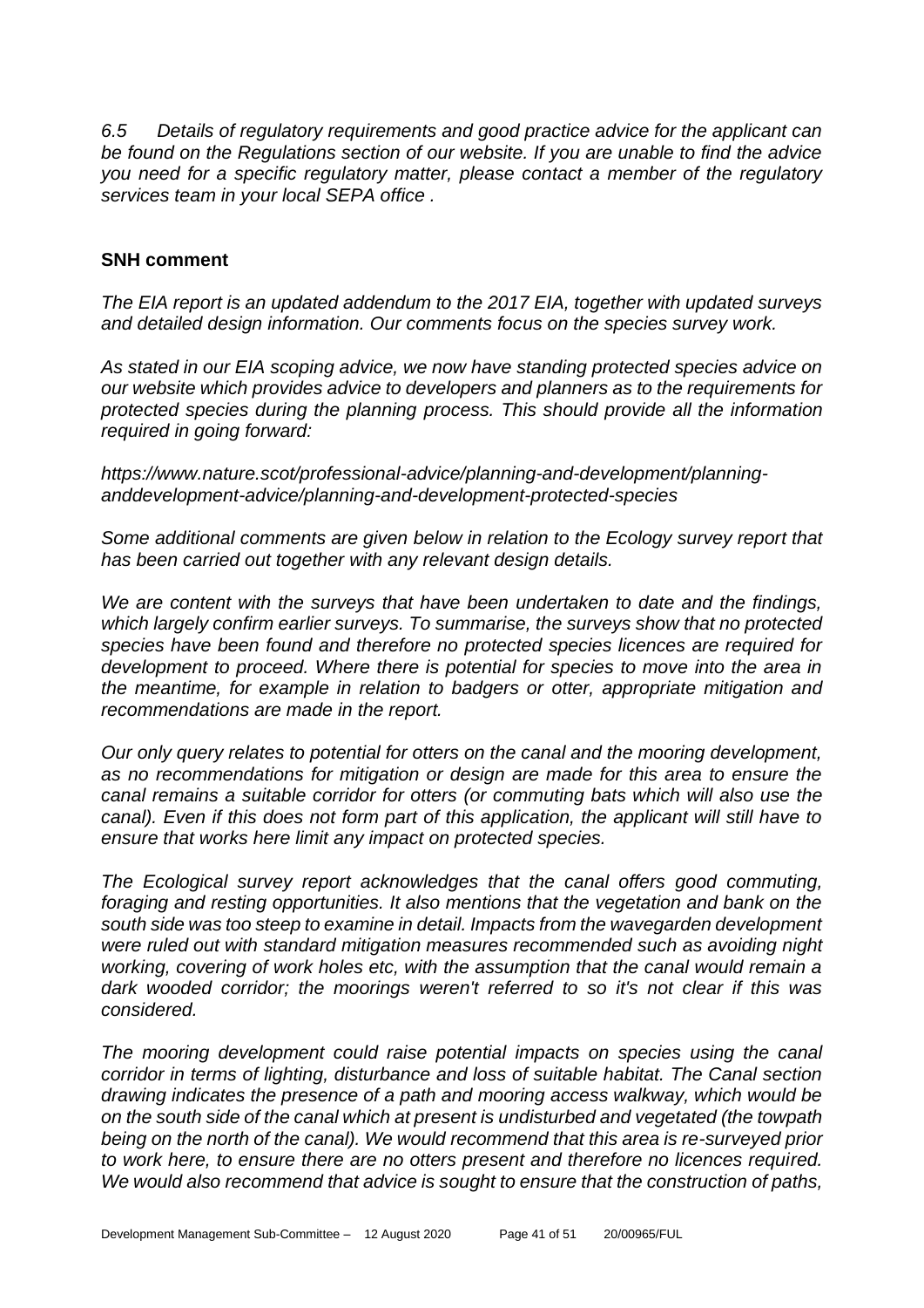*6.5 Details of regulatory requirements and good practice advice for the applicant can be found on the Regulations section of our website. If you are unable to find the advice you need for a specific regulatory matter, please contact a member of the regulatory services team in your local SEPA office .*

**SNH comment**

*The EIA report is an updated addendum to the 2017 EIA, together with updated surveys and detailed design information. Our comments focus on the species survey work.*

*As stated in our EIA scoping advice, we now have standing protected species advice on our website which provides advice to developers and planners as to the requirements for protected species during the planning process. This should provide all the information required in going forward:*

*https://www.nature.scot/professional-advice/planning-and-development/planning-anddevelopment-advice/planning-and-development-protected-species*

*Some additional comments are given below in relation to the Ecology survey report that has been carried out together with any relevant design details.*

*We are content with the surveys that have been undertaken to date and the findings, which largely confirm earlier surveys. To summarise, the surveys show that no protected species have been found and therefore no protected species licences are required for development to proceed. Where there is potential for species to move into the area in the meantime, for example in relation to badgers or otter, appropriate mitigation and recommendations are made in the report.*

*Our only query relates to potential for otters on the canal and the mooring development, as no recommendations for mitigation or design are made for this area to ensure the canal remains a suitable corridor for otters (or commuting bats which will also use the canal). Even if this does not form part of this application, the applicant will still have to ensure that works here limit any impact on protected species.*

*The Ecological survey report acknowledges that the canal offers good commuting, foraging and resting opportunities. It also mentions that the vegetation and bank on the south side was too steep to examine in detail. Impacts from the wavegarden development were ruled out with standard mitigation measures recommended such as avoiding night working, covering of work holes etc, with the assumption that the canal would remain a dark wooded corridor; the moorings weren't referred to so it's not clear if this was considered.*

*The mooring development could raise potential impacts on species using the canal corridor in terms of lighting, disturbance and loss of suitable habitat. The Canal section drawing indicates the presence of a path and mooring access walkway, which would be on the south side of the canal which at present is undisturbed and vegetated (the towpath being on the north of the canal). We would recommend that this area is re-surveyed prior to work here, to ensure there are no otters present and therefore no licences required. We would also recommend that advice is sought to ensure that the construction of paths,*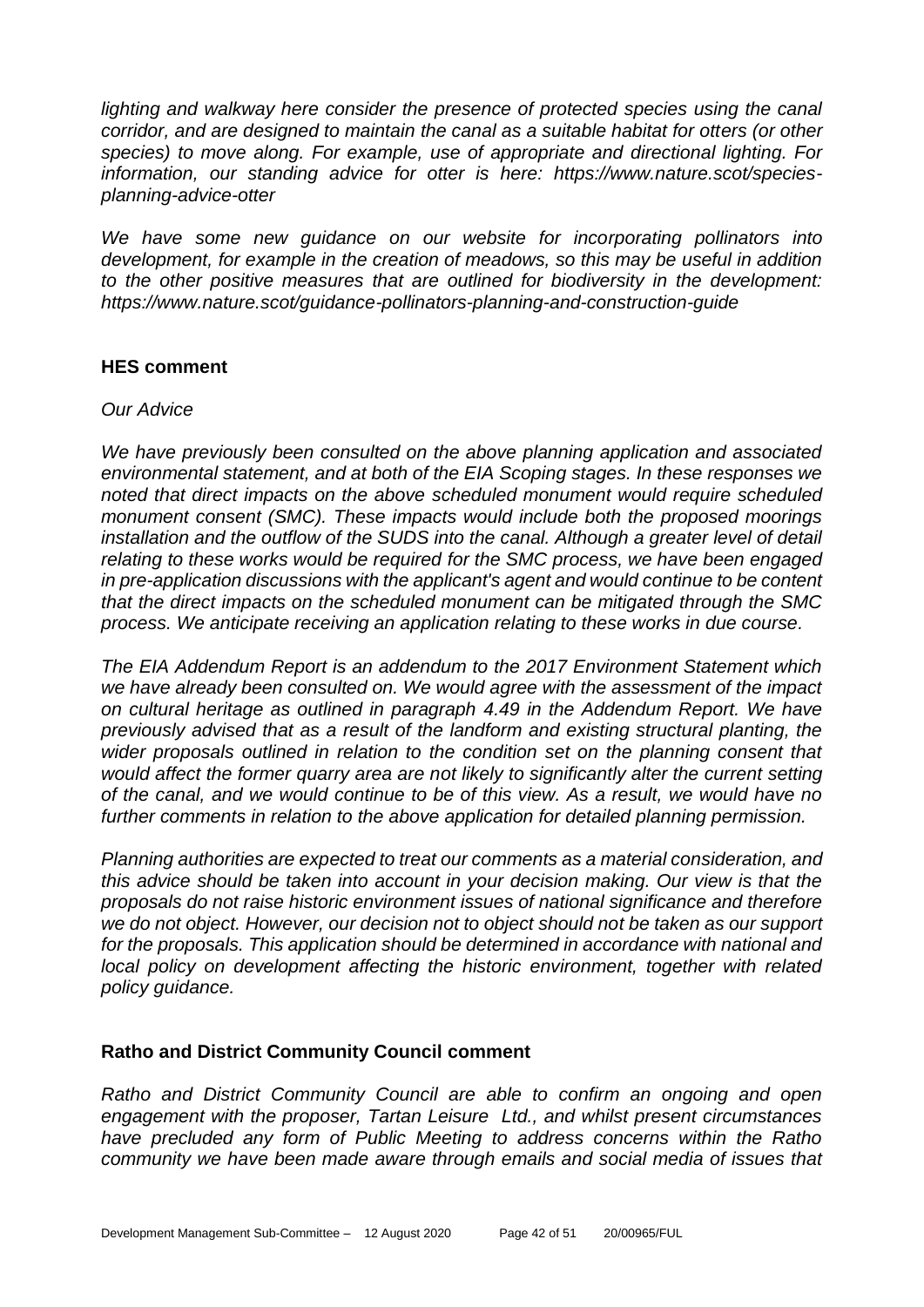*lighting and walkway here consider the presence of protected species using the canal corridor, and are designed to maintain the canal as a suitable habitat for otters (or other species) to move along. For example, use of appropriate and directional lighting. For information, our standing advice for otter is here: https://www.nature.scot/species-planning-advice-otter*

*We have some new guidance on our website for incorporating pollinators into development, for example in the creation of meadows, so this may be useful in addition to the other positive measures that are outlined for biodiversity in the development: https://www.nature.scot/guidance-pollinators-planning-and-construction-guide*

**HES comment**

*Our Advice*

*We have previously been consulted on the above planning application and associated environmental statement, and at both of the EIA Scoping stages. In these responses we noted that direct impacts on the above scheduled monument would require scheduled monument consent (SMC). These impacts would include both the proposed moorings installation and the outflow of the SUDS into the canal. Although a greater level of detail relating to these works would be required for the SMC process, we have been engaged in pre-application discussions with the applicant's agent and would continue to be content that the direct impacts on the scheduled monument can be mitigated through the SMC process. We anticipate receiving an application relating to these works in due course.*

*The EIA Addendum Report is an addendum to the 2017 Environment Statement which we have already been consulted on. We would agree with the assessment of the impact on cultural heritage as outlined in paragraph 4.49 in the Addendum Report. We have previously advised that as a result of the landform and existing structural planting, the wider proposals outlined in relation to the condition set on the planning consent that would affect the former quarry area are not likely to significantly alter the current setting of the canal, and we would continue to be of this view. As a result, we would have no further comments in relation to the above application for detailed planning permission.*

*Planning authorities are expected to treat our comments as a material consideration, and this advice should be taken into account in your decision making. Our view is that the proposals do not raise historic environment issues of national significance and therefore we do not object. However, our decision not to object should not be taken as our support for the proposals. This application should be determined in accordance with national and local policy on development affecting the historic environment, together with related policy guidance.*

**Ratho and District Community Council comment**

*Ratho and District Community Council are able to confirm an ongoing and open engagement with the proposer, Tartan Leisure Ltd., and whilst present circumstances have precluded any form of Public Meeting to address concerns within the Ratho community we have been made aware through emails and social media of issues that*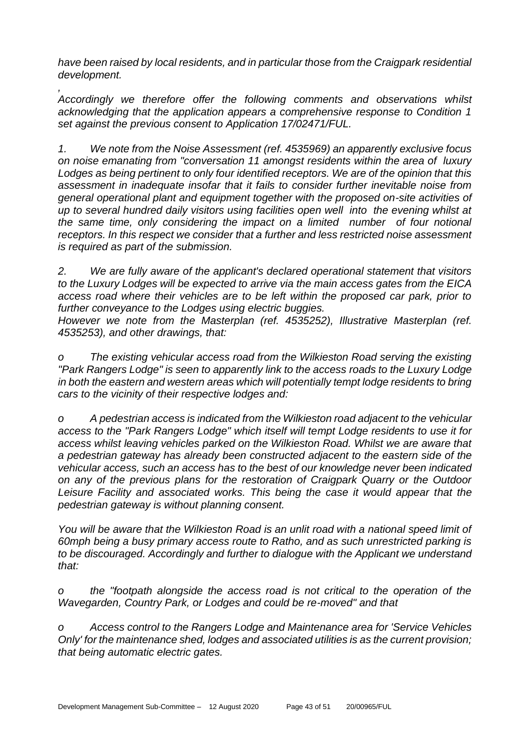*have been raised by local residents, and in particular those from the Craigpark residential development.*

*,*

*Accordingly we therefore offer the following comments and observations whilst acknowledging that the application appears a comprehensive response to Condition 1 set against the previous consent to Application 17/02471/FUL.*

*1. We note from the Noise Assessment (ref. 4535969) an apparently exclusive focus on noise emanating from "conversation 11 amongst residents within the area of luxury Lodges as being pertinent to only four identified receptors. We are of the opinion that this assessment in inadequate insofar that it fails to consider further inevitable noise from general operational plant and equipment together with the proposed on-site activities of up to several hundred daily visitors using facilities open well into the evening whilst at the same time, only considering the impact on a limited number of four notional receptors. In this respect we consider that a further and less restricted noise assessment is required as part of the submission.*

*2. We are fully aware of the applicant's declared operational statement that visitors to the Luxury Lodges will be expected to arrive via the main access gates from the EICA access road where their vehicles are to be left within the proposed car park, prior to further conveyance to the Lodges using electric buggies.*
*However we note from the Masterplan (ref. 4535252), Illustrative Masterplan (ref. 4535253), and other drawings, that:*

*o The existing vehicular access road from the Wilkieston Road serving the existing "Park Rangers Lodge" is seen to apparently link to the access roads to the Luxury Lodge in both the eastern and western areas which will potentially tempt lodge residents to bring cars to the vicinity of their respective lodges and:*

*o A pedestrian access is indicated from the Wilkieston road adjacent to the vehicular access to the "Park Rangers Lodge" which itself will tempt Lodge residents to use it for access whilst leaving vehicles parked on the Wilkieston Road. Whilst we are aware that a pedestrian gateway has already been constructed adjacent to the eastern side of the vehicular access, such an access has to the best of our knowledge never been indicated on any of the previous plans for the restoration of Craigpark Quarry or the Outdoor Leisure Facility and associated works. This being the case it would appear that the pedestrian gateway is without planning consent.*

*You will be aware that the Wilkieston Road is an unlit road with a national speed limit of 60mph being a busy primary access route to Ratho, and as such unrestricted parking is to be discouraged. Accordingly and further to dialogue with the Applicant we understand that:*

*o the "footpath alongside the access road is not critical to the operation of the Wavegarden, Country Park, or Lodges and could be re-moved" and that*

*o Access control to the Rangers Lodge and Maintenance area for 'Service Vehicles Only' for the maintenance shed, lodges and associated utilities is as the current provision; that being automatic electric gates.*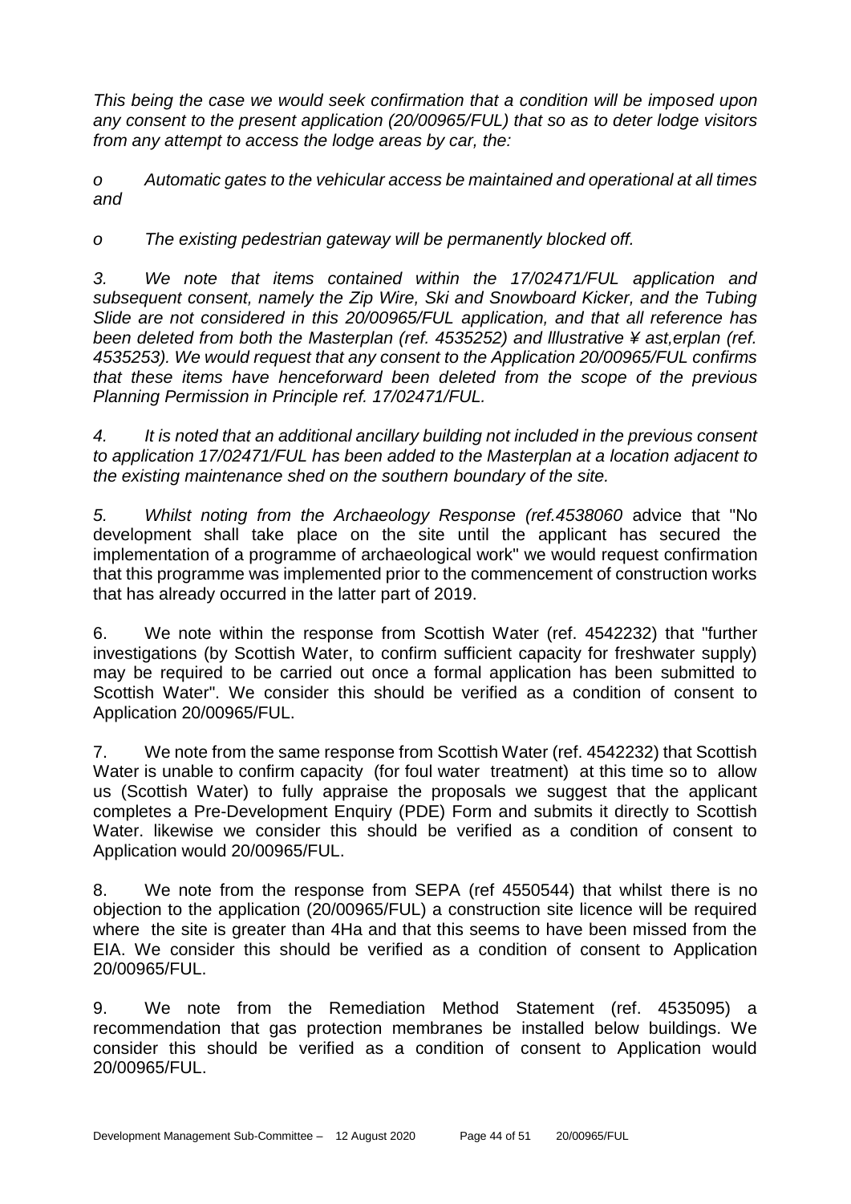*This being the case we would seek confirmation that a condition will be imposed upon any consent to the present application (20/00965/FUL) that so as to deter lodge visitors from any attempt to access the lodge areas by car, the:*

*o Automatic gates to the vehicular access be maintained and operational at all times and*

*o The existing pedestrian gateway will be permanently blocked off.*

*3. We note that items contained within the 17/02471/FUL application and subsequent consent, namely the Zip Wire, Ski and Snowboard Kicker, and the Tubing Slide are not considered in this 20/00965/FUL application, and that all reference has been deleted from both the Masterplan (ref. 4535252) and lllustrative ¥ ast,erplan (ref. 4535253). We would request that any consent to the Application 20/00965/FUL confirms that these items have henceforward been deleted from the scope of the previous Planning Permission in Principle ref. 17/02471/FUL.*

*4. It is noted that an additional ancillary building not included in the previous consent to application 17/02471/FUL has been added to the Masterplan at a location adjacent to the existing maintenance shed on the southern boundary of the site.*

*5. Whilst noting from the Archaeology Response (ref.4538060* advice that "No development shall take place on the site until the applicant has secured the implementation of a programme of archaeological work" we would request confirmation that this programme was implemented prior to the commencement of construction works that has already occurred in the latter part of 2019.

6. We note within the response from Scottish Water (ref. 4542232) that "further investigations (by Scottish Water, to confirm sufficient capacity for freshwater supply) may be required to be carried out once a formal application has been submitted to Scottish Water". We consider this should be verified as a condition of consent to Application 20/00965/FUL.

7. We note from the same response from Scottish Water (ref. 4542232) that Scottish Water is unable to confirm capacity (for foul water treatment) at this time so to allow us (Scottish Water) to fully appraise the proposals we suggest that the applicant completes a Pre-Development Enquiry (PDE) Form and submits it directly to Scottish Water. likewise we consider this should be verified as a condition of consent to Application would 20/00965/FUL.

8. We note from the response from SEPA (ref 4550544) that whilst there is no objection to the application (20/00965/FUL) a construction site licence will be required where the site is greater than 4Ha and that this seems to have been missed from the EIA. We consider this should be verified as a condition of consent to Application 20/00965/FUL.

9. We note from the Remediation Method Statement (ref. 4535095) a recommendation that gas protection membranes be installed below buildings. We consider this should be verified as a condition of consent to Application would 20/00965/FUL.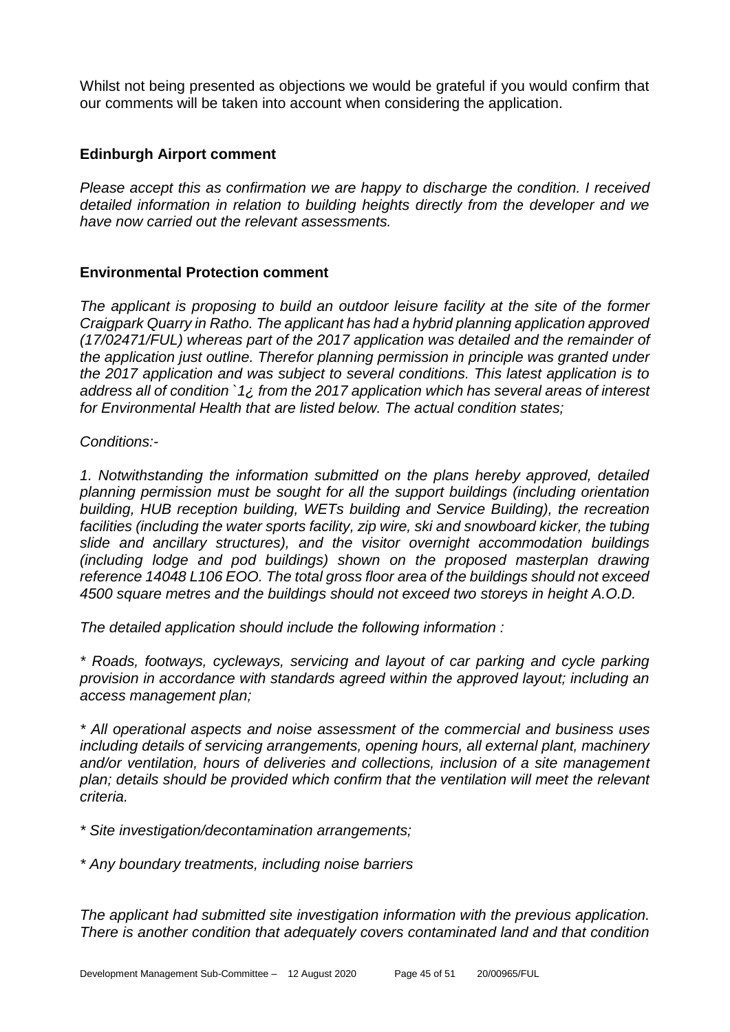Whilst not being presented as objections we would be grateful if you would confirm that our comments will be taken into account when considering the application.

**Edinburgh Airport comment**

*Please accept this as confirmation we are happy to discharge the condition. I received detailed information in relation to building heights directly from the developer and we have now carried out the relevant assessments.*

**Environmental Protection comment**

*The applicant is proposing to build an outdoor leisure facility at the site of the former Craigpark Quarry in Ratho. The applicant has had a hybrid planning application approved (17/02471/FUL) whereas part of the 2017 application was detailed and the remainder of the application just outline. Therefor planning permission in principle was granted under the 2017 application and was subject to several conditions. This latest application is to address all of condition `1¿ from the 2017 application which has several areas of interest for Environmental Health that are listed below. The actual condition states;*

*Conditions:-*

*1. Notwithstanding the information submitted on the plans hereby approved, detailed planning permission must be sought for all the support buildings (including orientation building, HUB reception building, WETs building and Service Building), the recreation facilities (including the water sports facility, zip wire, ski and snowboard kicker, the tubing slide and ancillary structures), and the visitor overnight accommodation buildings (including lodge and pod buildings) shown on the proposed masterplan drawing reference 14048 L106 EOO. The total gross floor area of the buildings should not exceed 4500 square metres and the buildings should not exceed two storeys in height A.O.D.*

*The detailed application should include the following information :*

*\* Roads, footways, cycleways, servicing and layout of car parking and cycle parking provision in accordance with standards agreed within the approved layout; including an access management plan;*

*\* All operational aspects and noise assessment of the commercial and business uses including details of servicing arrangements, opening hours, all external plant, machinery and/or ventilation, hours of deliveries and collections, inclusion of a site management plan; details should be provided which confirm that the ventilation will meet the relevant criteria.*

*\* Site investigation/decontamination arrangements;*

*\* Any boundary treatments, including noise barriers*

*The applicant had submitted site investigation information with the previous application. There is another condition that adequately covers contaminated land and that condition*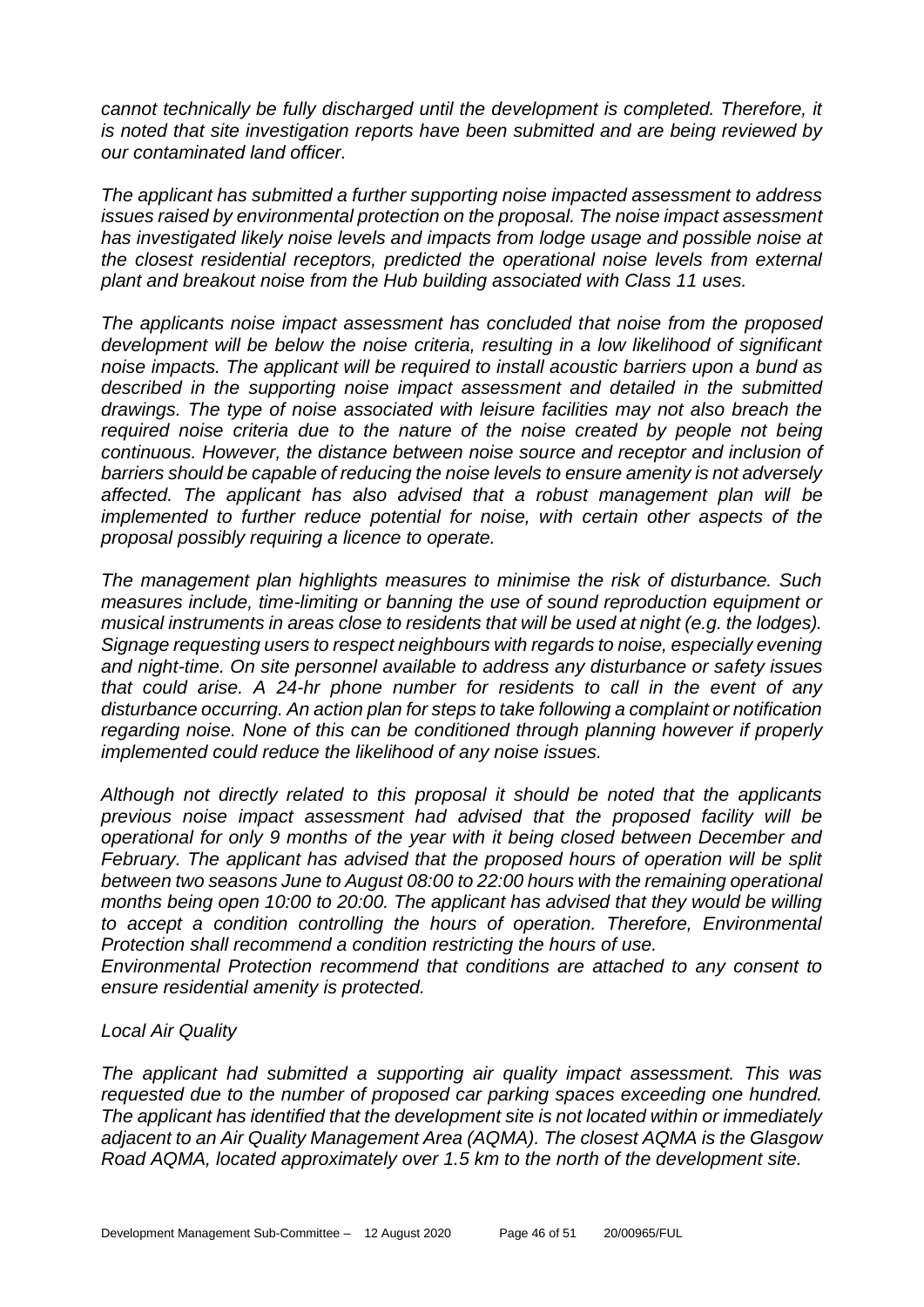*cannot technically be fully discharged until the development is completed. Therefore, it is noted that site investigation reports have been submitted and are being reviewed by our contaminated land officer.*

*The applicant has submitted a further supporting noise impacted assessment to address issues raised by environmental protection on the proposal. The noise impact assessment has investigated likely noise levels and impacts from lodge usage and possible noise at the closest residential receptors, predicted the operational noise levels from external plant and breakout noise from the Hub building associated with Class 11 uses.*

*The applicants noise impact assessment has concluded that noise from the proposed development will be below the noise criteria, resulting in a low likelihood of significant noise impacts. The applicant will be required to install acoustic barriers upon a bund as described in the supporting noise impact assessment and detailed in the submitted drawings. The type of noise associated with leisure facilities may not also breach the required noise criteria due to the nature of the noise created by people not being continuous. However, the distance between noise source and receptor and inclusion of barriers should be capable of reducing the noise levels to ensure amenity is not adversely affected. The applicant has also advised that a robust management plan will be implemented to further reduce potential for noise, with certain other aspects of the proposal possibly requiring a licence to operate.*

*The management plan highlights measures to minimise the risk of disturbance. Such measures include, time-limiting or banning the use of sound reproduction equipment or musical instruments in areas close to residents that will be used at night (e.g. the lodges). Signage requesting users to respect neighbours with regards to noise, especially evening and night-time. On site personnel available to address any disturbance or safety issues that could arise. A 24-hr phone number for residents to call in the event of any disturbance occurring. An action plan for steps to take following a complaint or notification regarding noise. None of this can be conditioned through planning however if properly implemented could reduce the likelihood of any noise issues.*

*Although not directly related to this proposal it should be noted that the applicants previous noise impact assessment had advised that the proposed facility will be operational for only 9 months of the year with it being closed between December and February. The applicant has advised that the proposed hours of operation will be split between two seasons June to August 08:00 to 22:00 hours with the remaining operational months being open 10:00 to 20:00. The applicant has advised that they would be willing to accept a condition controlling the hours of operation. Therefore, Environmental Protection shall recommend a condition restricting the hours of use.*

*Environmental Protection recommend that conditions are attached to any consent to ensure residential amenity is protected.*

*Local Air Quality*

*The applicant had submitted a supporting air quality impact assessment. This was requested due to the number of proposed car parking spaces exceeding one hundred. The applicant has identified that the development site is not located within or immediately adjacent to an Air Quality Management Area (AQMA). The closest AQMA is the Glasgow Road AQMA, located approximately over 1.5 km to the north of the development site.*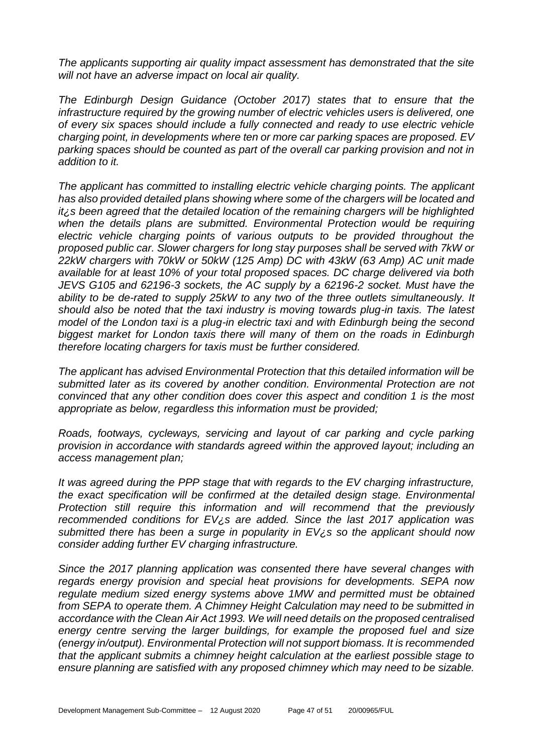*The applicants supporting air quality impact assessment has demonstrated that the site will not have an adverse impact on local air quality.*

*The Edinburgh Design Guidance (October 2017) states that to ensure that the infrastructure required by the growing number of electric vehicles users is delivered, one of every six spaces should include a fully connected and ready to use electric vehicle charging point, in developments where ten or more car parking spaces are proposed. EV parking spaces should be counted as part of the overall car parking provision and not in addition to it.*

*The applicant has committed to installing electric vehicle charging points. The applicant has also provided detailed plans showing where some of the chargers will be located and it¿s been agreed that the detailed location of the remaining chargers will be highlighted when the details plans are submitted. Environmental Protection would be requiring electric vehicle charging points of various outputs to be provided throughout the proposed public car. Slower chargers for long stay purposes shall be served with 7kW or 22kW chargers with 70kW or 50kW (125 Amp) DC with 43kW (63 Amp) AC unit made available for at least 10% of your total proposed spaces. DC charge delivered via both JEVS G105 and 62196-3 sockets, the AC supply by a 62196-2 socket. Must have the ability to be de-rated to supply 25kW to any two of the three outlets simultaneously. It should also be noted that the taxi industry is moving towards plug-in taxis. The latest model of the London taxi is a plug-in electric taxi and with Edinburgh being the second biggest market for London taxis there will many of them on the roads in Edinburgh therefore locating chargers for taxis must be further considered.*

*The applicant has advised Environmental Protection that this detailed information will be submitted later as its covered by another condition. Environmental Protection are not convinced that any other condition does cover this aspect and condition 1 is the most appropriate as below, regardless this information must be provided;*

*Roads, footways, cycleways, servicing and layout of car parking and cycle parking provision in accordance with standards agreed within the approved layout; including an access management plan;*

*It was agreed during the PPP stage that with regards to the EV charging infrastructure, the exact specification will be confirmed at the detailed design stage. Environmental Protection still require this information and will recommend that the previously recommended conditions for EV¿s are added. Since the last 2017 application was submitted there has been a surge in popularity in EV¿s so the applicant should now consider adding further EV charging infrastructure.*

*Since the 2017 planning application was consented there have several changes with regards energy provision and special heat provisions for developments. SEPA now regulate medium sized energy systems above 1MW and permitted must be obtained from SEPA to operate them. A Chimney Height Calculation may need to be submitted in accordance with the Clean Air Act 1993. We will need details on the proposed centralised energy centre serving the larger buildings, for example the proposed fuel and size (energy in/output). Environmental Protection will not support biomass. It is recommended that the applicant submits a chimney height calculation at the earliest possible stage to ensure planning are satisfied with any proposed chimney which may need to be sizable.*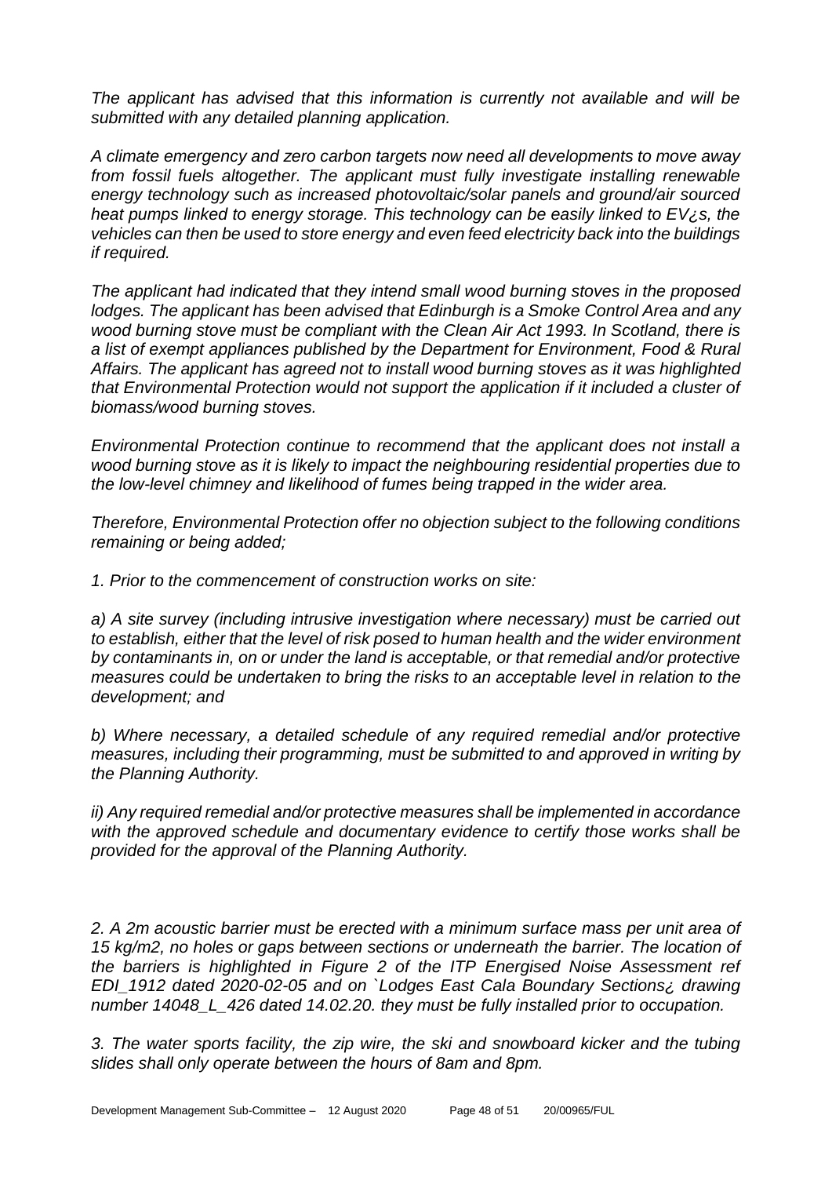*The applicant has advised that this information is currently not available and will be submitted with any detailed planning application.*

*A climate emergency and zero carbon targets now need all developments to move away from fossil fuels altogether. The applicant must fully investigate installing renewable energy technology such as increased photovoltaic/solar panels and ground/air sourced heat pumps linked to energy storage. This technology can be easily linked to EV¿s, the vehicles can then be used to store energy and even feed electricity back into the buildings if required.*

*The applicant had indicated that they intend small wood burning stoves in the proposed lodges. The applicant has been advised that Edinburgh is a Smoke Control Area and any wood burning stove must be compliant with the Clean Air Act 1993. In Scotland, there is a list of exempt appliances published by the Department for Environment, Food & Rural Affairs. The applicant has agreed not to install wood burning stoves as it was highlighted that Environmental Protection would not support the application if it included a cluster of biomass/wood burning stoves.*

*Environmental Protection continue to recommend that the applicant does not install a wood burning stove as it is likely to impact the neighbouring residential properties due to the low-level chimney and likelihood of fumes being trapped in the wider area.*

*Therefore, Environmental Protection offer no objection subject to the following conditions remaining or being added;*

*1. Prior to the commencement of construction works on site:*

*a) A site survey (including intrusive investigation where necessary) must be carried out to establish, either that the level of risk posed to human health and the wider environment by contaminants in, on or under the land is acceptable, or that remedial and/or protective measures could be undertaken to bring the risks to an acceptable level in relation to the development; and*

*b) Where necessary, a detailed schedule of any required remedial and/or protective measures, including their programming, must be submitted to and approved in writing by the Planning Authority.*

*ii) Any required remedial and/or protective measures shall be implemented in accordance with the approved schedule and documentary evidence to certify those works shall be provided for the approval of the Planning Authority.*

*2. A 2m acoustic barrier must be erected with a minimum surface mass per unit area of 15 kg/m2, no holes or gaps between sections or underneath the barrier. The location of the barriers is highlighted in Figure 2 of the ITP Energised Noise Assessment ref EDI_1912 dated 2020-02-05 and on `Lodges East Cala Boundary Sections¿ drawing number 14048_L_426 dated 14.02.20. they must be fully installed prior to occupation.*

*3. The water sports facility, the zip wire, the ski and snowboard kicker and the tubing slides shall only operate between the hours of 8am and 8pm.*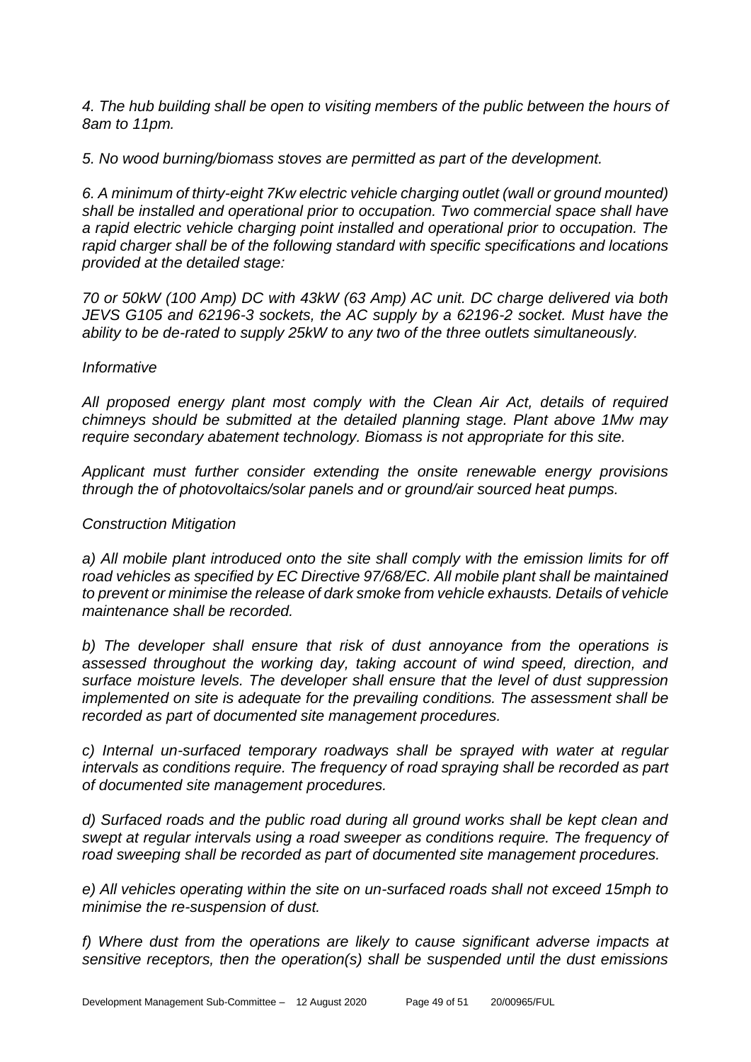*4. The hub building shall be open to visiting members of the public between the hours of 8am to 11pm.*

*5. No wood burning/biomass stoves are permitted as part of the development.*

*6. A minimum of thirty-eight 7Kw electric vehicle charging outlet (wall or ground mounted) shall be installed and operational prior to occupation. Two commercial space shall have a rapid electric vehicle charging point installed and operational prior to occupation. The rapid charger shall be of the following standard with specific specifications and locations provided at the detailed stage:*

*70 or 50kW (100 Amp) DC with 43kW (63 Amp) AC unit. DC charge delivered via both JEVS G105 and 62196-3 sockets, the AC supply by a 62196-2 socket. Must have the ability to be de-rated to supply 25kW to any two of the three outlets simultaneously.*

*Informative*

*All proposed energy plant most comply with the Clean Air Act, details of required chimneys should be submitted at the detailed planning stage. Plant above 1Mw may require secondary abatement technology. Biomass is not appropriate for this site.*

*Applicant must further consider extending the onsite renewable energy provisions through the of photovoltaics/solar panels and or ground/air sourced heat pumps.*

*Construction Mitigation*

*a) All mobile plant introduced onto the site shall comply with the emission limits for off road vehicles as specified by EC Directive 97/68/EC. All mobile plant shall be maintained to prevent or minimise the release of dark smoke from vehicle exhausts. Details of vehicle maintenance shall be recorded.*

*b) The developer shall ensure that risk of dust annoyance from the operations is assessed throughout the working day, taking account of wind speed, direction, and surface moisture levels. The developer shall ensure that the level of dust suppression implemented on site is adequate for the prevailing conditions. The assessment shall be recorded as part of documented site management procedures.*

*c) Internal un-surfaced temporary roadways shall be sprayed with water at regular intervals as conditions require. The frequency of road spraying shall be recorded as part of documented site management procedures.*

*d) Surfaced roads and the public road during all ground works shall be kept clean and swept at regular intervals using a road sweeper as conditions require. The frequency of road sweeping shall be recorded as part of documented site management procedures.*

*e) All vehicles operating within the site on un-surfaced roads shall not exceed 15mph to minimise the re-suspension of dust.*

*f) Where dust from the operations are likely to cause significant adverse impacts at sensitive receptors, then the operation(s) shall be suspended until the dust emissions*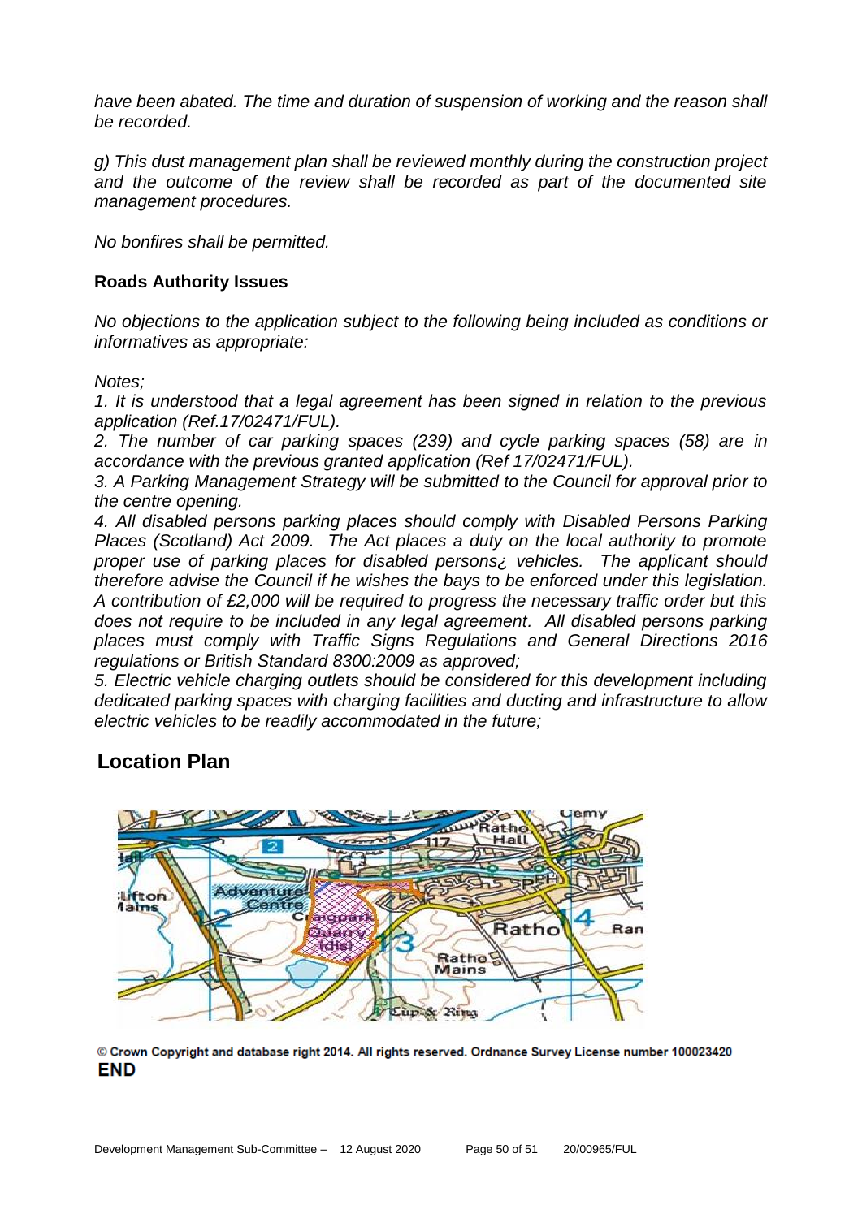*have been abated. The time and duration of suspension of working and the reason shall be recorded.*

*g) This dust management plan shall be reviewed monthly during the construction project and the outcome of the review shall be recorded as part of the documented site management procedures.*

*No bonfires shall be permitted.*

**Roads Authority Issues**

*No objections to the application subject to the following being included as conditions or informatives as appropriate:*

*Notes;*
*1. It is understood that a legal agreement has been signed in relation to the previous application (Ref.17/02471/FUL).*
*2. The number of car parking spaces (239) and cycle parking spaces (58) are in accordance with the previous granted application (Ref 17/02471/FUL).*
*3. A Parking Management Strategy will be submitted to the Council for approval prior to the centre opening.*
*4. All disabled persons parking places should comply with Disabled Persons Parking Places (Scotland) Act 2009. The Act places a duty on the local authority to promote proper use of parking places for disabled persons¿ vehicles. The applicant should therefore advise the Council if he wishes the bays to be enforced under this legislation. A contribution of £2,000 will be required to progress the necessary traffic order but this does not require to be included in any legal agreement. All disabled persons parking places must comply with Traffic Signs Regulations and General Directions 2016 regulations or British Standard 8300:2009 as approved;*
*5. Electric vehicle charging outlets should be considered for this development including dedicated parking spaces with charging facilities and ducting and infrastructure to allow electric vehicles to be readily accommodated in the future;*

## Location Plan

© Crown Copyright and database right 2014. All rights reserved. Ordnance Survey License number 100023420

**END**